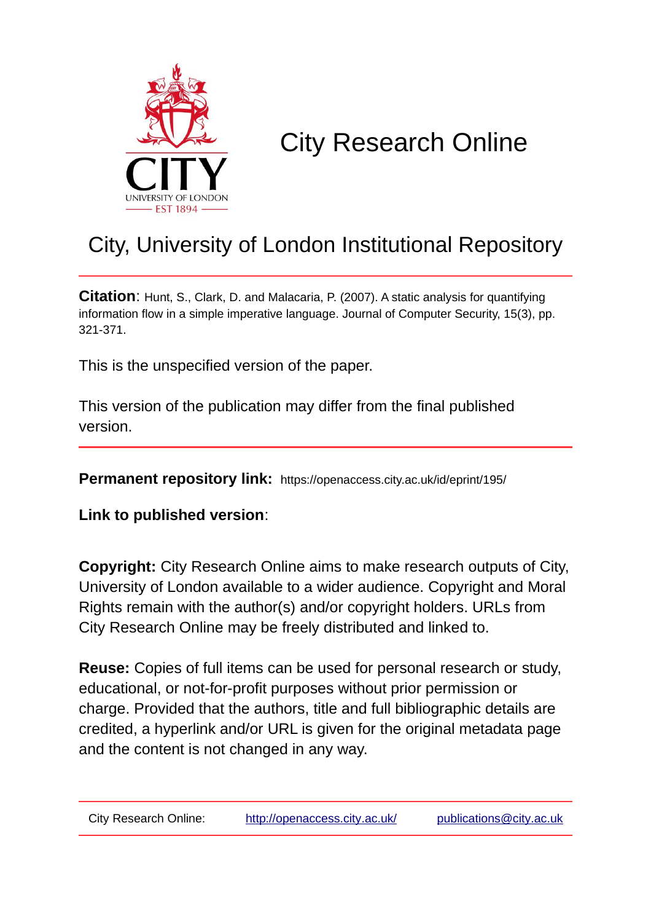# City Research Online

## City, University of London Institutional Repository

**Citation**: Hunt, S., Clark, D. and Malacaria, P. (2007). A static analysis for quantifying information flow in a simple imperative language. Journal of Computer Security, 15(3), pp. 321-371.

This is the unspecified version of the paper.

This version of the publication may differ from the final published version.

**Permanent repository link:** https://openaccess.city.ac.uk/id/eprint/195/

**Link to published version**:

**Copyright:** City Research Online aims to make research outputs of City, University of London available to a wider audience. Copyright and Moral Rights remain with the author(s) and/or copyright holders. URLs from City Research Online may be freely distributed and linked to.

**Reuse:** Copies of full items can be used for personal research or study, educational, or not-for-profit purposes without prior permission or charge. Provided that the authors, title and full bibliographic details are credited, a hyperlink and/or URL is given for the original metadata page and the content is not changed in any way.

City Research Online: http://openaccess.city.ac.uk/ publications@city.ac.uk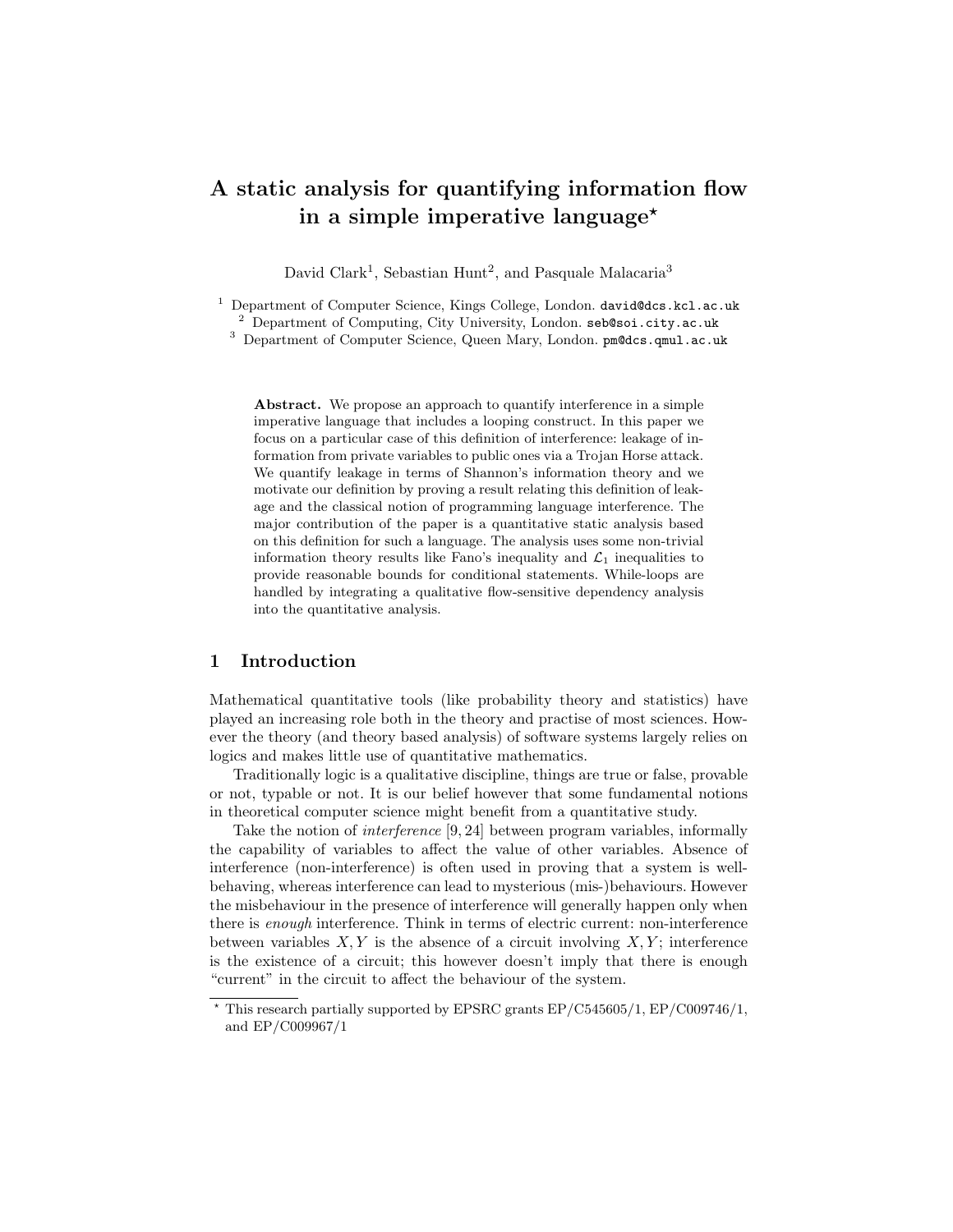# A static analysis for quantifying information flow in a simple imperative language*

David Clark[1], Sebastian Hunt[2], and Pasquale Malacaria[3]

[1] Department of Computer Science, Kings College, London. david@dcs.kcl.ac.uk
[2] Department of Computing, City University, London. seb@soi.city.ac.uk
[3] Department of Computer Science, Queen Mary, London. pm@dcs.qmul.ac.uk

**Abstract.** We propose an approach to quantify interference in a simple imperative language that includes a looping construct. In this paper we focus on a particular case of this definition of interference: leakage of information from private variables to public ones via a Trojan Horse attack. We quantify leakage in terms of Shannon's information theory and we motivate our definition by proving a result relating this definition of leakage and the classical notion of programming language interference. The major contribution of the paper is a quantitative static analysis based on this definition for such a language. The analysis uses some non-trivial information theory results like Fano's inequality and $\mathcal{L}_1$ inequalities to provide reasonable bounds for conditional statements. While-loops are handled by integrating a qualitative flow-sensitive dependency analysis into the quantitative analysis.

## 1 Introduction

Mathematical quantitative tools (like probability theory and statistics) have played an increasing role both in the theory and practise of most sciences. However the theory (and theory based analysis) of software systems largely relies on logics and makes little use of quantitative mathematics.

Traditionally logic is a qualitative discipline, things are true or false, provable or not, typable or not. It is our belief however that some fundamental notions in theoretical computer science might benefit from a quantitative study.

Take the notion of *interference* [9, 24] between program variables, informally the capability of variables to affect the value of other variables. Absence of interference (non-interference) is often used in proving that a system is well-behaving, whereas interference can lead to mysterious (mis-)behaviours. However the misbehaviour in the presence of interference will generally happen only when there is *enough* interference. Think in terms of electric current: non-interference between variables $X, Y$ is the absence of a circuit involving $X, Y$; interference is the existence of a circuit; this however doesn't imply that there is enough "current" in the circuit to affect the behaviour of the system.

* This research partially supported by EPSRC grants EP/C545605/1, EP/C009746/1, and EP/C009967/1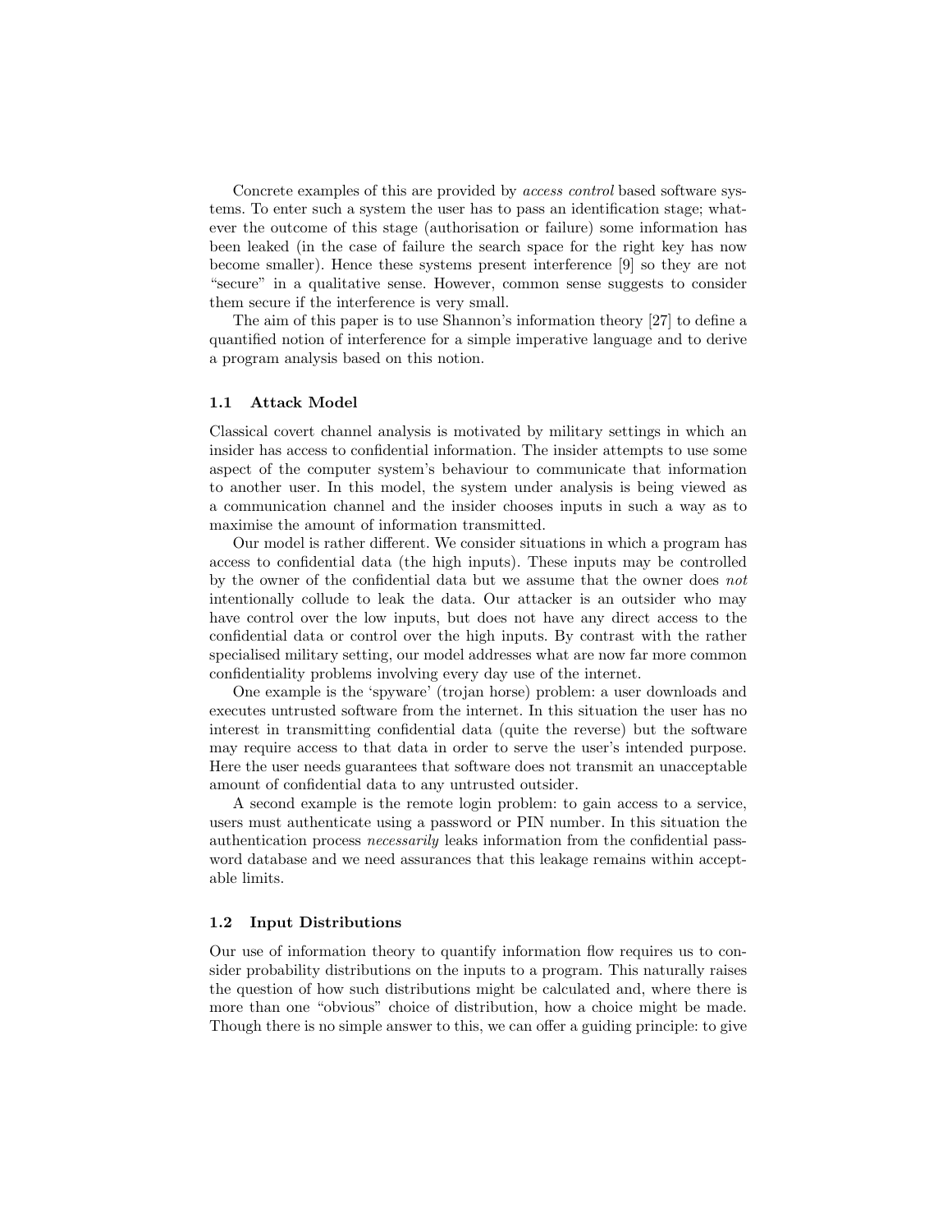Concrete examples of this are provided by *access control* based software systems. To enter such a system the user has to pass an identification stage; whatever the outcome of this stage (authorisation or failure) some information has been leaked (in the case of failure the search space for the right key has now become smaller). Hence these systems present interference [9] so they are not "secure" in a qualitative sense. However, common sense suggests to consider them secure if the interference is very small.

The aim of this paper is to use Shannon's information theory [27] to define a quantified notion of interference for a simple imperative language and to derive a program analysis based on this notion.

### 1.1 Attack Model

Classical covert channel analysis is motivated by military settings in which an insider has access to confidential information. The insider attempts to use some aspect of the computer system's behaviour to communicate that information to another user. In this model, the system under analysis is being viewed as a communication channel and the insider chooses inputs in such a way as to maximise the amount of information transmitted.

Our model is rather different. We consider situations in which a program has access to confidential data (the high inputs). These inputs may be controlled by the owner of the confidential data but we assume that the owner does *not* intentionally collude to leak the data. Our attacker is an outsider who may have control over the low inputs, but does not have any direct access to the confidential data or control over the high inputs. By contrast with the rather specialised military setting, our model addresses what are now far more common confidentiality problems involving every day use of the internet.

One example is the 'spyware' (trojan horse) problem: a user downloads and executes untrusted software from the internet. In this situation the user has no interest in transmitting confidential data (quite the reverse) but the software may require access to that data in order to serve the user's intended purpose. Here the user needs guarantees that software does not transmit an unacceptable amount of confidential data to any untrusted outsider.

A second example is the remote login problem: to gain access to a service, users must authenticate using a password or PIN number. In this situation the authentication process *necessarily* leaks information from the confidential password database and we need assurances that this leakage remains within acceptable limits.

### 1.2 Input Distributions

Our use of information theory to quantify information flow requires us to consider probability distributions on the inputs to a program. This naturally raises the question of how such distributions might be calculated and, where there is more than one "obvious" choice of distribution, how a choice might be made. Though there is no simple answer to this, we can offer a guiding principle: to give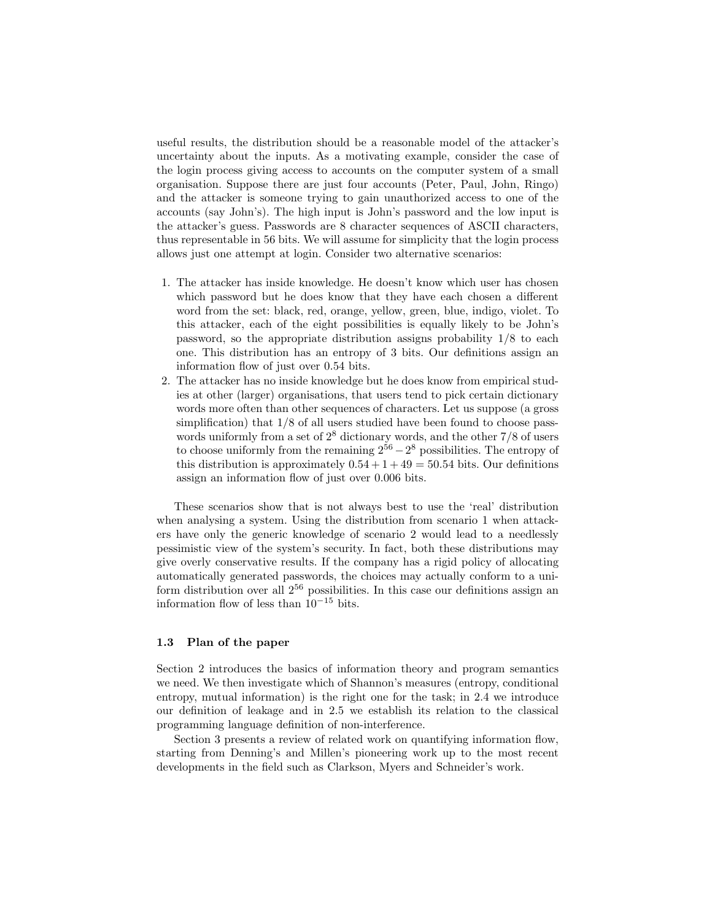useful results, the distribution should be a reasonable model of the attacker's uncertainty about the inputs. As a motivating example, consider the case of the login process giving access to accounts on the computer system of a small organisation. Suppose there are just four accounts (Peter, Paul, John, Ringo) and the attacker is someone trying to gain unauthorized access to one of the accounts (say John's). The high input is John's password and the low input is the attacker's guess. Passwords are 8 character sequences of ASCII characters, thus representable in 56 bits. We will assume for simplicity that the login process allows just one attempt at login. Consider two alternative scenarios:

1. The attacker has inside knowledge. He doesn't know which user has chosen which password but he does know that they have each chosen a different word from the set: black, red, orange, yellow, green, blue, indigo, violet. To this attacker, each of the eight possibilities is equally likely to be John's password, so the appropriate distribution assigns probability 1/8 to each one. This distribution has an entropy of 3 bits. Our definitions assign an information flow of just over 0.54 bits.
2. The attacker has no inside knowledge but he does know from empirical studies at other (larger) organisations, that users tend to pick certain dictionary words more often than other sequences of characters. Let us suppose (a gross simplification) that 1/8 of all users studied have been found to choose passwords uniformly from a set of $2^8$ dictionary words, and the other 7/8 of users to choose uniformly from the remaining $2^{56} - 2^8$ possibilities. The entropy of this distribution is approximately $0.54 + 1 + 49 = 50.54$ bits. Our definitions assign an information flow of just over 0.006 bits.

These scenarios show that is not always best to use the 'real' distribution when analysing a system. Using the distribution from scenario 1 when attackers have only the generic knowledge of scenario 2 would lead to a needlessly pessimistic view of the system's security. In fact, both these distributions may give overly conservative results. If the company has a rigid policy of allocating automatically generated passwords, the choices may actually conform to a uniform distribution over all $2^{56}$ possibilities. In this case our definitions assign an information flow of less than $10^{-15}$ bits.

### 1.3 Plan of the paper

Section 2 introduces the basics of information theory and program semantics we need. We then investigate which of Shannon's measures (entropy, conditional entropy, mutual information) is the right one for the task; in 2.4 we introduce our definition of leakage and in 2.5 we establish its relation to the classical programming language definition of non-interference.

Section 3 presents a review of related work on quantifying information flow, starting from Denning's and Millen's pioneering work up to the most recent developments in the field such as Clarkson, Myers and Schneider's work.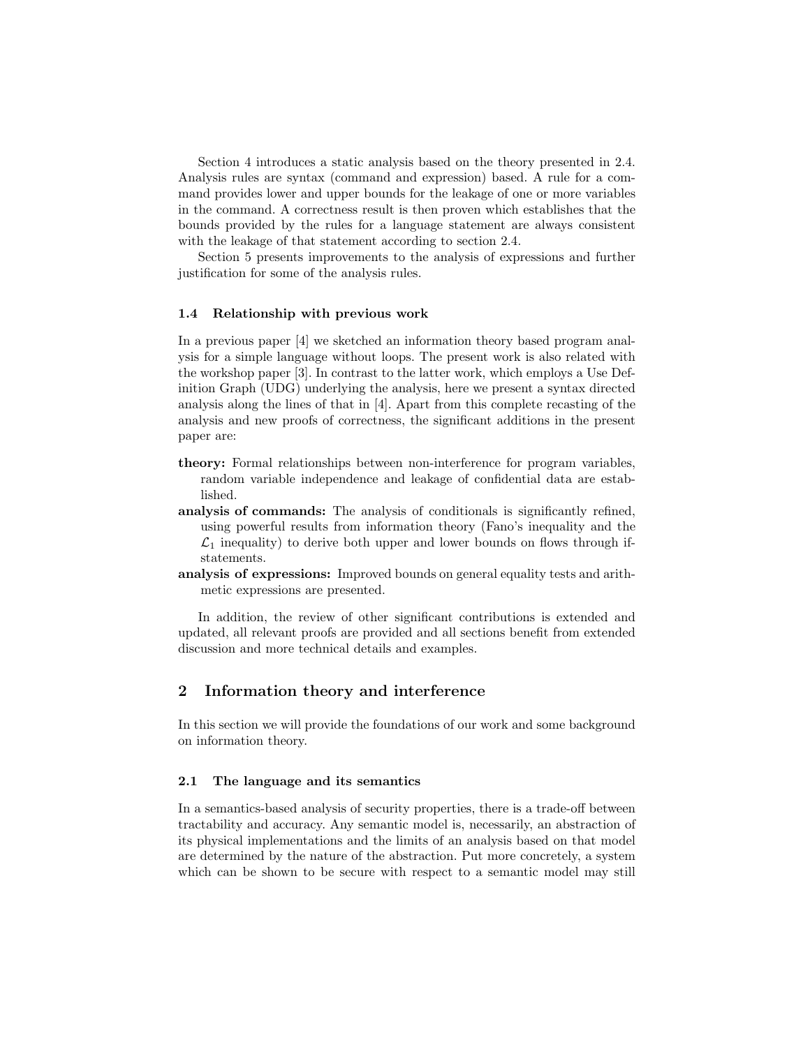Section 4 introduces a static analysis based on the theory presented in 2.4. Analysis rules are syntax (command and expression) based. A rule for a command provides lower and upper bounds for the leakage of one or more variables in the command. A correctness result is then proven which establishes that the bounds provided by the rules for a language statement are always consistent with the leakage of that statement according to section 2.4.

Section 5 presents improvements to the analysis of expressions and further justification for some of the analysis rules.

### 1.4 Relationship with previous work

In a previous paper [4] we sketched an information theory based program analysis for a simple language without loops. The present work is also related with the workshop paper [3]. In contrast to the latter work, which employs a Use Definition Graph (UDG) underlying the analysis, here we present a syntax directed analysis along the lines of that in [4]. Apart from this complete recasting of the analysis and new proofs of correctness, the significant additions in the present paper are:

- **theory:** Formal relationships between non-interference for program variables, random variable independence and leakage of confidential data are established.
- **analysis of commands:** The analysis of conditionals is significantly refined, using powerful results from information theory (Fano's inequality and the $\mathcal{L}_1$ inequality) to derive both upper and lower bounds on flows through if-statements.
- **analysis of expressions:** Improved bounds on general equality tests and arithmetic expressions are presented.

In addition, the review of other significant contributions is extended and updated, all relevant proofs are provided and all sections benefit from extended discussion and more technical details and examples.

## 2 Information theory and interference

In this section we will provide the foundations of our work and some background on information theory.

### 2.1 The language and its semantics

In a semantics-based analysis of security properties, there is a trade-off between tractability and accuracy. Any semantic model is, necessarily, an abstraction of its physical implementations and the limits of an analysis based on that model are determined by the nature of the abstraction. Put more concretely, a system which can be shown to be secure with respect to a semantic model may still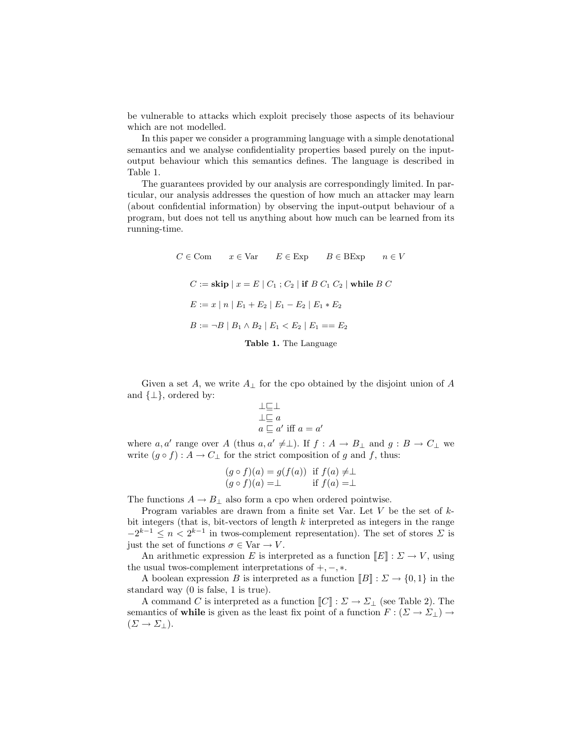be vulnerable to attacks which exploit precisely those aspects of its behaviour which are not modelled.

In this paper we consider a programming language with a simple denotational semantics and we analyse confidentiality properties based purely on the input-output behaviour which this semantics defines. The language is described in Table 1.

The guarantees provided by our analysis are correspondingly limited. In particular, our analysis addresses the question of how much an attacker may learn (about confidential information) by observing the input-output behaviour of a program, but does not tell us anything about how much can be learned from its running-time.

$$C \in \text{Com} \qquad x \in \text{Var} \qquad E \in \text{Exp} \qquad B \in \text{BExp} \qquad n \in V$$

$$C := \textbf{skip} \mid x = E \mid C_1 \,;\, C_2 \mid \textbf{if } B\ C_1\ C_2 \mid \textbf{while } B\ C$$

$$E := x \mid n \mid E_1 + E_2 \mid E_1 - E_2 \mid E_1 * E_2$$

$$B := \neg B \mid B_1 \wedge B_2 \mid E_1 < E_2 \mid E_1 == E_2$$

**Table 1.** The Language

Given a set $A$, we write $A_\bot$ for the cpo obtained by the disjoint union of $A$ and $\{\bot\}$, ordered by:

$$\begin{array}{l} \bot \sqsubseteq \bot \\ \bot \sqsubseteq a \\ a \sqsubseteq a' \text{ iff } a = a' \end{array}$$

where $a, a'$ range over $A$ (thus $a, a' \neq \bot$). If $f : A \to B_\bot$ and $g : B \to C_\bot$ we write $(g \circ f) : A \to C_\bot$ for the strict composition of $g$ and $f$, thus:

$$\begin{array}{ll} (g \circ f)(a) = g(f(a)) & \text{if } f(a) \neq \bot \\ (g \circ f)(a) = \bot & \text{if } f(a) = \bot \end{array}$$

The functions $A \to B_\bot$ also form a cpo when ordered pointwise.

Program variables are drawn from a finite set Var. Let $V$ be the set of $k$-bit integers (that is, bit-vectors of length $k$ interpreted as integers in the range $-2^{k-1} \leq n < 2^{k-1}$ in twos-complement representation). The set of stores $\Sigma$ is just the set of functions $\sigma \in \text{Var} \to V$.

An arithmetic expression $E$ is interpreted as a function $[\![E]\!] : \Sigma \to V$, using the usual twos-complement interpretations of $+, -, *$.

A boolean expression $B$ is interpreted as a function $[\![B]\!] : \Sigma \to \{0, 1\}$ in the standard way (0 is false, 1 is true).

A command $C$ is interpreted as a function $[\![C]\!] : \Sigma \to \Sigma_\bot$ (see Table 2). The semantics of **while** is given as the least fix point of a function $F : (\Sigma \to \Sigma_\bot) \to (\Sigma \to \Sigma_\bot)$.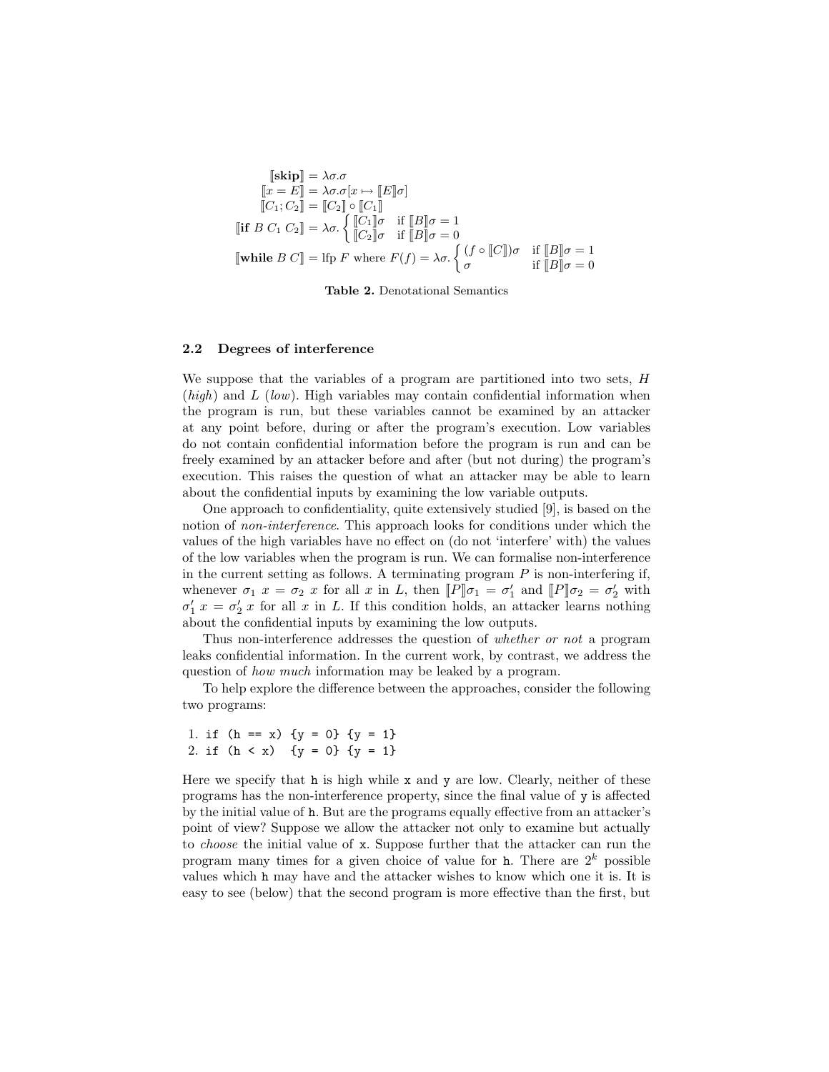$$
\begin{aligned}
[\![\mathbf{skip}]\!] &= \lambda\sigma.\sigma \\
[\![x = E]\!] &= \lambda\sigma.\sigma[x \mapsto [\![E]\!]\sigma] \\
[\![C_1; C_2]\!] &= [\![C_2]\!] \circ [\![C_1]\!] \\
[\![\mathbf{if}\ B\ C_1\ C_2]\!] &= \lambda\sigma. \begin{cases} [\![C_1]\!]\sigma & \text{if } [\![B]\!]\sigma = 1 \\ [\![C_2]\!]\sigma & \text{if } [\![B]\!]\sigma = 0 \end{cases} \\
[\![\mathbf{while}\ B\ C]\!] &= \text{lfp } F \text{ where } F(f) = \lambda\sigma. \begin{cases} (f \circ [\![C]\!])\sigma & \text{if } [\![B]\!]\sigma = 1 \\ \sigma & \text{if } [\![B]\!]\sigma = 0 \end{cases}
\end{aligned}
$$

**Table 2.** Denotational Semantics

### 2.2 Degrees of interference

We suppose that the variables of a program are partitioned into two sets, $H$ (*high*) and $L$ (*low*). High variables may contain confidential information when the program is run, but these variables cannot be examined by an attacker at any point before, during or after the program's execution. Low variables do not contain confidential information before the program is run and can be freely examined by an attacker before and after (but not during) the program's execution. This raises the question of what an attacker may be able to learn about the confidential inputs by examining the low variable outputs.

One approach to confidentiality, quite extensively studied [9], is based on the notion of *non-interference*. This approach looks for conditions under which the values of the high variables have no effect on (do not 'interfere' with) the values of the low variables when the program is run. We can formalise non-interference in the current setting as follows. A terminating program $P$ is non-interfering if, whenever $\sigma_1\ x = \sigma_2\ x$ for all $x$ in $L$, then $[\![P]\!]\sigma_1 = \sigma'_1$ and $[\![P]\!]\sigma_2 = \sigma'_2$ with $\sigma'_1\ x = \sigma'_2\ x$ for all $x$ in $L$. If this condition holds, an attacker learns nothing about the confidential inputs by examining the low outputs.

Thus non-interference addresses the question of *whether or not* a program leaks confidential information. In the current work, by contrast, we address the question of *how much* information may be leaked by a program.

To help explore the difference between the approaches, consider the following two programs:

```
1. if (h == x) {y = 0} {y = 1}
2. if (h < x)  {y = 0} {y = 1}
```

Here we specify that h is high while x and y are low. Clearly, neither of these programs has the non-interference property, since the final value of y is affected by the initial value of h. But are the programs equally effective from an attacker's point of view? Suppose we allow the attacker not only to examine but actually to *choose* the initial value of x. Suppose further that the attacker can run the program many times for a given choice of value for h. There are $2^k$ possible values which h may have and the attacker wishes to know which one it is. It is easy to see (below) that the second program is more effective than the first, but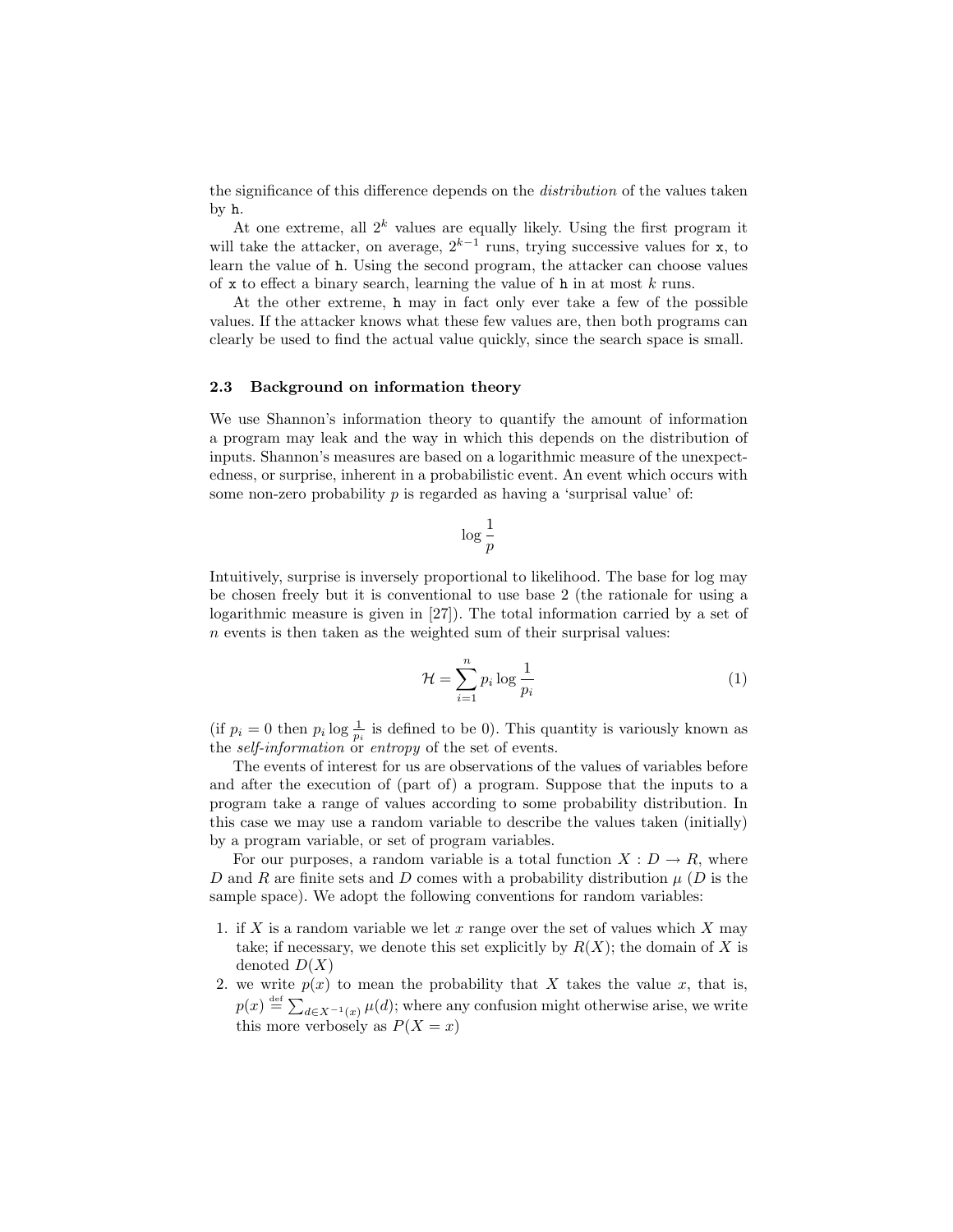the significance of this difference depends on the *distribution* of the values taken by `h`.

At one extreme, all $2^k$ values are equally likely. Using the first program it will take the attacker, on average, $2^{k-1}$ runs, trying successive values for `x`, to learn the value of `h`. Using the second program, the attacker can choose values of `x` to effect a binary search, learning the value of `h` in at most $k$ runs.

At the other extreme, `h` may in fact only ever take a few of the possible values. If the attacker knows what these few values are, then both programs can clearly be used to find the actual value quickly, since the search space is small.

### 2.3 Background on information theory

We use Shannon's information theory to quantify the amount of information a program may leak and the way in which this depends on the distribution of inputs. Shannon's measures are based on a logarithmic measure of the unexpectedness, or surprise, inherent in a probabilistic event. An event which occurs with some non-zero probability $p$ is regarded as having a 'surprisal value' of:

$$\log \frac{1}{p}$$

Intuitively, surprise is inversely proportional to likelihood. The base for log may be chosen freely but it is conventional to use base 2 (the rationale for using a logarithmic measure is given in [27]). The total information carried by a set of $n$ events is then taken as the weighted sum of their surprisal values:

$$\mathcal{H} = \sum_{i=1}^{n} p_i \log \frac{1}{p_i} \tag{1}$$

(if $p_i = 0$ then $p_i \log \frac{1}{p_i}$ is defined to be 0). This quantity is variously known as the *self-information* or *entropy* of the set of events.

The events of interest for us are observations of the values of variables before and after the execution of (part of) a program. Suppose that the inputs to a program take a range of values according to some probability distribution. In this case we may use a random variable to describe the values taken (initially) by a program variable, or set of program variables.

For our purposes, a random variable is a total function $X : D \to R$, where $D$ and $R$ are finite sets and $D$ comes with a probability distribution $\mu$ ($D$ is the sample space). We adopt the following conventions for random variables:

1. if $X$ is a random variable we let $x$ range over the set of values which $X$ may take; if necessary, we denote this set explicitly by $R(X)$; the domain of $X$ is denoted $D(X)$
2. we write $p(x)$ to mean the probability that $X$ takes the value $x$, that is, $p(x) \stackrel{\text{def}}{=} \sum_{d \in X^{-1}(x)} \mu(d)$; where any confusion might otherwise arise, we write this more verbosely as $P(X = x)$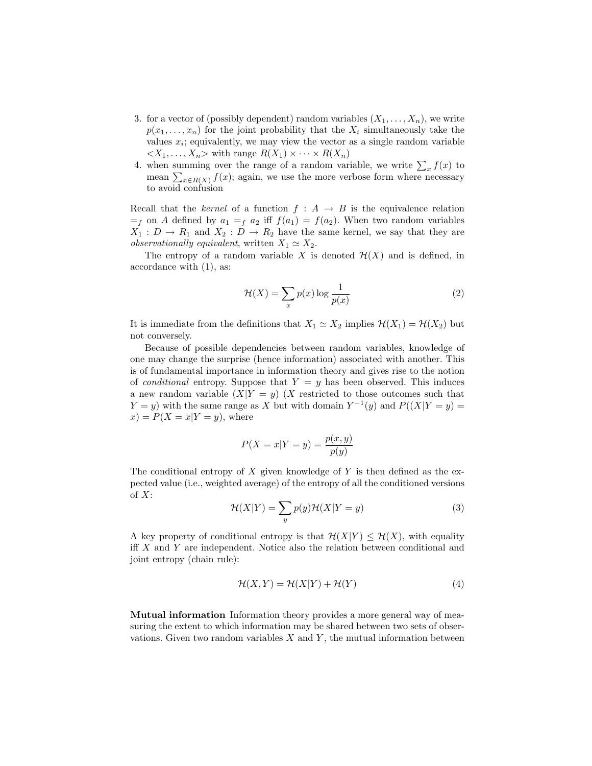3. for a vector of (possibly dependent) random variables $(X_1, \ldots, X_n)$, we write $p(x_1, \ldots, x_n)$ for the joint probability that the $X_i$ simultaneously take the values $x_i$; equivalently, we may view the vector as a single random variable $<X_1, \ldots, X_n>$ with range $R(X_1) \times \cdots \times R(X_n)$
4. when summing over the range of a random variable, we write $\sum_x f(x)$ to mean $\sum_{x \in R(X)} f(x)$; again, we use the more verbose form where necessary to avoid confusion

Recall that the *kernel* of a function $f : A \to B$ is the equivalence relation $=_f$ on $A$ defined by $a_1 =_f a_2$ iff $f(a_1) = f(a_2)$. When two random variables $X_1 : D \to R_1$ and $X_2 : D \to R_2$ have the same kernel, we say that they are *observationally equivalent*, written $X_1 \simeq X_2$.

The entropy of a random variable $X$ is denoted $\mathcal{H}(X)$ and is defined, in accordance with (1), as:

$$\mathcal{H}(X) = \sum_x p(x) \log \frac{1}{p(x)} \tag{2}$$

It is immediate from the definitions that $X_1 \simeq X_2$ implies $\mathcal{H}(X_1) = \mathcal{H}(X_2)$ but not conversely.

Because of possible dependencies between random variables, knowledge of one may change the surprise (hence information) associated with another. This is of fundamental importance in information theory and gives rise to the notion of *conditional* entropy. Suppose that $Y = y$ has been observed. This induces a new random variable $(X|Y = y)$ ($X$ restricted to those outcomes such that $Y = y$) with the same range as $X$ but with domain $Y^{-1}(y)$ and $P((X|Y = y) = x) = P(X = x|Y = y)$, where

$$P(X = x|Y = y) = \frac{p(x, y)}{p(y)}$$

The conditional entropy of $X$ given knowledge of $Y$ is then defined as the expected value (i.e., weighted average) of the entropy of all the conditioned versions of $X$:

$$\mathcal{H}(X|Y) = \sum_y p(y)\mathcal{H}(X|Y = y) \tag{3}$$

A key property of conditional entropy is that $\mathcal{H}(X|Y) \leq \mathcal{H}(X)$, with equality iff $X$ and $Y$ are independent. Notice also the relation between conditional and joint entropy (chain rule):

$$\mathcal{H}(X, Y) = \mathcal{H}(X|Y) + \mathcal{H}(Y) \tag{4}$$

**Mutual information** Information theory provides a more general way of measuring the extent to which information may be shared between two sets of observations. Given two random variables $X$ and $Y$, the mutual information between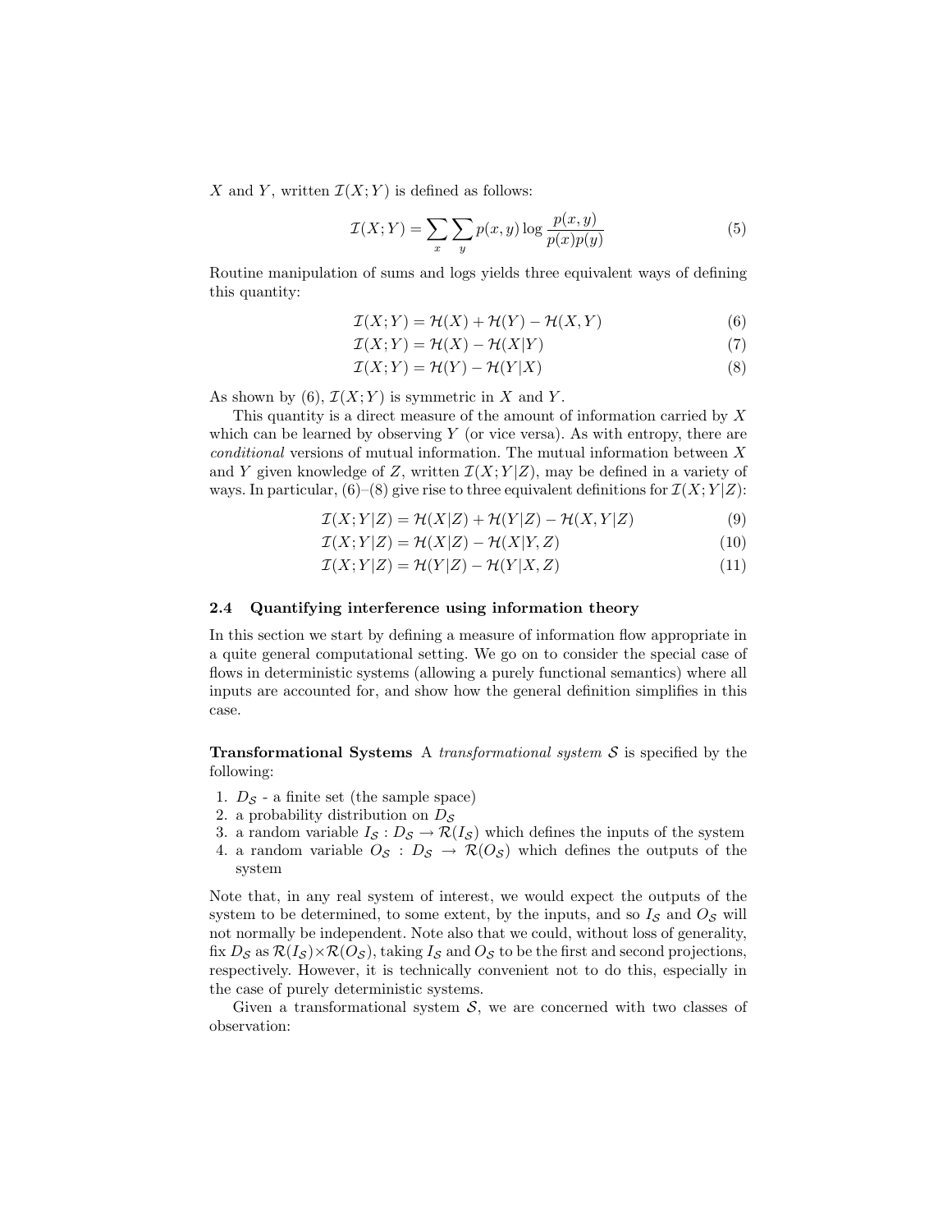$X$ and $Y$, written $\mathcal{I}(X;Y)$ is defined as follows:

$$\mathcal{I}(X;Y) = \sum_x \sum_y p(x,y) \log \frac{p(x,y)}{p(x)p(y)} \tag{5}$$

Routine manipulation of sums and logs yields three equivalent ways of defining this quantity:

$$\mathcal{I}(X;Y) = \mathcal{H}(X) + \mathcal{H}(Y) - \mathcal{H}(X,Y) \tag{6}$$

$$\mathcal{I}(X;Y) = \mathcal{H}(X) - \mathcal{H}(X|Y) \tag{7}$$

$$\mathcal{I}(X;Y) = \mathcal{H}(Y) - \mathcal{H}(Y|X) \tag{8}$$

As shown by (6), $\mathcal{I}(X;Y)$ is symmetric in $X$ and $Y$.

This quantity is a direct measure of the amount of information carried by $X$ which can be learned by observing $Y$ (or vice versa). As with entropy, there are *conditional* versions of mutual information. The mutual information between $X$ and $Y$ given knowledge of $Z$, written $\mathcal{I}(X;Y|Z)$, may be defined in a variety of ways. In particular, (6)–(8) give rise to three equivalent definitions for $\mathcal{I}(X;Y|Z)$:

$$\mathcal{I}(X;Y|Z) = \mathcal{H}(X|Z) + \mathcal{H}(Y|Z) - \mathcal{H}(X,Y|Z) \tag{9}$$

$$\mathcal{I}(X;Y|Z) = \mathcal{H}(X|Z) - \mathcal{H}(X|Y,Z) \tag{10}$$

$$\mathcal{I}(X;Y|Z) = \mathcal{H}(Y|Z) - \mathcal{H}(Y|X,Z) \tag{11}$$

### 2.4 Quantifying interference using information theory

In this section we start by defining a measure of information flow appropriate in a quite general computational setting. We go on to consider the special case of flows in deterministic systems (allowing a purely functional semantics) where all inputs are accounted for, and show how the general definition simplifies in this case.

**Transformational Systems** A *transformational system* $\mathcal{S}$ is specified by the following:

1. $D_\mathcal{S}$ - a finite set (the sample space)
2. a probability distribution on $D_\mathcal{S}$
3. a random variable $I_\mathcal{S} : D_\mathcal{S} \to \mathcal{R}(I_\mathcal{S})$ which defines the inputs of the system
4. a random variable $O_\mathcal{S} : D_\mathcal{S} \to \mathcal{R}(O_\mathcal{S})$ which defines the outputs of the system

Note that, in any real system of interest, we would expect the outputs of the system to be determined, to some extent, by the inputs, and so $I_\mathcal{S}$ and $O_\mathcal{S}$ will not normally be independent. Note also that we could, without loss of generality, fix $D_\mathcal{S}$ as $\mathcal{R}(I_\mathcal{S}) \times \mathcal{R}(O_\mathcal{S})$, taking $I_\mathcal{S}$ and $O_\mathcal{S}$ to be the first and second projections, respectively. However, it is technically convenient not to do this, especially in the case of purely deterministic systems.

Given a transformational system $\mathcal{S}$, we are concerned with two classes of observation: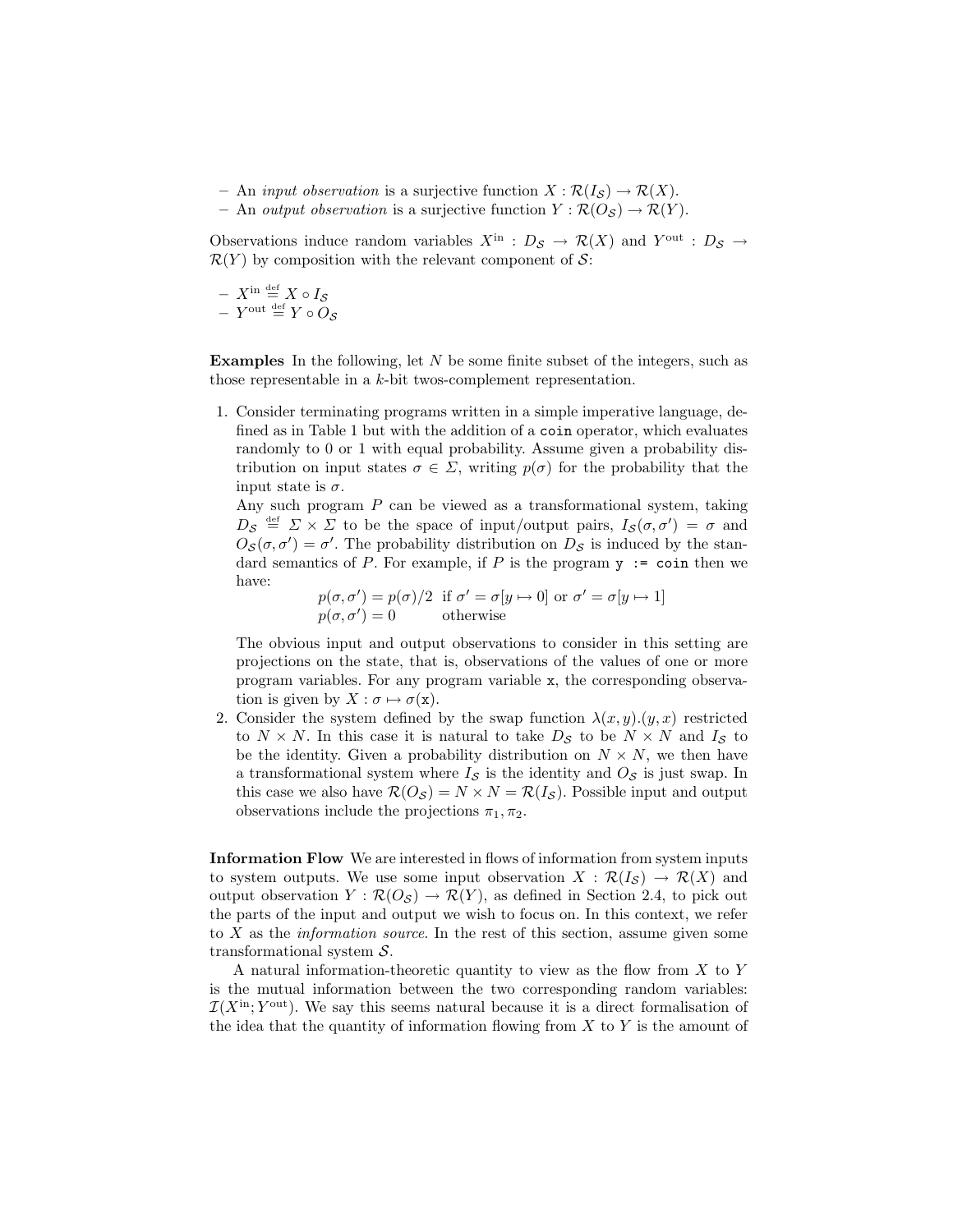- An *input observation* is a surjective function $X : \mathcal{R}(I_\mathcal{S}) \to \mathcal{R}(X)$.
- An *output observation* is a surjective function $Y : \mathcal{R}(O_\mathcal{S}) \to \mathcal{R}(Y)$.

Observations induce random variables $X^{\text{in}} : D_\mathcal{S} \to \mathcal{R}(X)$ and $Y^{\text{out}} : D_\mathcal{S} \to \mathcal{R}(Y)$ by composition with the relevant component of $\mathcal{S}$:

- $X^{\text{in}} \stackrel{\text{def}}{=} X \circ I_\mathcal{S}$
- $Y^{\text{out}} \stackrel{\text{def}}{=} Y \circ O_\mathcal{S}$

**Examples** In the following, let $N$ be some finite subset of the integers, such as those representable in a $k$-bit twos-complement representation.

1. Consider terminating programs written in a simple imperative language, defined as in Table 1 but with the addition of a `coin` operator, which evaluates randomly to 0 or 1 with equal probability. Assume given a probability distribution on input states $\sigma \in \Sigma$, writing $p(\sigma)$ for the probability that the input state is $\sigma$.
   Any such program $P$ can be viewed as a transformational system, taking $D_\mathcal{S} \stackrel{\text{def}}{=} \Sigma \times \Sigma$ to be the space of input/output pairs, $I_\mathcal{S}(\sigma, \sigma') = \sigma$ and $O_\mathcal{S}(\sigma, \sigma') = \sigma'$. The probability distribution on $D_\mathcal{S}$ is induced by the standard semantics of $P$. For example, if $P$ is the program `y := coin` then we have:
   $$\begin{array}{ll} p(\sigma, \sigma') = p(\sigma)/2 & \text{if } \sigma' = \sigma[y \mapsto 0] \text{ or } \sigma' = \sigma[y \mapsto 1] \\ p(\sigma, \sigma') = 0 & \text{otherwise} \end{array}$$
   The obvious input and output observations to consider in this setting are projections on the state, that is, observations of the values of one or more program variables. For any program variable `x`, the corresponding observation is given by $X : \sigma \mapsto \sigma(\mathtt{x})$.
2. Consider the system defined by the swap function $\lambda(x, y).(y, x)$ restricted to $N \times N$. In this case it is natural to take $D_\mathcal{S}$ to be $N \times N$ and $I_\mathcal{S}$ to be the identity. Given a probability distribution on $N \times N$, we then have a transformational system where $I_\mathcal{S}$ is the identity and $O_\mathcal{S}$ is just swap. In this case we also have $\mathcal{R}(O_\mathcal{S}) = N \times N = \mathcal{R}(I_\mathcal{S})$. Possible input and output observations include the projections $\pi_1, \pi_2$.

**Information Flow** We are interested in flows of information from system inputs to system outputs. We use some input observation $X : \mathcal{R}(I_\mathcal{S}) \to \mathcal{R}(X)$ and output observation $Y : \mathcal{R}(O_\mathcal{S}) \to \mathcal{R}(Y)$, as defined in Section 2.4, to pick out the parts of the input and output we wish to focus on. In this context, we refer to $X$ as the *information source*. In the rest of this section, assume given some transformational system $\mathcal{S}$.

A natural information-theoretic quantity to view as the flow from $X$ to $Y$ is the mutual information between the two corresponding random variables: $\mathcal{I}(X^{\text{in}}; Y^{\text{out}})$. We say this seems natural because it is a direct formalisation of the idea that the quantity of information flowing from $X$ to $Y$ is the amount of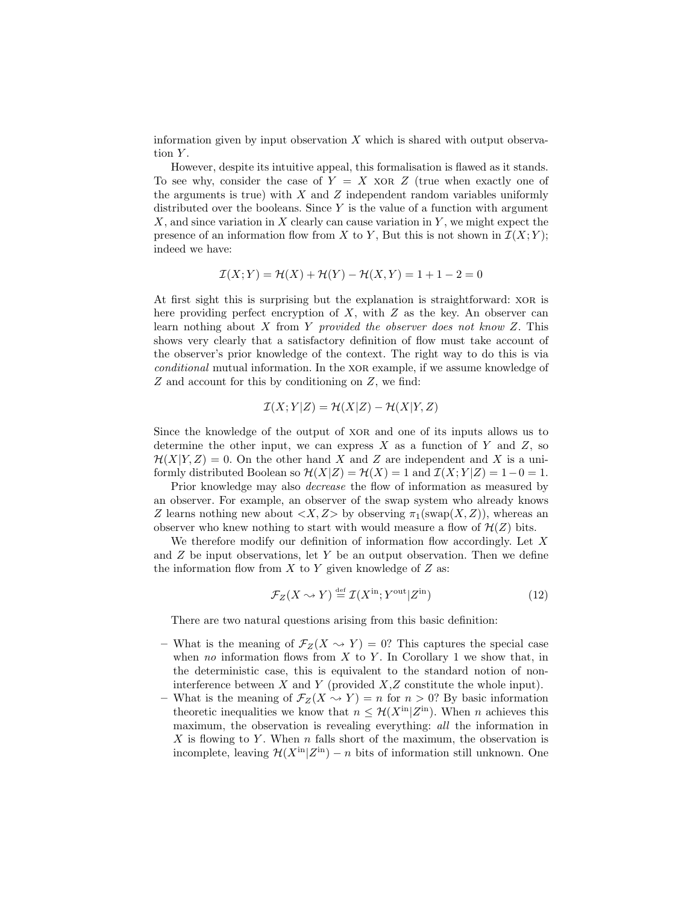information given by input observation $X$ which is shared with output observation $Y$.

However, despite its intuitive appeal, this formalisation is flawed as it stands. To see why, consider the case of $Y = X$ XOR $Z$ (true when exactly one of the arguments is true) with $X$ and $Z$ independent random variables uniformly distributed over the booleans. Since $Y$ is the value of a function with argument $X$, and since variation in $X$ clearly can cause variation in $Y$, we might expect the presence of an information flow from $X$ to $Y$, But this is not shown in $\mathcal{I}(X;Y)$; indeed we have:

$$\mathcal{I}(X;Y) = \mathcal{H}(X) + \mathcal{H}(Y) - \mathcal{H}(X,Y) = 1 + 1 - 2 = 0$$

At first sight this is surprising but the explanation is straightforward: XOR is here providing perfect encryption of $X$, with $Z$ as the key. An observer can learn nothing about $X$ from $Y$ *provided the observer does not know* $Z$. This shows very clearly that a satisfactory definition of flow must take account of the observer's prior knowledge of the context. The right way to do this is via *conditional* mutual information. In the XOR example, if we assume knowledge of $Z$ and account for this by conditioning on $Z$, we find:

$$\mathcal{I}(X;Y|Z) = \mathcal{H}(X|Z) - \mathcal{H}(X|Y,Z)$$

Since the knowledge of the output of XOR and one of its inputs allows us to determine the other input, we can express $X$ as a function of $Y$ and $Z$, so $\mathcal{H}(X|Y,Z) = 0$. On the other hand $X$ and $Z$ are independent and $X$ is a uniformly distributed Boolean so $\mathcal{H}(X|Z) = \mathcal{H}(X) = 1$ and $\mathcal{I}(X;Y|Z) = 1 - 0 = 1$.

Prior knowledge may also *decrease* the flow of information as measured by an observer. For example, an observer of the swap system who already knows $Z$ learns nothing new about $<X,Z>$ by observing $\pi_1(\text{swap}(X,Z))$, whereas an observer who knew nothing to start with would measure a flow of $\mathcal{H}(Z)$ bits.

We therefore modify our definition of information flow accordingly. Let $X$ and $Z$ be input observations, let $Y$ be an output observation. Then we define the information flow from $X$ to $Y$ given knowledge of $Z$ as:

$$\mathcal{F}_Z(X \leadsto Y) \stackrel{\text{def}}{=} \mathcal{I}(X^{\text{in}}; Y^{\text{out}}|Z^{\text{in}}) \tag{12}$$

There are two natural questions arising from this basic definition:

- What is the meaning of $\mathcal{F}_Z(X \leadsto Y) = 0$? This captures the special case when *no* information flows from $X$ to $Y$. In Corollary 1 we show that, in the deterministic case, this is equivalent to the standard notion of non-interference between $X$ and $Y$ (provided $X$,$Z$ constitute the whole input).
- What is the meaning of $\mathcal{F}_Z(X \leadsto Y) = n$ for $n > 0$? By basic information theoretic inequalities we know that $n \leq \mathcal{H}(X^{\text{in}}|Z^{\text{in}})$. When $n$ achieves this maximum, the observation is revealing everything: *all* the information in $X$ is flowing to $Y$. When $n$ falls short of the maximum, the observation is incomplete, leaving $\mathcal{H}(X^{\text{in}}|Z^{\text{in}}) - n$ bits of information still unknown. One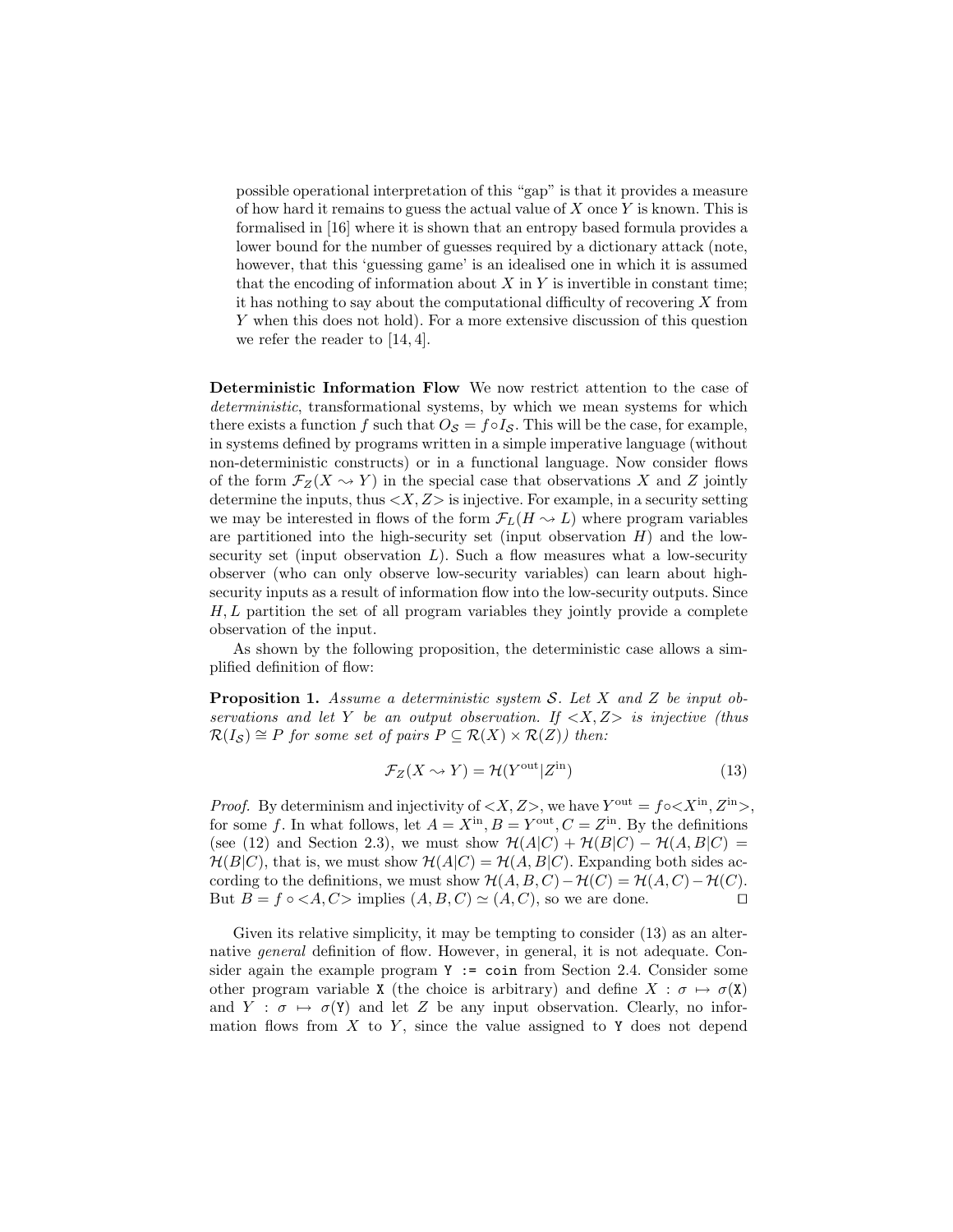possible operational interpretation of this "gap" is that it provides a measure of how hard it remains to guess the actual value of $X$ once $Y$ is known. This is formalised in [16] where it is shown that an entropy based formula provides a lower bound for the number of guesses required by a dictionary attack (note, however, that this 'guessing game' is an idealised one in which it is assumed that the encoding of information about $X$ in $Y$ is invertible in constant time; it has nothing to say about the computational difficulty of recovering $X$ from $Y$ when this does not hold). For a more extensive discussion of this question we refer the reader to [14, 4].

**Deterministic Information Flow** We now restrict attention to the case of *deterministic*, transformational systems, by which we mean systems for which there exists a function $f$ such that $O_{\mathcal{S}} = f \circ I_{\mathcal{S}}$. This will be the case, for example, in systems defined by programs written in a simple imperative language (without non-deterministic constructs) or in a functional language. Now consider flows of the form $\mathcal{F}_Z(X \rightsquigarrow Y)$ in the special case that observations $X$ and $Z$ jointly determine the inputs, thus $<X, Z>$ is injective. For example, in a security setting we may be interested in flows of the form $\mathcal{F}_L(H \rightsquigarrow L)$ where program variables are partitioned into the high-security set (input observation $H$) and the low-security set (input observation $L$). Such a flow measures what a low-security observer (who can only observe low-security variables) can learn about high-security inputs as a result of information flow into the low-security outputs. Since $H, L$ partition the set of all program variables they jointly provide a complete observation of the input.

As shown by the following proposition, the deterministic case allows a simplified definition of flow:

**Proposition 1.** *Assume a deterministic system $\mathcal{S}$. Let $X$ and $Z$ be input observations and let $Y$ be an output observation. If $<X, Z>$ is injective (thus $\mathcal{R}(I_{\mathcal{S}}) \cong P$ for some set of pairs $P \subseteq \mathcal{R}(X) \times \mathcal{R}(Z)$) then:*

$$\mathcal{F}_Z(X \rightsquigarrow Y) = \mathcal{H}(Y^{\text{out}} | Z^{\text{in}}) \tag{13}$$

*Proof.* By determinism and injectivity of $<X, Z>$, we have $Y^{\text{out}} = f \circ <X^{\text{in}}, Z^{\text{in}}>$, for some $f$. In what follows, let $A = X^{\text{in}}, B = Y^{\text{out}}, C = Z^{\text{in}}$. By the definitions (see (12) and Section 2.3), we must show $\mathcal{H}(A|C) + \mathcal{H}(B|C) - \mathcal{H}(A, B|C) = \mathcal{H}(B|C)$, that is, we must show $\mathcal{H}(A|C) = \mathcal{H}(A, B|C)$. Expanding both sides according to the definitions, we must show $\mathcal{H}(A, B, C) - \mathcal{H}(C) = \mathcal{H}(A, C) - \mathcal{H}(C)$. But $B = f \circ <A, C>$ implies $(A, B, C) \simeq (A, C)$, so we are done. $\square$

Given its relative simplicity, it may be tempting to consider (13) as an alternative *general* definition of flow. However, in general, it is not adequate. Consider again the example program `Y := coin` from Section 2.4. Consider some other program variable `X` (the choice is arbitrary) and define $X : \sigma \mapsto \sigma(\texttt{X})$ and $Y : \sigma \mapsto \sigma(\texttt{Y})$ and let $Z$ be any input observation. Clearly, no information flows from $X$ to $Y$, since the value assigned to `Y` does not depend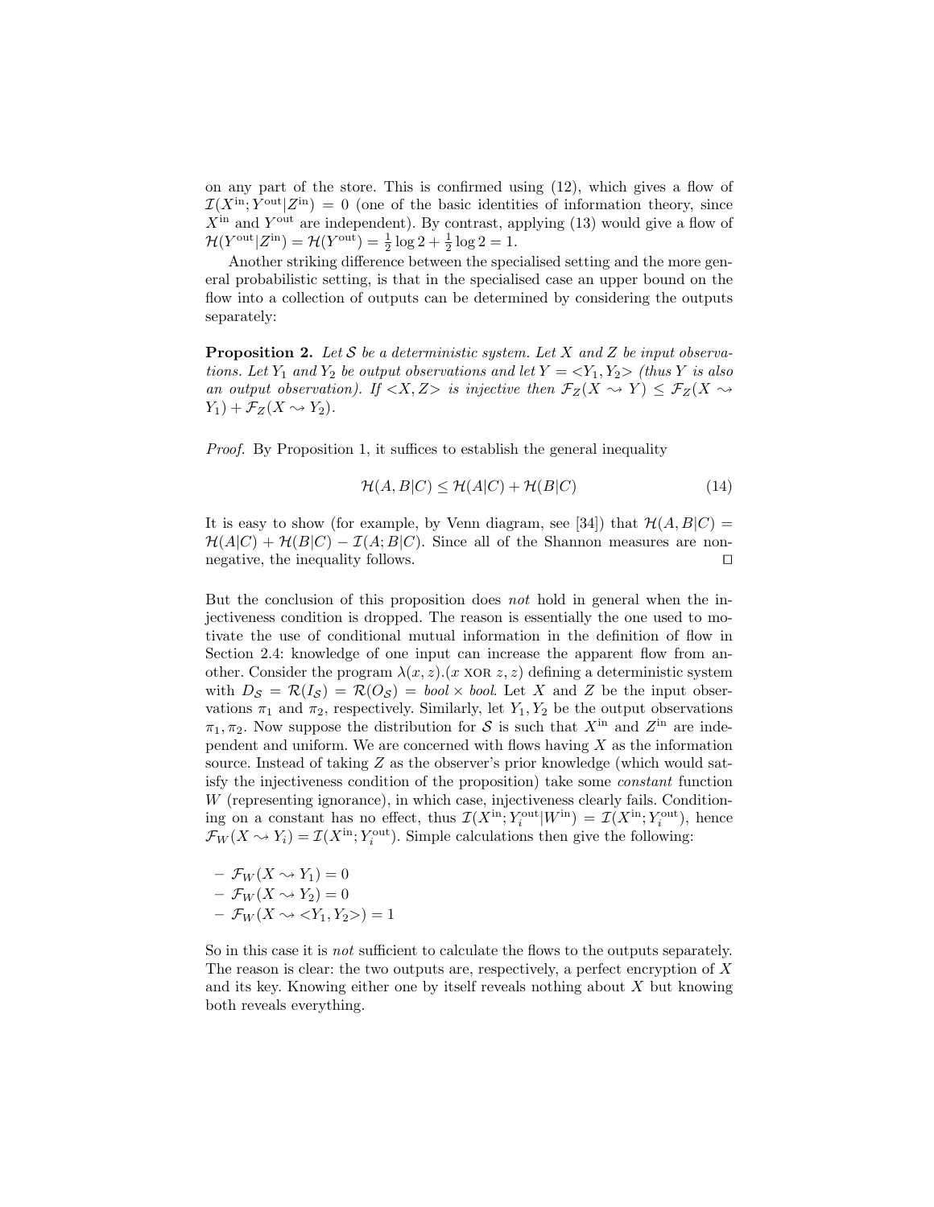on any part of the store. This is confirmed using (12), which gives a flow of $\mathcal{I}(X^{\text{in}}; Y^{\text{out}}|Z^{\text{in}}) = 0$ (one of the basic identities of information theory, since $X^{\text{in}}$ and $Y^{\text{out}}$ are independent). By contrast, applying (13) would give a flow of $\mathcal{H}(Y^{\text{out}}|Z^{\text{in}}) = \mathcal{H}(Y^{\text{out}}) = \frac{1}{2}\log 2 + \frac{1}{2}\log 2 = 1$.

Another striking difference between the specialised setting and the more general probabilistic setting, is that in the specialised case an upper bound on the flow into a collection of outputs can be determined by considering the outputs separately:

**Proposition 2.** *Let $\mathcal{S}$ be a deterministic system. Let $X$ and $Z$ be input observations. Let $Y_1$ and $Y_2$ be output observations and let $Y = <Y_1, Y_2>$ (thus $Y$ is also an output observation). If $<X, Z>$ is injective then $\mathcal{F}_Z(X \leadsto Y) \leq \mathcal{F}_Z(X \leadsto Y_1) + \mathcal{F}_Z(X \leadsto Y_2)$.*

*Proof.* By Proposition 1, it suffices to establish the general inequality

$$\mathcal{H}(A, B|C) \leq \mathcal{H}(A|C) + \mathcal{H}(B|C) \tag{14}$$

It is easy to show (for example, by Venn diagram, see [34]) that $\mathcal{H}(A, B|C) = \mathcal{H}(A|C) + \mathcal{H}(B|C) - \mathcal{I}(A; B|C)$. Since all of the Shannon measures are non-negative, the inequality follows. □

But the conclusion of this proposition does *not* hold in general when the injectiveness condition is dropped. The reason is essentially the one used to motivate the use of conditional mutual information in the definition of flow in Section 2.4: knowledge of one input can increase the apparent flow from another. Consider the program $\lambda(x, z).(x \text{ XOR } z, z)$ defining a deterministic system with $D_{\mathcal{S}} = \mathcal{R}(I_{\mathcal{S}}) = \mathcal{R}(O_{\mathcal{S}}) = \textit{bool} \times \textit{bool}$. Let $X$ and $Z$ be the input observations $\pi_1$ and $\pi_2$, respectively. Similarly, let $Y_1, Y_2$ be the output observations $\pi_1, \pi_2$. Now suppose the distribution for $\mathcal{S}$ is such that $X^{\text{in}}$ and $Z^{\text{in}}$ are independent and uniform. We are concerned with flows having $X$ as the information source. Instead of taking $Z$ as the observer's prior knowledge (which would satisfy the injectiveness condition of the proposition) take some *constant* function $W$ (representing ignorance), in which case, injectiveness clearly fails. Conditioning on a constant has no effect, thus $\mathcal{I}(X^{\text{in}}; Y_i^{\text{out}}|W^{\text{in}}) = \mathcal{I}(X^{\text{in}}; Y_i^{\text{out}})$, hence $\mathcal{F}_W(X \leadsto Y_i) = \mathcal{I}(X^{\text{in}}; Y_i^{\text{out}})$. Simple calculations then give the following:

- $\mathcal{F}_W(X \leadsto Y_1) = 0$
- $\mathcal{F}_W(X \leadsto Y_2) = 0$
- $\mathcal{F}_W(X \leadsto <Y_1, Y_2>) = 1$

So in this case it is *not* sufficient to calculate the flows to the outputs separately. The reason is clear: the two outputs are, respectively, a perfect encryption of $X$ and its key. Knowing either one by itself reveals nothing about $X$ but knowing both reveals everything.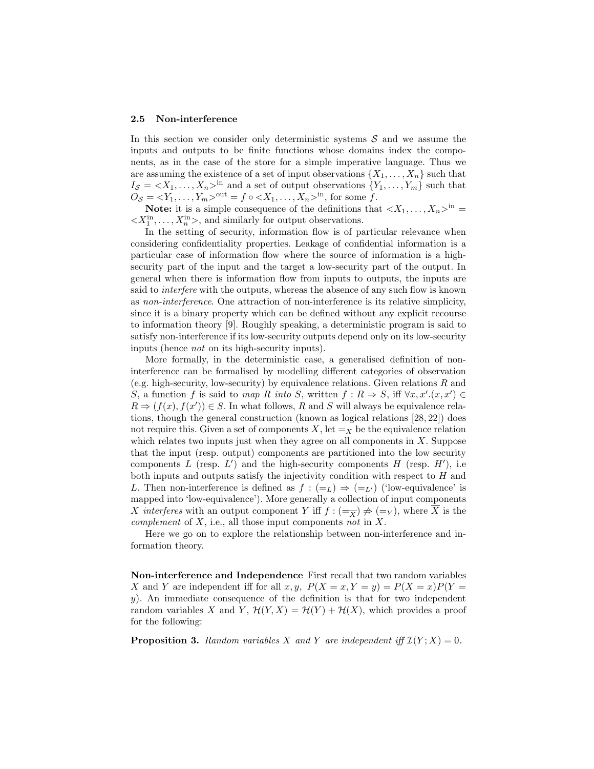### 2.5 Non-interference

In this section we consider only deterministic systems $\mathcal{S}$ and we assume the inputs and outputs to be finite functions whose domains index the components, as in the case of the store for a simple imperative language. Thus we are assuming the existence of a set of input observations $\{X_1, \ldots, X_n\}$ such that $I_\mathcal{S} = \langle X_1, \ldots, X_n \rangle^{\text{in}}$ and a set of output observations $\{Y_1, \ldots, Y_m\}$ such that $O_\mathcal{S} = \langle Y_1, \ldots, Y_m \rangle^{\text{out}} = f \circ \langle X_1, \ldots, X_n \rangle^{\text{in}}$, for some $f$.

**Note:** it is a simple consequence of the definitions that $\langle X_1, \ldots, X_n \rangle^{\text{in}} = \langle X_1^{\text{in}}, \ldots, X_n^{\text{in}} \rangle$, and similarly for output observations.

In the setting of security, information flow is of particular relevance when considering confidentiality properties. Leakage of confidential information is a particular case of information flow where the source of information is a high-security part of the input and the target a low-security part of the output. In general when there is information flow from inputs to outputs, the inputs are said to *interfere* with the outputs, whereas the absence of any such flow is known as *non-interference*. One attraction of non-interference is its relative simplicity, since it is a binary property which can be defined without any explicit recourse to information theory [9]. Roughly speaking, a deterministic program is said to satisfy non-interference if its low-security outputs depend only on its low-security inputs (hence *not* on its high-security inputs).

More formally, in the deterministic case, a generalised definition of non-interference can be formalised by modelling different categories of observation (e.g. high-security, low-security) by equivalence relations. Given relations $R$ and $S$, a function $f$ is said to *map $R$ into $S$*, written $f : R \Rightarrow S$, iff $\forall x, x'.(x, x') \in R \Rightarrow (f(x), f(x')) \in S$. In what follows, $R$ and $S$ will always be equivalence relations, though the general construction (known as logical relations [28, 22]) does not require this. Given a set of components $X$, let $=_X$ be the equivalence relation which relates two inputs just when they agree on all components in $X$. Suppose that the input (resp. output) components are partitioned into the low security components $L$ (resp. $L'$) and the high-security components $H$ (resp. $H'$), i.e both inputs and outputs satisfy the injectivity condition with respect to $H$ and $L$. Then non-interference is defined as $f : (=_L) \Rightarrow (=_{L'})$ ('low-equivalence' is mapped into 'low-equivalence'). More generally a collection of input components $X$ *interferes* with an output component $Y$ iff $f : (=_{\overline{X}}) \not\Rightarrow (=_Y)$, where $\overline{X}$ is the *complement* of $X$, i.e., all those input components *not* in $X$.

Here we go on to explore the relationship between non-interference and information theory.

**Non-interference and Independence** First recall that two random variables $X$ and $Y$ are independent iff for all $x, y$, $P(X = x, Y = y) = P(X = x)P(Y = y)$. An immediate consequence of the definition is that for two independent random variables $X$ and $Y$, $\mathcal{H}(Y, X) = \mathcal{H}(Y) + \mathcal{H}(X)$, which provides a proof for the following:

**Proposition 3.** *Random variables $X$ and $Y$ are independent iff $\mathcal{I}(Y; X) = 0$.*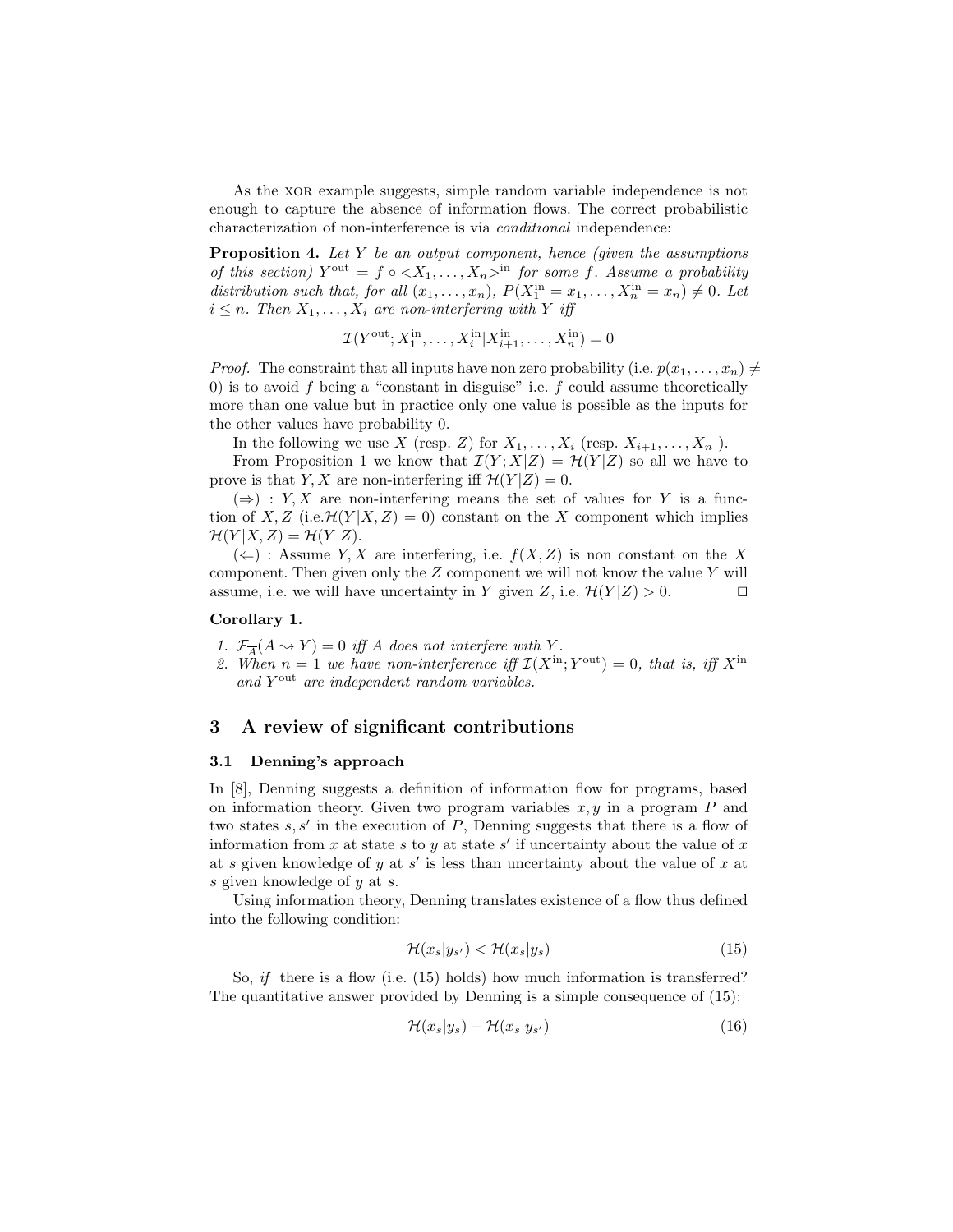As the XOR example suggests, simple random variable independence is not enough to capture the absence of information flows. The correct probabilistic characterization of non-interference is via *conditional* independence:

**Proposition 4.** *Let $Y$ be an output component, hence (given the assumptions of this section) $Y^{\text{out}} = f \circ {<}X_1, \ldots, X_n{>}^{\text{in}}$ for some $f$. Assume a probability distribution such that, for all $(x_1, \ldots, x_n)$, $P(X_1^{\text{in}} = x_1, \ldots, X_n^{\text{in}} = x_n) \neq 0$. Let $i \leq n$. Then $X_1, \ldots, X_i$ are non-interfering with $Y$ iff*

$$\mathcal{I}(Y^{\text{out}}; X_1^{\text{in}}, \ldots, X_i^{\text{in}} | X_{i+1}^{\text{in}}, \ldots, X_n^{\text{in}}) = 0$$

*Proof.* The constraint that all inputs have non zero probability (i.e. $p(x_1, \ldots, x_n) \neq 0$) is to avoid $f$ being a "constant in disguise" i.e. $f$ could assume theoretically more than one value but in practice only one value is possible as the inputs for the other values have probability 0.

In the following we use $X$ (resp. $Z$) for $X_1, \ldots, X_i$ (resp. $X_{i+1}, \ldots, X_n$ ).

From Proposition 1 we know that $\mathcal{I}(Y; X|Z) = \mathcal{H}(Y|Z)$ so all we have to prove is that $Y, X$ are non-interfering iff $\mathcal{H}(Y|Z) = 0$.

($\Rightarrow$) : $Y, X$ are non-interfering means the set of values for $Y$ is a function of $X, Z$ (i.e.$\mathcal{H}(Y|X, Z) = 0$) constant on the $X$ component which implies $\mathcal{H}(Y|X, Z) = \mathcal{H}(Y|Z)$.

($\Leftarrow$) : Assume $Y, X$ are interfering, i.e. $f(X, Z)$ is non constant on the $X$ component. Then given only the $Z$ component we will not know the value $Y$ will assume, i.e. we will have uncertainty in $Y$ given $Z$, i.e. $\mathcal{H}(Y|Z) > 0$. $\square$

**Corollary 1.**

1. *$\mathcal{F}_{\overline{A}}(A \rightsquigarrow Y) = 0$ iff $A$ does not interfere with $Y$.*
2. *When $n = 1$ we have non-interference iff $\mathcal{I}(X^{\text{in}}; Y^{\text{out}}) = 0$, that is, iff $X^{\text{in}}$ and $Y^{\text{out}}$ are independent random variables.*

## 3 A review of significant contributions

### 3.1 Denning's approach

In [8], Denning suggests a definition of information flow for programs, based on information theory. Given two program variables $x, y$ in a program $P$ and two states $s, s'$ in the execution of $P$, Denning suggests that there is a flow of information from $x$ at state $s$ to $y$ at state $s'$ if uncertainty about the value of $x$ at $s$ given knowledge of $y$ at $s'$ is less than uncertainty about the value of $x$ at $s$ given knowledge of $y$ at $s$.

Using information theory, Denning translates existence of a flow thus defined into the following condition:

$$\mathcal{H}(x_s|y_{s'}) < \mathcal{H}(x_s|y_s) \tag{15}$$

So, *if* there is a flow (i.e. (15) holds) how much information is transferred? The quantitative answer provided by Denning is a simple consequence of (15):

$$\mathcal{H}(x_s|y_s) - \mathcal{H}(x_s|y_{s'}) \tag{16}$$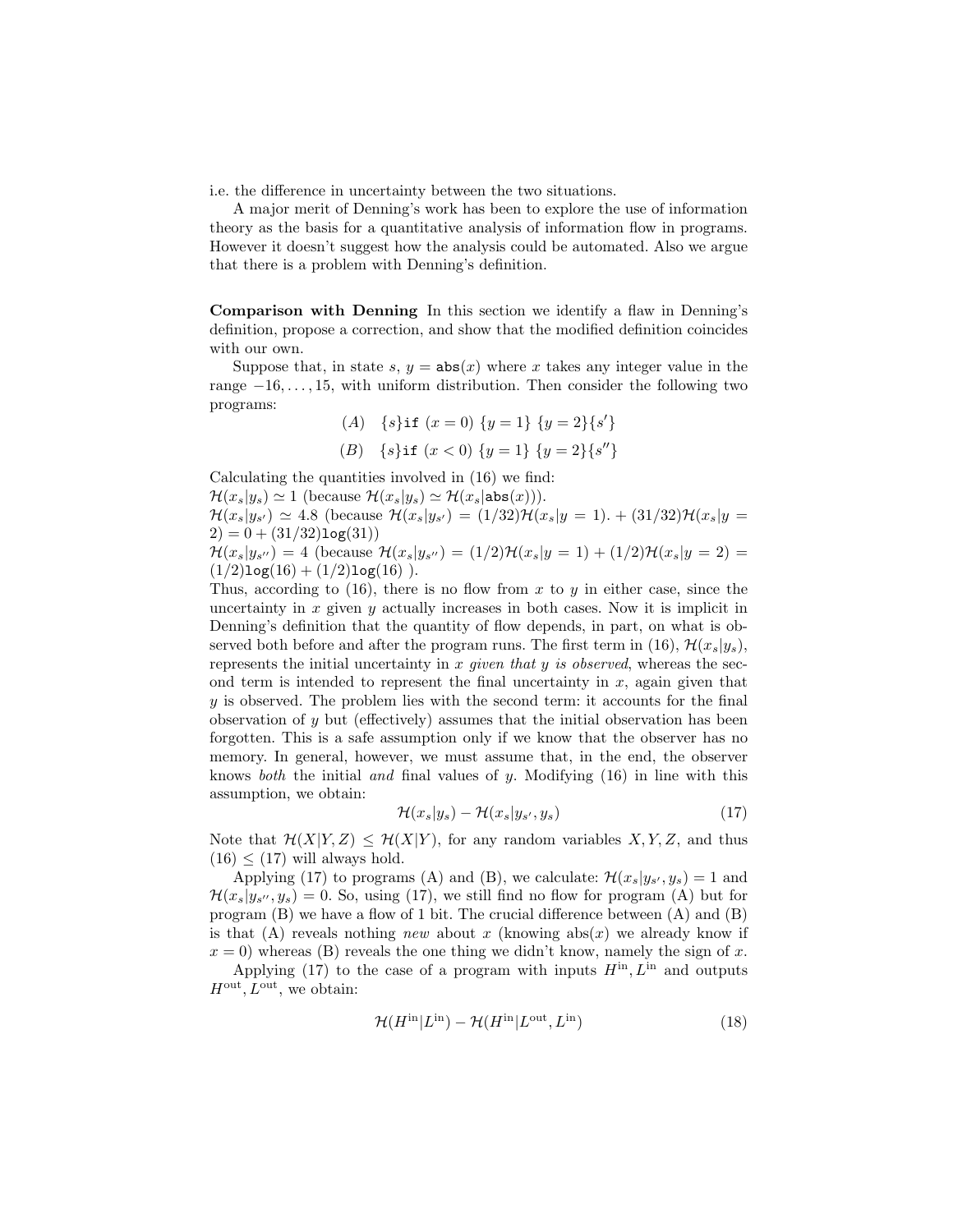i.e. the difference in uncertainty between the two situations.

A major merit of Denning's work has been to explore the use of information theory as the basis for a quantitative analysis of information flow in programs. However it doesn't suggest how the analysis could be automated. Also we argue that there is a problem with Denning's definition.

**Comparison with Denning** In this section we identify a flaw in Denning's definition, propose a correction, and show that the modified definition coincides with our own.

Suppose that, in state $s$, $y = \mathtt{abs}(x)$ where $x$ takes any integer value in the range $-16, \ldots, 15$, with uniform distribution. Then consider the following two programs:

$$(A) \quad \{s\}\mathtt{if}\ (x = 0)\ \{y = 1\}\ \{y = 2\}\{s'\}$$

$$(B) \quad \{s\}\mathtt{if}\ (x < 0)\ \{y = 1\}\ \{y = 2\}\{s''\}$$

Calculating the quantities involved in (16) we find:
$\mathcal{H}(x_s|y_s) \simeq 1$ (because $\mathcal{H}(x_s|y_s) \simeq \mathcal{H}(x_s|\mathtt{abs}(x))$).
$\mathcal{H}(x_s|y_{s'}) \simeq 4.8$ (because $\mathcal{H}(x_s|y_{s'}) = (1/32)\mathcal{H}(x_s|y = 1). + (31/32)\mathcal{H}(x_s|y = 2) = 0 + (31/32)\mathtt{log}(31)$)
$\mathcal{H}(x_s|y_{s''}) = 4$ (because $\mathcal{H}(x_s|y_{s''}) = (1/2)\mathcal{H}(x_s|y = 1) + (1/2)\mathcal{H}(x_s|y = 2) = (1/2)\mathtt{log}(16) + (1/2)\mathtt{log}(16)$ ).
Thus, according to (16), there is no flow from $x$ to $y$ in either case, since the uncertainty in $x$ given $y$ actually increases in both cases. Now it is implicit in Denning's definition that the quantity of flow depends, in part, on what is observed both before and after the program runs. The first term in (16), $\mathcal{H}(x_s|y_s)$, represents the initial uncertainty in $x$ *given that $y$ is observed*, whereas the second term is intended to represent the final uncertainty in $x$, again given that $y$ is observed. The problem lies with the second term: it accounts for the final observation of $y$ but (effectively) assumes that the initial observation has been forgotten. This is a safe assumption only if we know that the observer has no memory. In general, however, we must assume that, in the end, the observer knows *both* the initial *and* final values of $y$. Modifying (16) in line with this assumption, we obtain:

$$\mathcal{H}(x_s|y_s) - \mathcal{H}(x_s|y_{s'}, y_s) \tag{17}$$

Note that $\mathcal{H}(X|Y, Z) \leq \mathcal{H}(X|Y)$, for any random variables $X, Y, Z$, and thus (16) $\leq$ (17) will always hold.

Applying (17) to programs (A) and (B), we calculate: $\mathcal{H}(x_s|y_{s'}, y_s) = 1$ and $\mathcal{H}(x_s|y_{s''}, y_s) = 0$. So, using (17), we still find no flow for program (A) but for program (B) we have a flow of 1 bit. The crucial difference between (A) and (B) is that (A) reveals nothing *new* about $x$ (knowing abs($x$) we already know if $x = 0$) whereas (B) reveals the one thing we didn't know, namely the sign of $x$.

Applying (17) to the case of a program with inputs $H^{\text{in}}, L^{\text{in}}$ and outputs $H^{\text{out}}, L^{\text{out}}$, we obtain:

$$\mathcal{H}(H^{\text{in}}|L^{\text{in}}) - \mathcal{H}(H^{\text{in}}|L^{\text{out}}, L^{\text{in}}) \tag{18}$$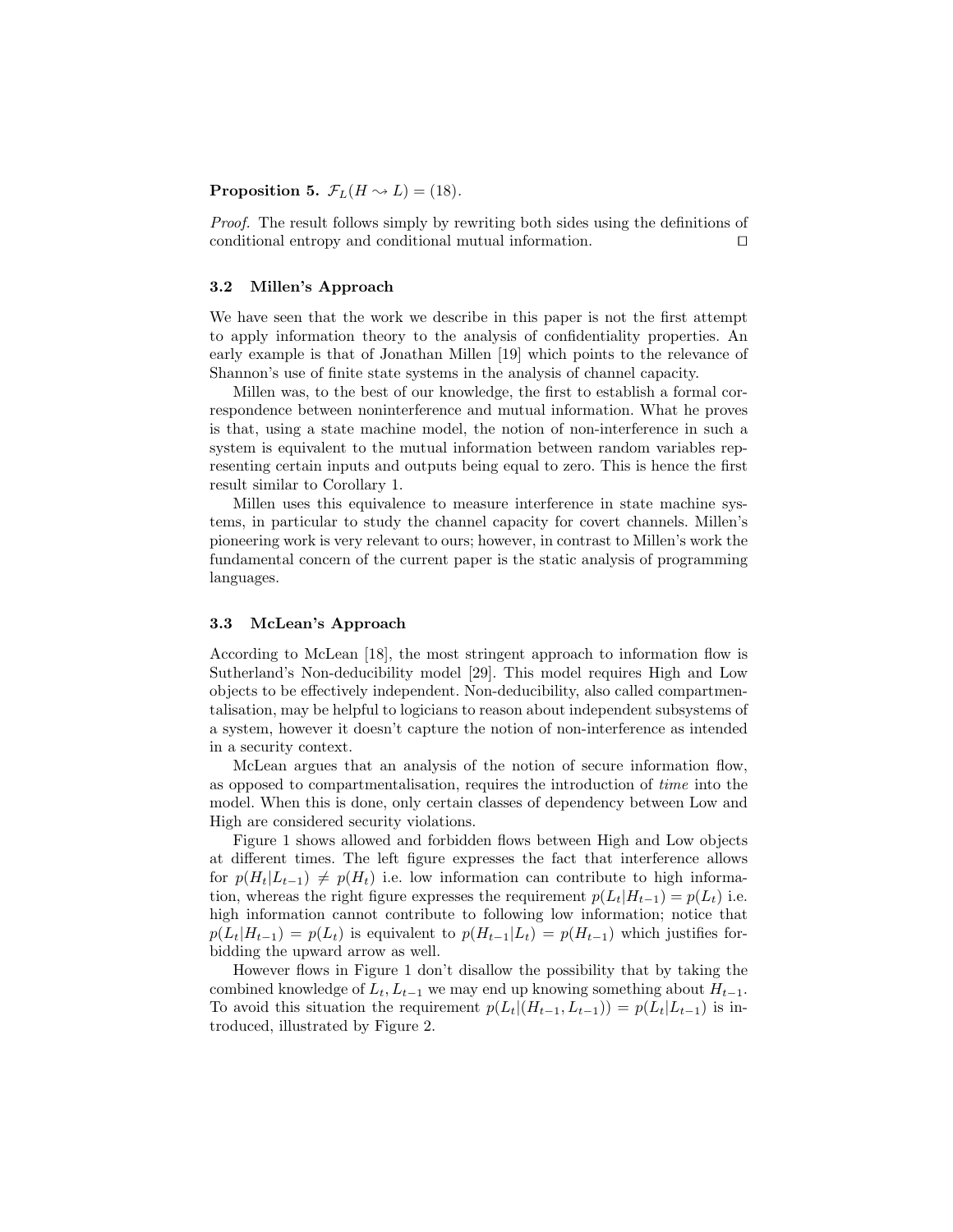**Proposition 5.** $\mathcal{F}_L(H \rightsquigarrow L) = (18)$.

*Proof.* The result follows simply by rewriting both sides using the definitions of conditional entropy and conditional mutual information. ☐

### 3.2 Millen's Approach

We have seen that the work we describe in this paper is not the first attempt to apply information theory to the analysis of confidentiality properties. An early example is that of Jonathan Millen [19] which points to the relevance of Shannon's use of finite state systems in the analysis of channel capacity.

Millen was, to the best of our knowledge, the first to establish a formal correspondence between noninterference and mutual information. What he proves is that, using a state machine model, the notion of non-interference in such a system is equivalent to the mutual information between random variables representing certain inputs and outputs being equal to zero. This is hence the first result similar to Corollary 1.

Millen uses this equivalence to measure interference in state machine systems, in particular to study the channel capacity for covert channels. Millen's pioneering work is very relevant to ours; however, in contrast to Millen's work the fundamental concern of the current paper is the static analysis of programming languages.

### 3.3 McLean's Approach

According to McLean [18], the most stringent approach to information flow is Sutherland's Non-deducibility model [29]. This model requires High and Low objects to be effectively independent. Non-deducibility, also called compartmentalisation, may be helpful to logicians to reason about independent subsystems of a system, however it doesn't capture the notion of non-interference as intended in a security context.

McLean argues that an analysis of the notion of secure information flow, as opposed to compartmentalisation, requires the introduction of *time* into the model. When this is done, only certain classes of dependency between Low and High are considered security violations.

Figure 1 shows allowed and forbidden flows between High and Low objects at different times. The left figure expresses the fact that interference allows for $p(H_t|L_{t-1}) \neq p(H_t)$ i.e. low information can contribute to high information, whereas the right figure expresses the requirement $p(L_t|H_{t-1}) = p(L_t)$ i.e. high information cannot contribute to following low information; notice that $p(L_t|H_{t-1}) = p(L_t)$ is equivalent to $p(H_{t-1}|L_t) = p(H_{t-1})$ which justifies forbidding the upward arrow as well.

However flows in Figure 1 don't disallow the possibility that by taking the combined knowledge of $L_t, L_{t-1}$ we may end up knowing something about $H_{t-1}$. To avoid this situation the requirement $p(L_t|(H_{t-1}, L_{t-1})) = p(L_t|L_{t-1})$ is introduced, illustrated by Figure 2.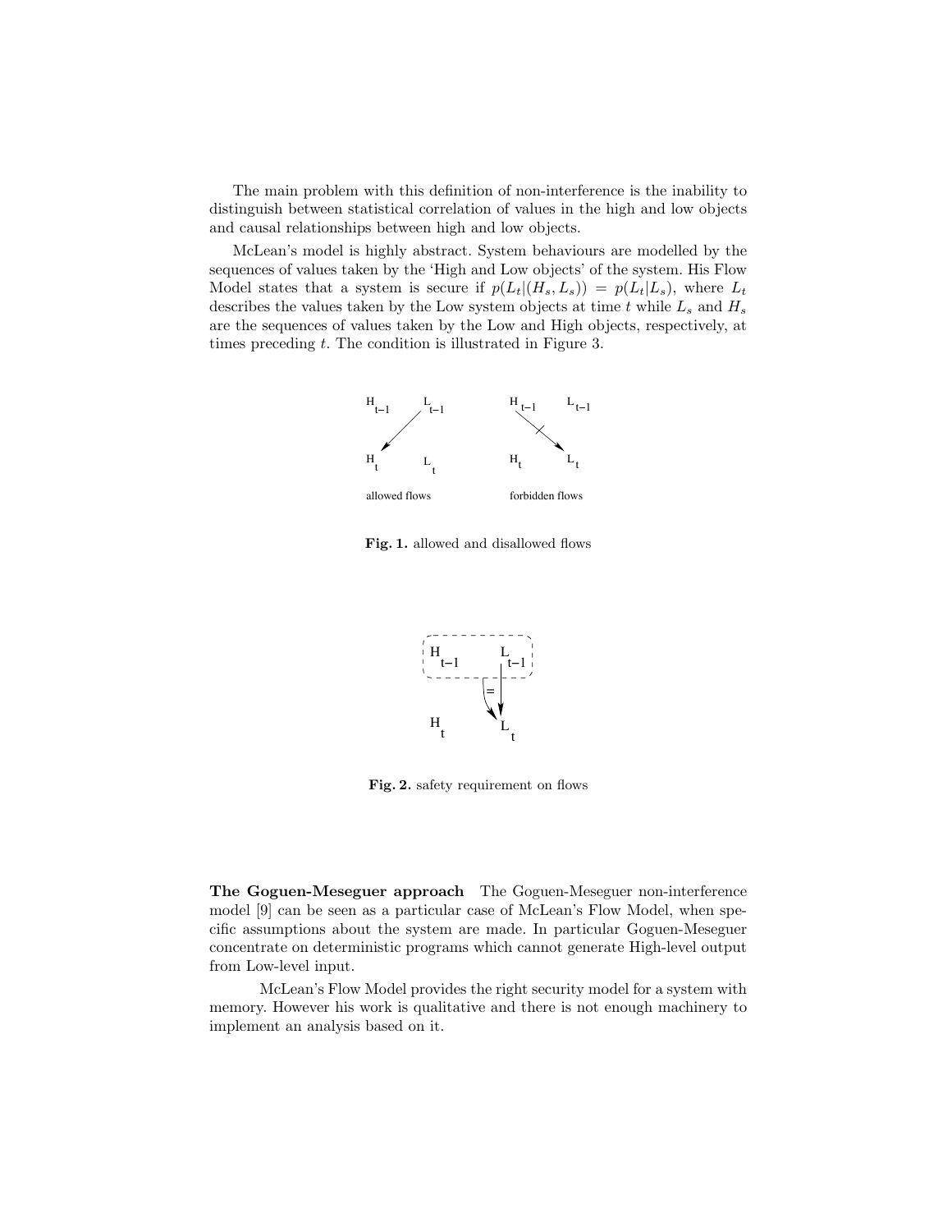The main problem with this definition of non-interference is the inability to distinguish between statistical correlation of values in the high and low objects and causal relationships between high and low objects.

McLean's model is highly abstract. System behaviours are modelled by the sequences of values taken by the 'High and Low objects' of the system. His Flow Model states that a system is secure if $p(L_t|(H_s, L_s)) = p(L_t|L_s)$, where $L_t$ describes the values taken by the Low system objects at time $t$ while $L_s$ and $H_s$ are the sequences of values taken by the Low and High objects, respectively, at times preceding $t$. The condition is illustrated in Figure 3.

**Fig. 1.** allowed and disallowed flows

**Fig. 2.** safety requirement on flows

**The Goguen-Meseguer approach** The Goguen-Meseguer non-interference model [9] can be seen as a particular case of McLean's Flow Model, when specific assumptions about the system are made. In particular Goguen-Meseguer concentrate on deterministic programs which cannot generate High-level output from Low-level input.

McLean's Flow Model provides the right security model for a system with memory. However his work is qualitative and there is not enough machinery to implement an analysis based on it.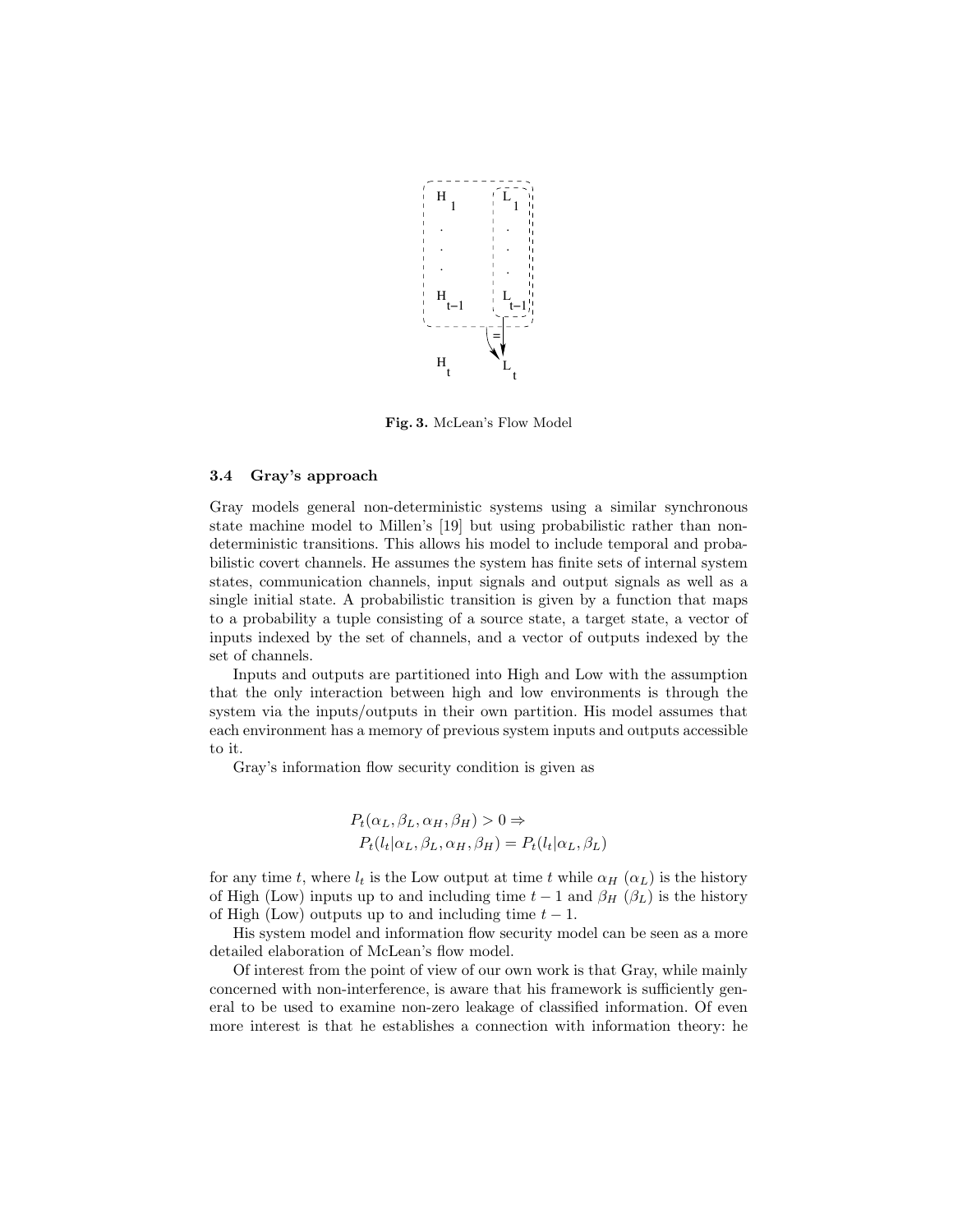Fig. 3. McLean's Flow Model

### 3.4 Gray's approach

Gray models general non-deterministic systems using a similar synchronous state machine model to Millen's [19] but using probabilistic rather than non-deterministic transitions. This allows his model to include temporal and probabilistic covert channels. He assumes the system has finite sets of internal system states, communication channels, input signals and output signals as well as a single initial state. A probabilistic transition is given by a function that maps to a probability a tuple consisting of a source state, a target state, a vector of inputs indexed by the set of channels, and a vector of outputs indexed by the set of channels.

Inputs and outputs are partitioned into High and Low with the assumption that the only interaction between high and low environments is through the system via the inputs/outputs in their own partition. His model assumes that each environment has a memory of previous system inputs and outputs accessible to it.

Gray's information flow security condition is given as

$$
\begin{aligned}
&P_t(\alpha_L, \beta_L, \alpha_H, \beta_H) > 0 \Rightarrow \\
&\quad P_t(l_t | \alpha_L, \beta_L, \alpha_H, \beta_H) = P_t(l_t | \alpha_L, \beta_L)
\end{aligned}
$$

for any time $t$, where $l_t$ is the Low output at time $t$ while $\alpha_H$ ($\alpha_L$) is the history of High (Low) inputs up to and including time $t-1$ and $\beta_H$ ($\beta_L$) is the history of High (Low) outputs up to and including time $t-1$.

His system model and information flow security model can be seen as a more detailed elaboration of McLean's flow model.

Of interest from the point of view of our own work is that Gray, while mainly concerned with non-interference, is aware that his framework is sufficiently general to be used to examine non-zero leakage of classified information. Of even more interest is that he establishes a connection with information theory: he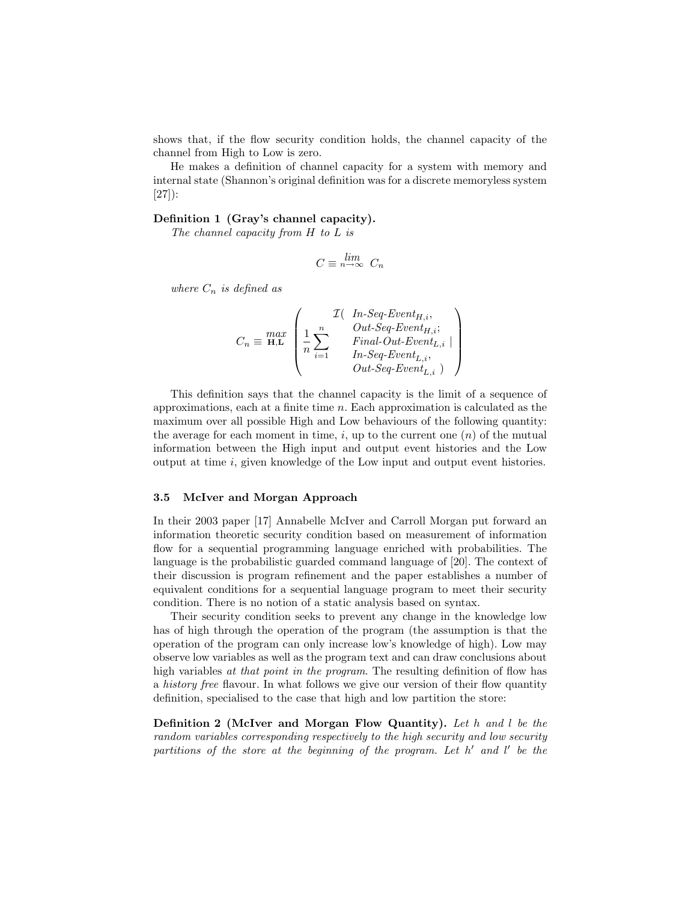shows that, if the flow security condition holds, the channel capacity of the channel from High to Low is zero.

He makes a definition of channel capacity for a system with memory and internal state (Shannon's original definition was for a discrete memoryless system [27]):

**Definition 1 (Gray's channel capacity).**
*The channel capacity from H to L is*

$$C \equiv \lim_{n\to\infty} C_n$$

*where $C_n$ is defined as*

$$C_n \equiv \max_{\mathbf{H},\mathbf{L}} \left( \frac{1}{n} \sum_{i=1}^{n} \begin{array}{l} \mathcal{I}(\ \textit{In-Seq-Event}_{H,i}, \\ \quad \textit{Out-Seq-Event}_{H,i}; \\ \quad \textit{Final-Out-Event}_{L,i} \mid \\ \quad \textit{In-Seq-Event}_{L,i}, \\ \quad \textit{Out-Seq-Event}_{L,i}\ ) \end{array} \right)$$

This definition says that the channel capacity is the limit of a sequence of approximations, each at a finite time $n$. Each approximation is calculated as the maximum over all possible High and Low behaviours of the following quantity: the average for each moment in time, $i$, up to the current one ($n$) of the mutual information between the High input and output event histories and the Low output at time $i$, given knowledge of the Low input and output event histories.

### 3.5 McIver and Morgan Approach

In their 2003 paper [17] Annabelle McIver and Carroll Morgan put forward an information theoretic security condition based on measurement of information flow for a sequential programming language enriched with probabilities. The language is the probabilistic guarded command language of [20]. The context of their discussion is program refinement and the paper establishes a number of equivalent conditions for a sequential language program to meet their security condition. There is no notion of a static analysis based on syntax.

Their security condition seeks to prevent any change in the knowledge low has of high through the operation of the program (the assumption is that the operation of the program can only increase low's knowledge of high). Low may observe low variables as well as the program text and can draw conclusions about high variables *at that point in the program*. The resulting definition of flow has a *history free* flavour. In what follows we give our version of their flow quantity definition, specialised to the case that high and low partition the store:

**Definition 2 (McIver and Morgan Flow Quantity).** *Let $h$ and $l$ be the random variables corresponding respectively to the high security and low security partitions of the store at the beginning of the program. Let $h'$ and $l'$ be the*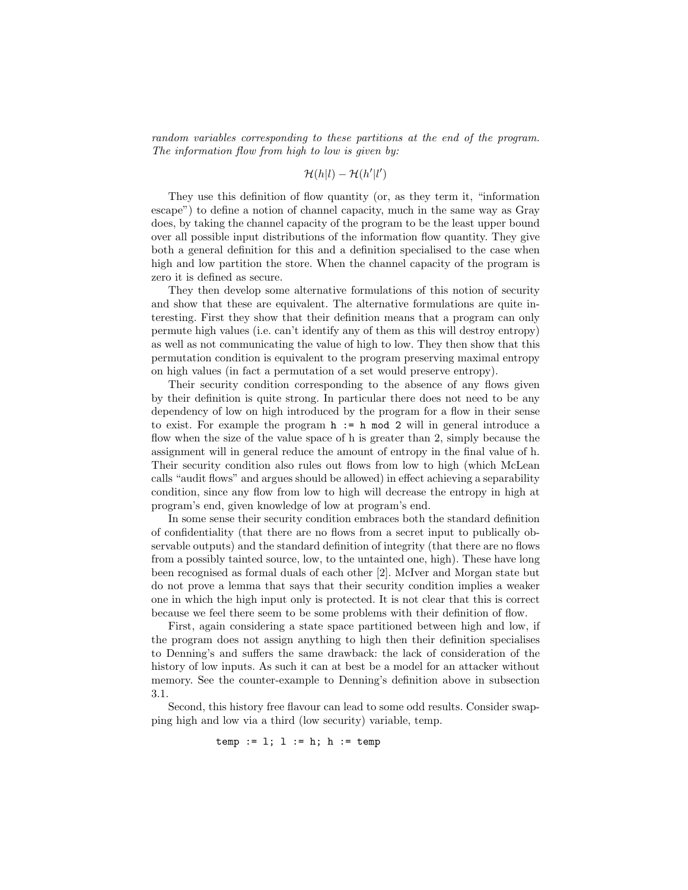*random variables corresponding to these partitions at the end of the program. The information flow from high to low is given by:*

$$\mathcal{H}(h|l) - \mathcal{H}(h'|l')$$

They use this definition of flow quantity (or, as they term it, "information escape") to define a notion of channel capacity, much in the same way as Gray does, by taking the channel capacity of the program to be the least upper bound over all possible input distributions of the information flow quantity. They give both a general definition for this and a definition specialised to the case when high and low partition the store. When the channel capacity of the program is zero it is defined as secure.

They then develop some alternative formulations of this notion of security and show that these are equivalent. The alternative formulations are quite interesting. First they show that their definition means that a program can only permute high values (i.e. can't identify any of them as this will destroy entropy) as well as not communicating the value of high to low. They then show that this permutation condition is equivalent to the program preserving maximal entropy on high values (in fact a permutation of a set would preserve entropy).

Their security condition corresponding to the absence of any flows given by their definition is quite strong. In particular there does not need to be any dependency of low on high introduced by the program for a flow in their sense to exist. For example the program `h := h mod 2` will in general introduce a flow when the size of the value space of h is greater than 2, simply because the assignment will in general reduce the amount of entropy in the final value of h. Their security condition also rules out flows from low to high (which McLean calls "audit flows" and argues should be allowed) in effect achieving a separability condition, since any flow from low to high will decrease the entropy in high at program's end, given knowledge of low at program's end.

In some sense their security condition embraces both the standard definition of confidentiality (that there are no flows from a secret input to publically observable outputs) and the standard definition of integrity (that there are no flows from a possibly tainted source, low, to the untainted one, high). These have long been recognised as formal duals of each other [2]. McIver and Morgan state but do not prove a lemma that says that their security condition implies a weaker one in which the high input only is protected. It is not clear that this is correct because we feel there seem to be some problems with their definition of flow.

First, again considering a state space partitioned between high and low, if the program does not assign anything to high then their definition specialises to Denning's and suffers the same drawback: the lack of consideration of the history of low inputs. As such it can at best be a model for an attacker without memory. See the counter-example to Denning's definition above in subsection 3.1.

Second, this history free flavour can lead to some odd results. Consider swapping high and low via a third (low security) variable, temp.

```
temp := l; l := h; h := temp
```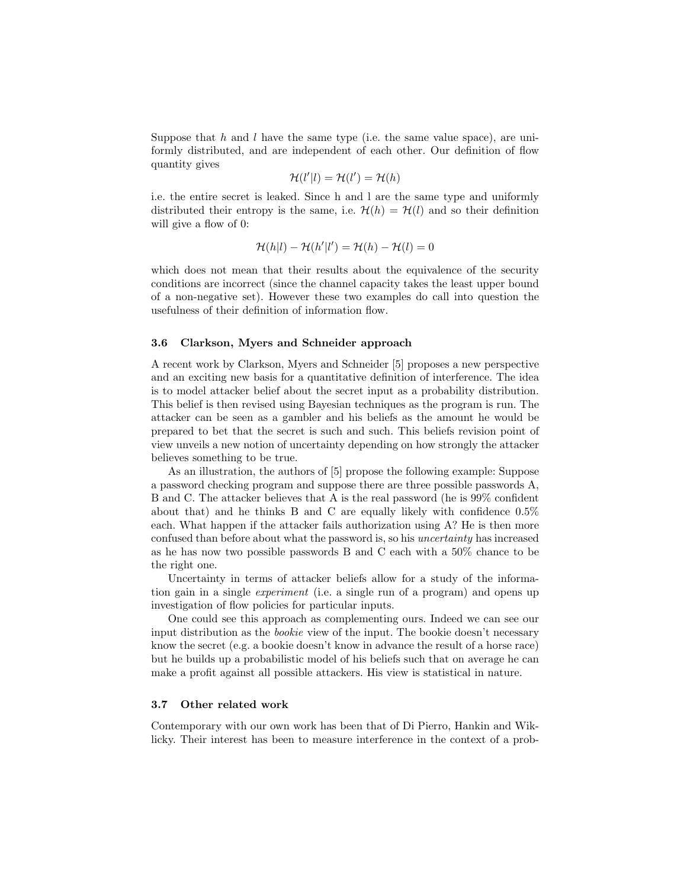Suppose that $h$ and $l$ have the same type (i.e. the same value space), are uniformly distributed, and are independent of each other. Our definition of flow quantity gives

$$\mathcal{H}(l'|l) = \mathcal{H}(l') = \mathcal{H}(h)$$

i.e. the entire secret is leaked. Since h and l are the same type and uniformly distributed their entropy is the same, i.e. $\mathcal{H}(h) = \mathcal{H}(l)$ and so their definition will give a flow of 0:

$$\mathcal{H}(h|l) - \mathcal{H}(h'|l') = \mathcal{H}(h) - \mathcal{H}(l) = 0$$

which does not mean that their results about the equivalence of the security conditions are incorrect (since the channel capacity takes the least upper bound of a non-negative set). However these two examples do call into question the usefulness of their definition of information flow.

### 3.6 Clarkson, Myers and Schneider approach

A recent work by Clarkson, Myers and Schneider [5] proposes a new perspective and an exciting new basis for a quantitative definition of interference. The idea is to model attacker belief about the secret input as a probability distribution. This belief is then revised using Bayesian techniques as the program is run. The attacker can be seen as a gambler and his beliefs as the amount he would be prepared to bet that the secret is such and such. This beliefs revision point of view unveils a new notion of uncertainty depending on how strongly the attacker believes something to be true.

As an illustration, the authors of [5] propose the following example: Suppose a password checking program and suppose there are three possible passwords A, B and C. The attacker believes that A is the real password (he is 99% confident about that) and he thinks B and C are equally likely with confidence 0.5% each. What happen if the attacker fails authorization using A? He is then more confused than before about what the password is, so his *uncertainty* has increased as he has now two possible passwords B and C each with a 50% chance to be the right one.

Uncertainty in terms of attacker beliefs allow for a study of the information gain in a single *experiment* (i.e. a single run of a program) and opens up investigation of flow policies for particular inputs.

One could see this approach as complementing ours. Indeed we can see our input distribution as the *bookie* view of the input. The bookie doesn't necessary know the secret (e.g. a bookie doesn't know in advance the result of a horse race) but he builds up a probabilistic model of his beliefs such that on average he can make a profit against all possible attackers. His view is statistical in nature.

### 3.7 Other related work

Contemporary with our own work has been that of Di Pierro, Hankin and Wiklicky. Their interest has been to measure interference in the context of a prob-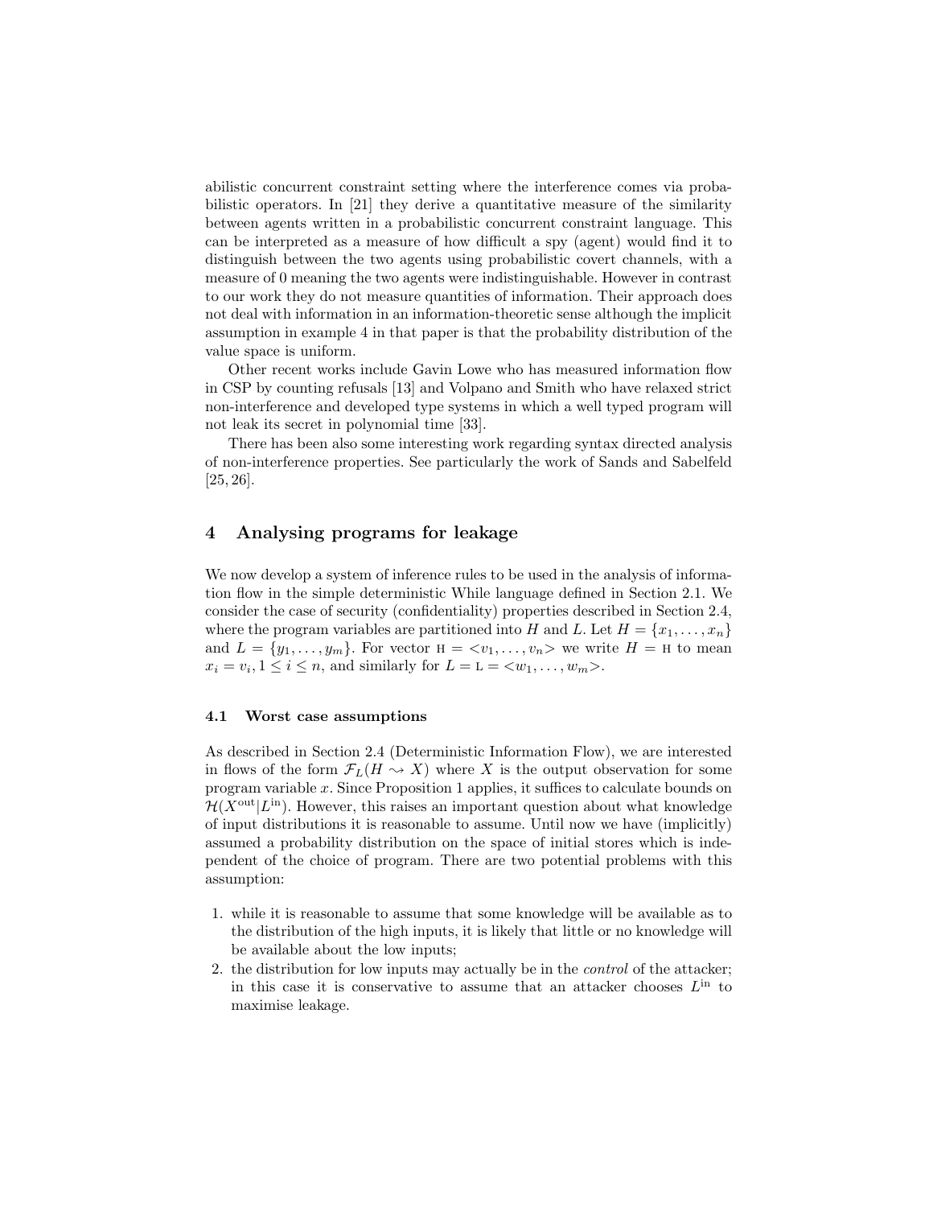abilistic concurrent constraint setting where the interference comes via probabilistic operators. In [21] they derive a quantitative measure of the similarity between agents written in a probabilistic concurrent constraint language. This can be interpreted as a measure of how difficult a spy (agent) would find it to distinguish between the two agents using probabilistic covert channels, with a measure of 0 meaning the two agents were indistinguishable. However in contrast to our work they do not measure quantities of information. Their approach does not deal with information in an information-theoretic sense although the implicit assumption in example 4 in that paper is that the probability distribution of the value space is uniform.

Other recent works include Gavin Lowe who has measured information flow in CSP by counting refusals [13] and Volpano and Smith who have relaxed strict non-interference and developed type systems in which a well typed program will not leak its secret in polynomial time [33].

There has been also some interesting work regarding syntax directed analysis of non-interference properties. See particularly the work of Sands and Sabelfeld [25, 26].

## 4 Analysing programs for leakage

We now develop a system of inference rules to be used in the analysis of information flow in the simple deterministic While language defined in Section 2.1. We consider the case of security (confidentiality) properties described in Section 2.4, where the program variables are partitioned into $H$ and $L$. Let $H = \{x_1, \ldots, x_n\}$ and $L = \{y_1, \ldots, y_m\}$. For vector $\mathrm{H} = <v_1, \ldots, v_n>$ we write $H = \mathrm{H}$ to mean $x_i = v_i, 1 \leq i \leq n$, and similarly for $L = \mathrm{L} = <w_1, \ldots, w_m>$.

### 4.1 Worst case assumptions

As described in Section 2.4 (Deterministic Information Flow), we are interested in flows of the form $\mathcal{F}_L(H \rightsquigarrow X)$ where $X$ is the output observation for some program variable $x$. Since Proposition 1 applies, it suffices to calculate bounds on $\mathcal{H}(X^{\text{out}}|L^{\text{in}})$. However, this raises an important question about what knowledge of input distributions it is reasonable to assume. Until now we have (implicitly) assumed a probability distribution on the space of initial stores which is independent of the choice of program. There are two potential problems with this assumption:

1. while it is reasonable to assume that some knowledge will be available as to the distribution of the high inputs, it is likely that little or no knowledge will be available about the low inputs;
2. the distribution for low inputs may actually be in the *control* of the attacker; in this case it is conservative to assume that an attacker chooses $L^{\text{in}}$ to maximise leakage.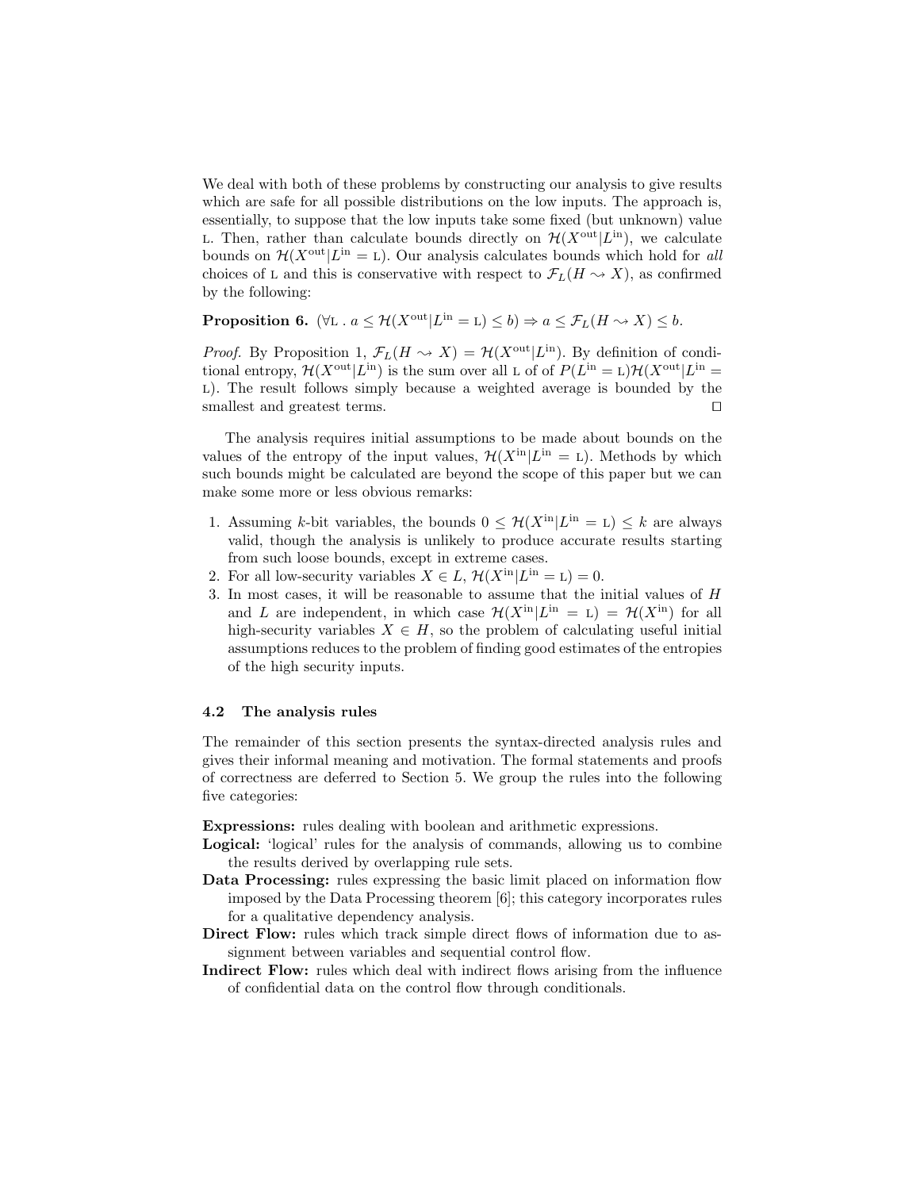We deal with both of these problems by constructing our analysis to give results which are safe for all possible distributions on the low inputs. The approach is, essentially, to suppose that the low inputs take some fixed (but unknown) value $\textsc{l}$. Then, rather than calculate bounds directly on $\mathcal{H}(X^{\text{out}}|L^{\text{in}})$, we calculate bounds on $\mathcal{H}(X^{\text{out}}|L^{\text{in}} = \textsc{l})$. Our analysis calculates bounds which hold for *all* choices of $\textsc{l}$ and this is conservative with respect to $\mathcal{F}_L(H \rightsquigarrow X)$, as confirmed by the following:

**Proposition 6.** $(\forall \textsc{l} \,.\, a \leq \mathcal{H}(X^{\text{out}}|L^{\text{in}} = \textsc{l}) \leq b) \Rightarrow a \leq \mathcal{F}_L(H \rightsquigarrow X) \leq b$.

*Proof.* By Proposition 1, $\mathcal{F}_L(H \rightsquigarrow X) = \mathcal{H}(X^{\text{out}}|L^{\text{in}})$. By definition of conditional entropy, $\mathcal{H}(X^{\text{out}}|L^{\text{in}})$ is the sum over all $\textsc{l}$ of of $P(L^{\text{in}} = \textsc{l})\mathcal{H}(X^{\text{out}}|L^{\text{in}} = \textsc{l})$. The result follows simply because a weighted average is bounded by the smallest and greatest terms. ◻

The analysis requires initial assumptions to be made about bounds on the values of the entropy of the input values, $\mathcal{H}(X^{\text{in}}|L^{\text{in}} = \textsc{l})$. Methods by which such bounds might be calculated are beyond the scope of this paper but we can make some more or less obvious remarks:

1. Assuming $k$-bit variables, the bounds $0 \leq \mathcal{H}(X^{\text{in}}|L^{\text{in}} = \textsc{l}) \leq k$ are always valid, though the analysis is unlikely to produce accurate results starting from such loose bounds, except in extreme cases.
2. For all low-security variables $X \in L$, $\mathcal{H}(X^{\text{in}}|L^{\text{in}} = \textsc{l}) = 0$.
3. In most cases, it will be reasonable to assume that the initial values of $H$ and $L$ are independent, in which case $\mathcal{H}(X^{\text{in}}|L^{\text{in}} = \textsc{l}) = \mathcal{H}(X^{\text{in}})$ for all high-security variables $X \in H$, so the problem of calculating useful initial assumptions reduces to the problem of finding good estimates of the entropies of the high security inputs.

### 4.2 The analysis rules

The remainder of this section presents the syntax-directed analysis rules and gives their informal meaning and motivation. The formal statements and proofs of correctness are deferred to Section 5. We group the rules into the following five categories:

**Expressions:** rules dealing with boolean and arithmetic expressions.

**Logical:** 'logical' rules for the analysis of commands, allowing us to combine the results derived by overlapping rule sets.

**Data Processing:** rules expressing the basic limit placed on information flow imposed by the Data Processing theorem [6]; this category incorporates rules for a qualitative dependency analysis.

**Direct Flow:** rules which track simple direct flows of information due to assignment between variables and sequential control flow.

**Indirect Flow:** rules which deal with indirect flows arising from the influence of confidential data on the control flow through conditionals.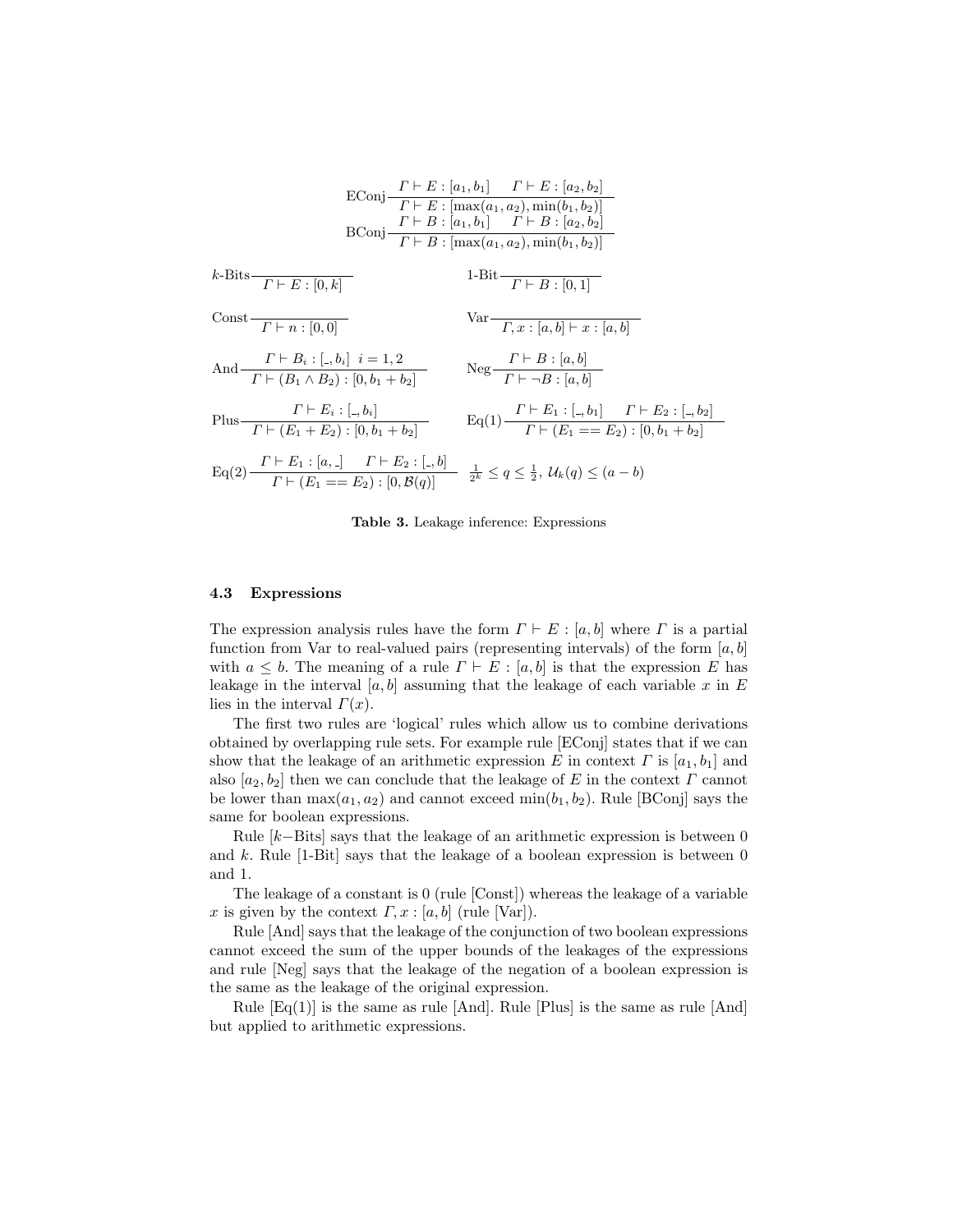$$\text{EConj}\frac{\Gamma \vdash E : [a_1, b_1] \quad \Gamma \vdash E : [a_2, b_2]}{\Gamma \vdash E : [\max(a_1, a_2), \min(b_1, b_2)]}$$

$$\text{BConj}\frac{\Gamma \vdash B : [a_1, b_1] \quad \Gamma \vdash B : [a_2, b_2]}{\Gamma \vdash B : [\max(a_1, a_2), \min(b_1, b_2)]}$$

$$k\text{-Bits}\frac{}{\Gamma \vdash E : [0, k]} \qquad \text{1-Bit}\frac{}{\Gamma \vdash B : [0, 1]}$$

$$\text{Const}\frac{}{\Gamma \vdash n : [0, 0]} \qquad \text{Var}\frac{}{\Gamma, x : [a, b] \vdash x : [a, b]}$$

$$\text{And}\frac{\Gamma \vdash B_i : [\_, b_i] \;\; i = 1, 2}{\Gamma \vdash (B_1 \wedge B_2) : [0, b_1 + b_2]} \qquad \text{Neg}\frac{\Gamma \vdash B : [a, b]}{\Gamma \vdash \neg B : [a, b]}$$

$$\text{Plus}\frac{\Gamma \vdash E_i : [\_, b_i]}{\Gamma \vdash (E_1 + E_2) : [0, b_1 + b_2]} \qquad \text{Eq(1)}\frac{\Gamma \vdash E_1 : [\_, b_1] \quad \Gamma \vdash E_2 : [\_, b_2]}{\Gamma \vdash (E_1 == E_2) : [0, b_1 + b_2]}$$

$$\text{Eq(2)}\frac{\Gamma \vdash E_1 : [a, \_] \quad \Gamma \vdash E_2 : [\_, b]}{\Gamma \vdash (E_1 == E_2) : [0, \mathcal{B}(q)]} \quad \frac{1}{2^k} \leq q \leq \frac{1}{2},\ \mathcal{U}_k(q) \leq (a - b)$$

**Table 3.** Leakage inference: Expressions

### 4.3 Expressions

The expression analysis rules have the form $\Gamma \vdash E : [a, b]$ where $\Gamma$ is a partial function from Var to real-valued pairs (representing intervals) of the form $[a, b]$ with $a \leq b$. The meaning of a rule $\Gamma \vdash E : [a, b]$ is that the expression $E$ has leakage in the interval $[a, b]$ assuming that the leakage of each variable $x$ in $E$ lies in the interval $\Gamma(x)$.

The first two rules are 'logical' rules which allow us to combine derivations obtained by overlapping rule sets. For example rule [EConj] states that if we can show that the leakage of an arithmetic expression $E$ in context $\Gamma$ is $[a_1, b_1]$ and also $[a_2, b_2]$ then we can conclude that the leakage of $E$ in the context $\Gamma$ cannot be lower than $\max(a_1, a_2)$ and cannot exceed $\min(b_1, b_2)$. Rule [BConj] says the same for boolean expressions.

Rule [$k-$Bits] says that the leakage of an arithmetic expression is between 0 and $k$. Rule [1-Bit] says that the leakage of a boolean expression is between 0 and 1.

The leakage of a constant is 0 (rule [Const]) whereas the leakage of a variable $x$ is given by the context $\Gamma, x : [a, b]$ (rule [Var]).

Rule [And] says that the leakage of the conjunction of two boolean expressions cannot exceed the sum of the upper bounds of the leakages of the expressions and rule [Neg] says that the leakage of the negation of a boolean expression is the same as the leakage of the original expression.

Rule [Eq(1)] is the same as rule [And]. Rule [Plus] is the same as rule [And] but applied to arithmetic expressions.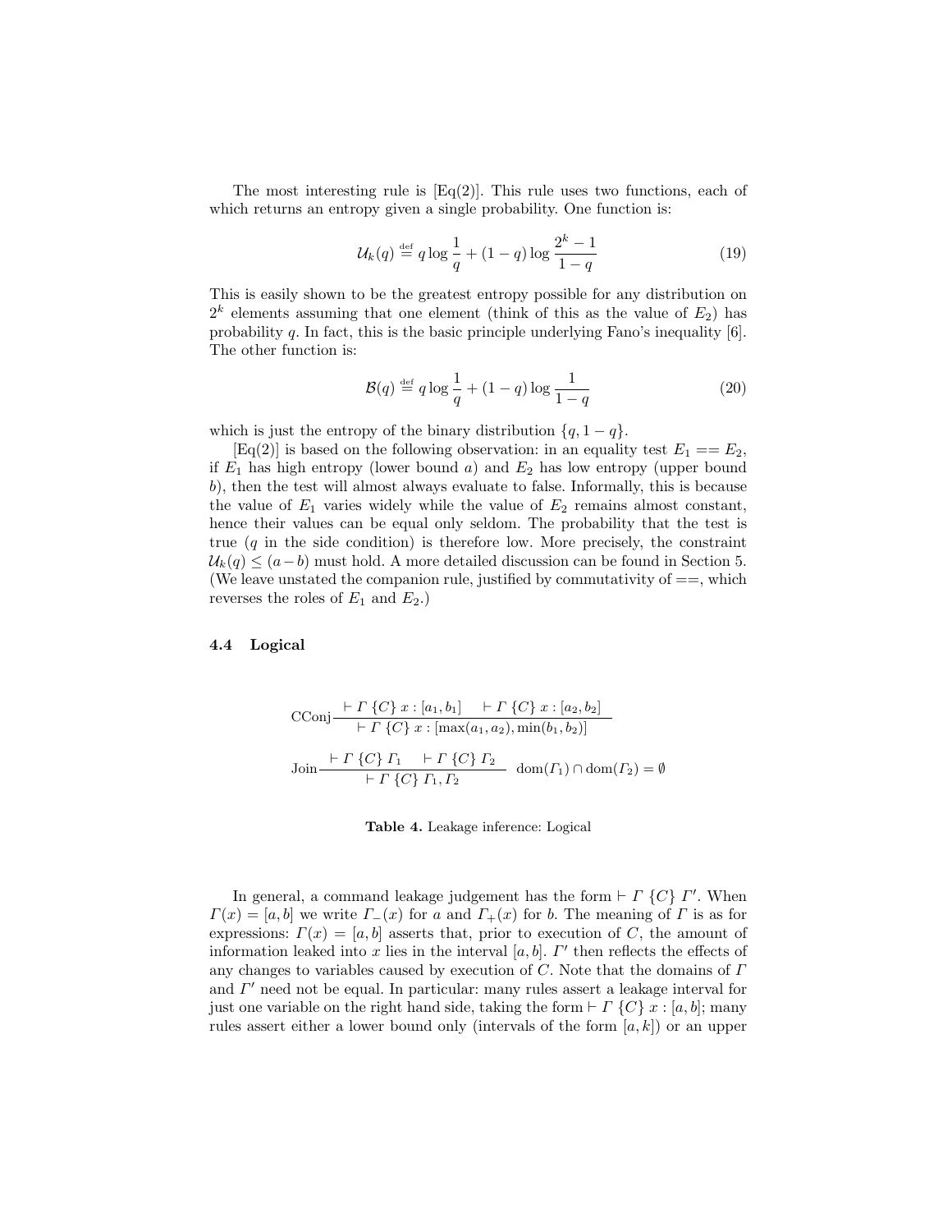The most interesting rule is [Eq(2)]. This rule uses two functions, each of which returns an entropy given a single probability. One function is:

$$\mathcal{U}_k(q) \stackrel{\text{def}}{=} q \log \frac{1}{q} + (1-q) \log \frac{2^k - 1}{1-q} \tag{19}$$

This is easily shown to be the greatest entropy possible for any distribution on $2^k$ elements assuming that one element (think of this as the value of $E_2$) has probability $q$. In fact, this is the basic principle underlying Fano's inequality [6]. The other function is:

$$\mathcal{B}(q) \stackrel{\text{def}}{=} q \log \frac{1}{q} + (1-q) \log \frac{1}{1-q} \tag{20}$$

which is just the entropy of the binary distribution $\{q, 1-q\}$.

[Eq(2)] is based on the following observation: in an equality test $E_1 == E_2$, if $E_1$ has high entropy (lower bound $a$) and $E_2$ has low entropy (upper bound $b$), then the test will almost always evaluate to false. Informally, this is because the value of $E_1$ varies widely while the value of $E_2$ remains almost constant, hence their values can be equal only seldom. The probability that the test is true ($q$ in the side condition) is therefore low. More precisely, the constraint $\mathcal{U}_k(q) \leq (a-b)$ must hold. A more detailed discussion can be found in Section 5. (We leave unstated the companion rule, justified by commutativity of $==$, which reverses the roles of $E_1$ and $E_2$.)

### 4.4 Logical

$$\text{CConj}\,\frac{\vdash \Gamma\ \{C\}\ x : [a_1, b_1] \quad \vdash \Gamma\ \{C\}\ x : [a_2, b_2]}{\vdash \Gamma\ \{C\}\ x : [\max(a_1, a_2), \min(b_1, b_2)]}$$

$$\text{Join}\,\frac{\vdash \Gamma\ \{C\}\ \Gamma_1 \quad \vdash \Gamma\ \{C\}\ \Gamma_2}{\vdash \Gamma\ \{C\}\ \Gamma_1, \Gamma_2} \quad \text{dom}(\Gamma_1) \cap \text{dom}(\Gamma_2) = \emptyset$$

**Table 4.** Leakage inference: Logical

In general, a command leakage judgement has the form $\vdash \Gamma\ \{C\}\ \Gamma'$. When $\Gamma(x) = [a, b]$ we write $\Gamma_-(x)$ for $a$ and $\Gamma_+(x)$ for $b$. The meaning of $\Gamma$ is as for expressions: $\Gamma(x) = [a, b]$ asserts that, prior to execution of $C$, the amount of information leaked into $x$ lies in the interval $[a, b]$. $\Gamma'$ then reflects the effects of any changes to variables caused by execution of $C$. Note that the domains of $\Gamma$ and $\Gamma'$ need not be equal. In particular: many rules assert a leakage interval for just one variable on the right hand side, taking the form $\vdash \Gamma\ \{C\}\ x : [a, b]$; many rules assert either a lower bound only (intervals of the form $[a, k]$) or an upper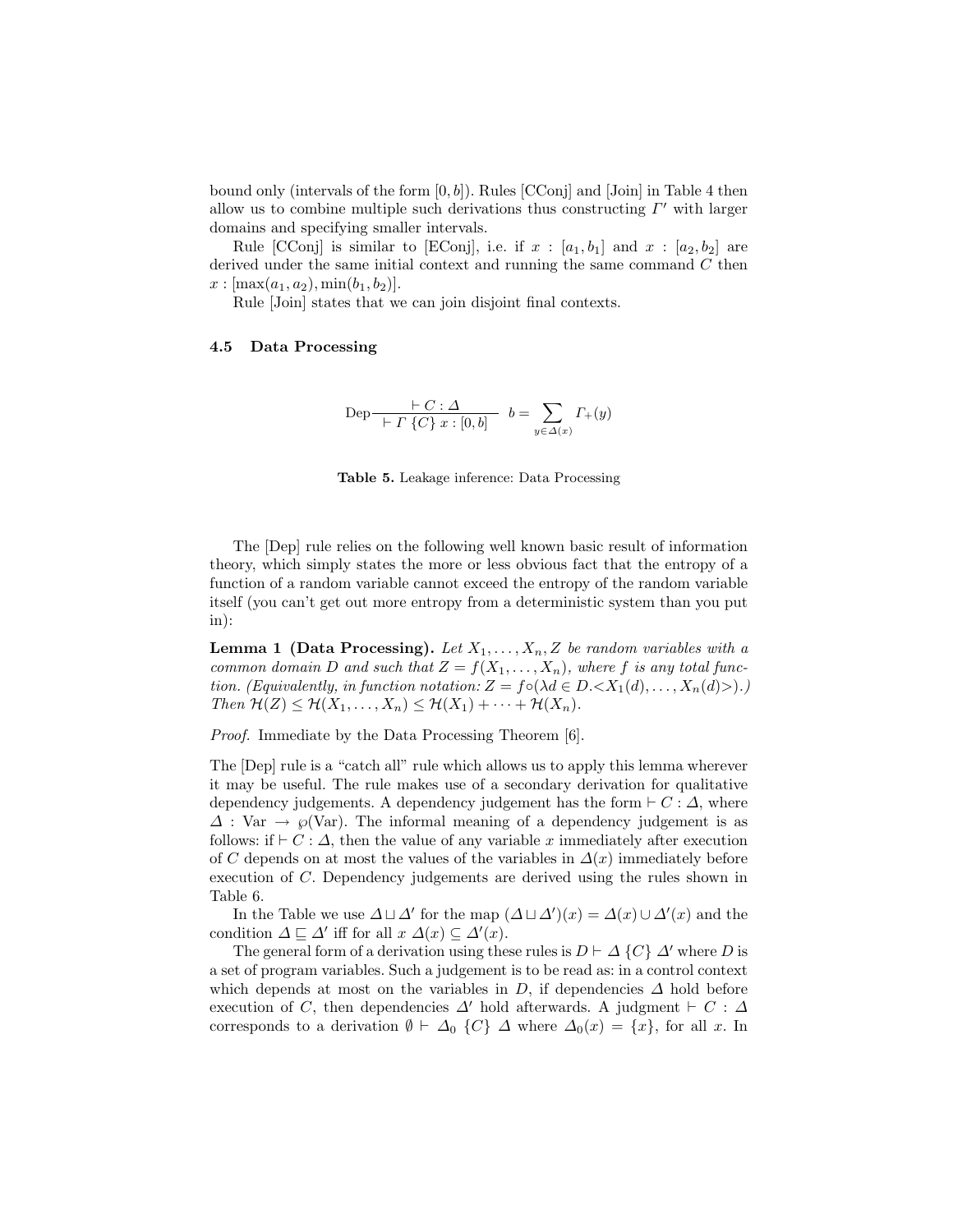bound only (intervals of the form $[0, b]$). Rules [CConj] and [Join] in Table 4 then allow us to combine multiple such derivations thus constructing $\Gamma'$ with larger domains and specifying smaller intervals.

Rule [CConj] is similar to [EConj], i.e. if $x : [a_1, b_1]$ and $x : [a_2, b_2]$ are derived under the same initial context and running the same command $C$ then $x : [\max(a_1, a_2), \min(b_1, b_2)]$.

Rule [Join] states that we can join disjoint final contexts.

### 4.5 Data Processing

$$\text{Dep}\frac{\vdash C : \Delta}{\vdash \Gamma \; \{C\} \; x : [0, b]} \quad b = \sum_{y \in \Delta(x)} \Gamma_+(y)$$

**Table 5.** Leakage inference: Data Processing

The [Dep] rule relies on the following well known basic result of information theory, which simply states the more or less obvious fact that the entropy of a function of a random variable cannot exceed the entropy of the random variable itself (you can't get out more entropy from a deterministic system than you put in):

**Lemma 1 (Data Processing).** *Let $X_1, \ldots, X_n, Z$ be random variables with a common domain $D$ and such that $Z = f(X_1, \ldots, X_n)$, where $f$ is any total function. (Equivalently, in function notation: $Z = f \circ (\lambda d \in D. \langle X_1(d), \ldots, X_n(d) \rangle)$.) Then $\mathcal{H}(Z) \leq \mathcal{H}(X_1, \ldots, X_n) \leq \mathcal{H}(X_1) + \cdots + \mathcal{H}(X_n)$.*

*Proof.* Immediate by the Data Processing Theorem [6].

The [Dep] rule is a "catch all" rule which allows us to apply this lemma wherever it may be useful. The rule makes use of a secondary derivation for qualitative dependency judgements. A dependency judgement has the form $\vdash C : \Delta$, where $\Delta : \text{Var} \to \wp(\text{Var})$. The informal meaning of a dependency judgement is as follows: if $\vdash C : \Delta$, then the value of any variable $x$ immediately after execution of $C$ depends on at most the values of the variables in $\Delta(x)$ immediately before execution of $C$. Dependency judgements are derived using the rules shown in Table 6.

In the Table we use $\Delta \sqcup \Delta'$ for the map $(\Delta \sqcup \Delta')(x) = \Delta(x) \cup \Delta'(x)$ and the condition $\Delta \sqsubseteq \Delta'$ iff for all $x$ $\Delta(x) \subseteq \Delta'(x)$.

The general form of a derivation using these rules is $D \vdash \Delta \; \{C\} \; \Delta'$ where $D$ is a set of program variables. Such a judgement is to be read as: in a control context which depends at most on the variables in $D$, if dependencies $\Delta$ hold before execution of $C$, then dependencies $\Delta'$ hold afterwards. A judgment $\vdash C : \Delta$ corresponds to a derivation $\emptyset \vdash \Delta_0 \; \{C\} \; \Delta$ where $\Delta_0(x) = \{x\}$, for all $x$. In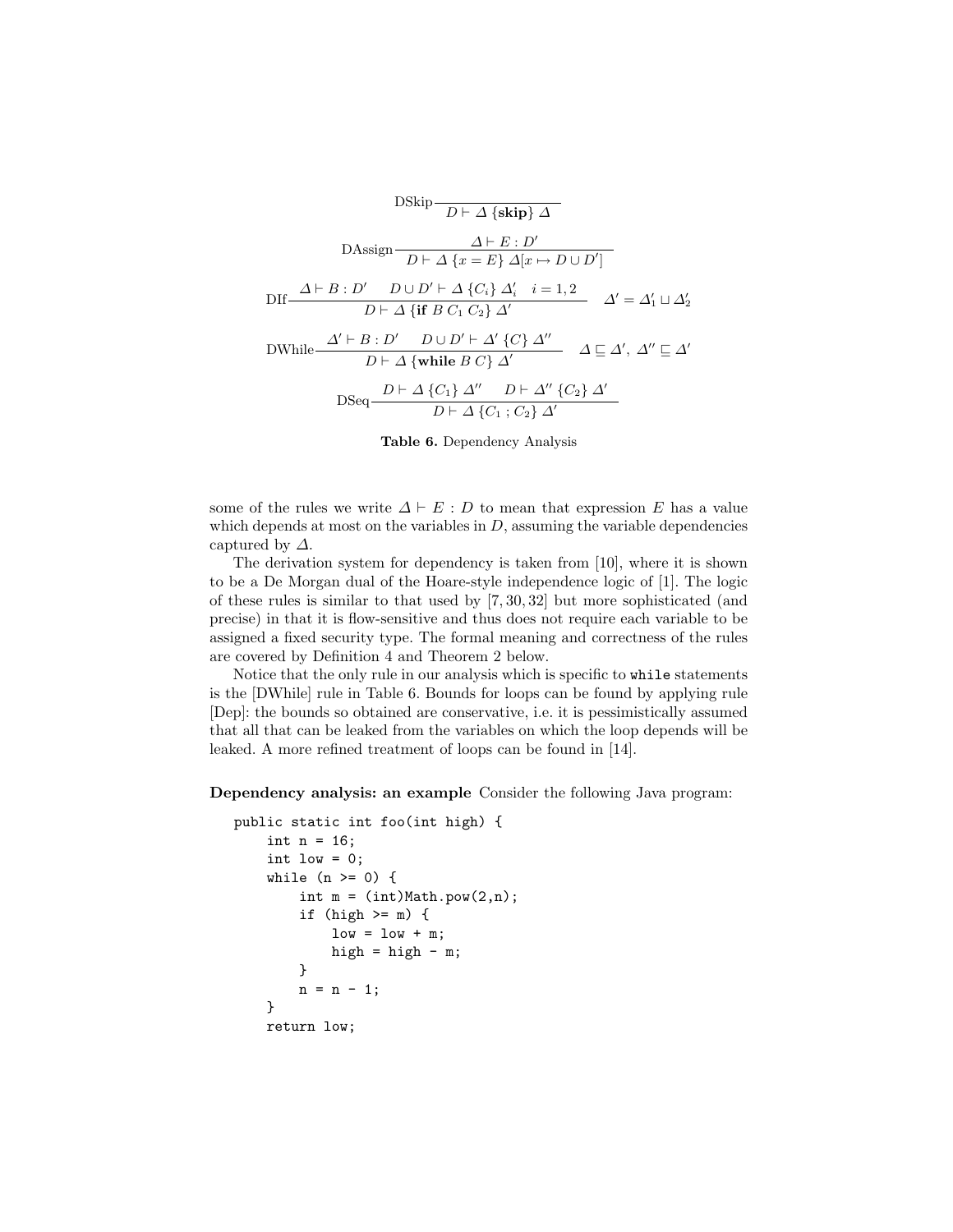$$\text{DSkip}\;\frac{}{D \vdash \Delta\ \{\mathbf{skip}\}\ \Delta}$$

$$\text{DAssign}\;\frac{\Delta \vdash E : D'}{D \vdash \Delta\ \{x = E\}\ \Delta[x \mapsto D \cup D']}$$

$$\text{DIf}\;\frac{\Delta \vdash B : D' \quad D \cup D' \vdash \Delta\ \{C_i\}\ \Delta'_i \quad i = 1, 2}{D \vdash \Delta\ \{\mathbf{if}\ B\ C_1\ C_2\}\ \Delta'} \quad \Delta' = \Delta'_1 \sqcup \Delta'_2$$

$$\text{DWhile}\;\frac{\Delta' \vdash B : D' \quad D \cup D' \vdash \Delta'\ \{C\}\ \Delta''}{D \vdash \Delta\ \{\mathbf{while}\ B\ C\}\ \Delta'} \quad \Delta \sqsubseteq \Delta',\ \Delta'' \sqsubseteq \Delta'$$

$$\text{DSeq}\;\frac{D \vdash \Delta\ \{C_1\}\ \Delta'' \quad D \vdash \Delta''\ \{C_2\}\ \Delta'}{D \vdash \Delta\ \{C_1\ ;\ C_2\}\ \Delta'}$$

**Table 6.** Dependency Analysis

some of the rules we write $\Delta \vdash E : D$ to mean that expression $E$ has a value which depends at most on the variables in $D$, assuming the variable dependencies captured by $\Delta$.

The derivation system for dependency is taken from [10], where it is shown to be a De Morgan dual of the Hoare-style independence logic of [1]. The logic of these rules is similar to that used by [7, 30, 32] but more sophisticated (and precise) in that it is flow-sensitive and thus does not require each variable to be assigned a fixed security type. The formal meaning and correctness of the rules are covered by Definition 4 and Theorem 2 below.

Notice that the only rule in our analysis which is specific to `while` statements is the [DWhile] rule in Table 6. Bounds for loops can be found by applying rule [Dep]: the bounds so obtained are conservative, i.e. it is pessimistically assumed that all that can be leaked from the variables on which the loop depends will be leaked. A more refined treatment of loops can be found in [14].

**Dependency analysis: an example** Consider the following Java program:

```
public static int foo(int high) {
    int n = 16;
    int low = 0;
    while (n >= 0) {
        int m = (int)Math.pow(2,n);
        if (high >= m) {
            low = low + m;
            high = high - m;
        }
        n = n - 1;
    }
    return low;
```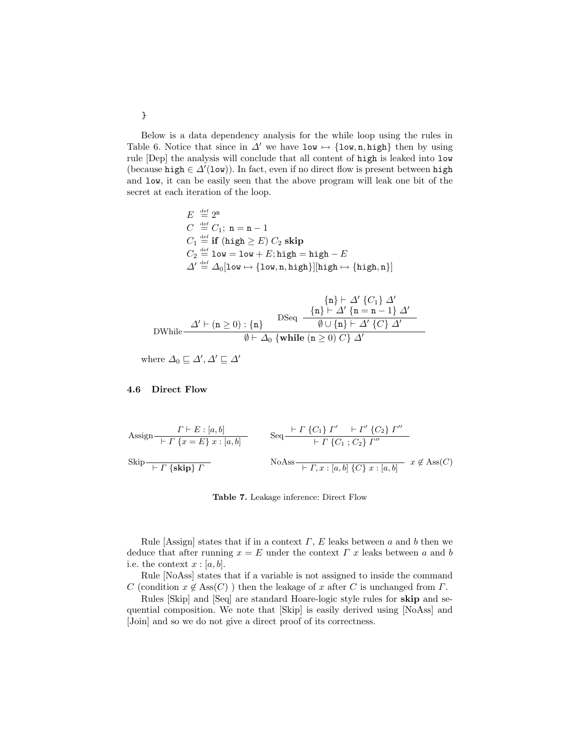}

Below is a data dependency analysis for the while loop using the rules in Table 6. Notice that since in $\Delta'$ we have $\texttt{low} \mapsto \{\texttt{low}, \texttt{n}, \texttt{high}\}$ then by using rule [Dep] the analysis will conclude that all content of `high` is leaked into `low` (because $\texttt{high} \in \Delta'(\texttt{low})$). In fact, even if no direct flow is present between `high` and `low`, it can be easily seen that the above program will leak one bit of the secret at each iteration of the loop.

$$
\begin{aligned}
E &\stackrel{\text{def}}{=} 2^{\texttt{n}} \\
C &\stackrel{\text{def}}{=} C_1;\ \texttt{n} = \texttt{n} - 1 \\
C_1 &\stackrel{\text{def}}{=} \textbf{if } (\texttt{high} \geq E)\ C_2\ \textbf{skip} \\
C_2 &\stackrel{\text{def}}{=} \texttt{low} = \texttt{low} + E; \texttt{high} = \texttt{high} - E \\
\Delta' &\stackrel{\text{def}}{=} \Delta_0[\texttt{low} \mapsto \{\texttt{low}, \texttt{n}, \texttt{high}\}][\texttt{high} \mapsto \{\texttt{high}, \texttt{n}\}]
\end{aligned}
$$

$$
\text{DWhile}\frac{\Delta' \vdash (\texttt{n} \geq 0) : \{\texttt{n}\} \qquad \text{DSeq}\dfrac{\begin{array}{c}\{\texttt{n}\} \vdash \Delta'\ \{C_1\}\ \Delta' \\ \{\texttt{n}\} \vdash \Delta'\ \{\texttt{n} = \texttt{n} - 1\}\ \Delta'\end{array}}{\emptyset \cup \{\texttt{n}\} \vdash \Delta'\ \{C\}\ \Delta'}}{\emptyset \vdash \Delta_0\ \{\textbf{while } (\texttt{n} \geq 0)\ C\}\ \Delta'}
$$

where $\Delta_0 \sqsubseteq \Delta', \Delta' \sqsubseteq \Delta'$

### 4.6 Direct Flow

$$
\text{Assign}\frac{\Gamma \vdash E : [a, b]}{\vdash \Gamma\ \{x = E\}\ x : [a, b]} \qquad \text{Seq}\frac{\vdash \Gamma\ \{C_1\}\ \Gamma' \quad \vdash \Gamma'\ \{C_2\}\ \Gamma''}{\vdash \Gamma\ \{C_1\ ;\ C_2\}\ \Gamma''}
$$

$$
\text{Skip}\frac{}{\vdash \Gamma\ \{\textbf{skip}\}\ \Gamma} \qquad \text{NoAss}\frac{}{\vdash \Gamma, x : [a, b]\ \{C\}\ x : [a, b]}\ \ x \notin \text{Ass}(C)
$$

**Table 7.** Leakage inference: Direct Flow

Rule [Assign] states that if in a context $\Gamma$, $E$ leaks between $a$ and $b$ then we deduce that after running $x = E$ under the context $\Gamma$ $x$ leaks between $a$ and $b$ i.e. the context $x : [a, b]$.

Rule [NoAss] states that if a variable is not assigned to inside the command $C$ (condition $x \notin \text{Ass}(C)$ ) then the leakage of $x$ after $C$ is unchanged from $\Gamma$.

Rules [Skip] and [Seq] are standard Hoare-logic style rules for **skip** and sequential composition. We note that [Skip] is easily derived using [NoAss] and [Join] and so we do not give a direct proof of its correctness.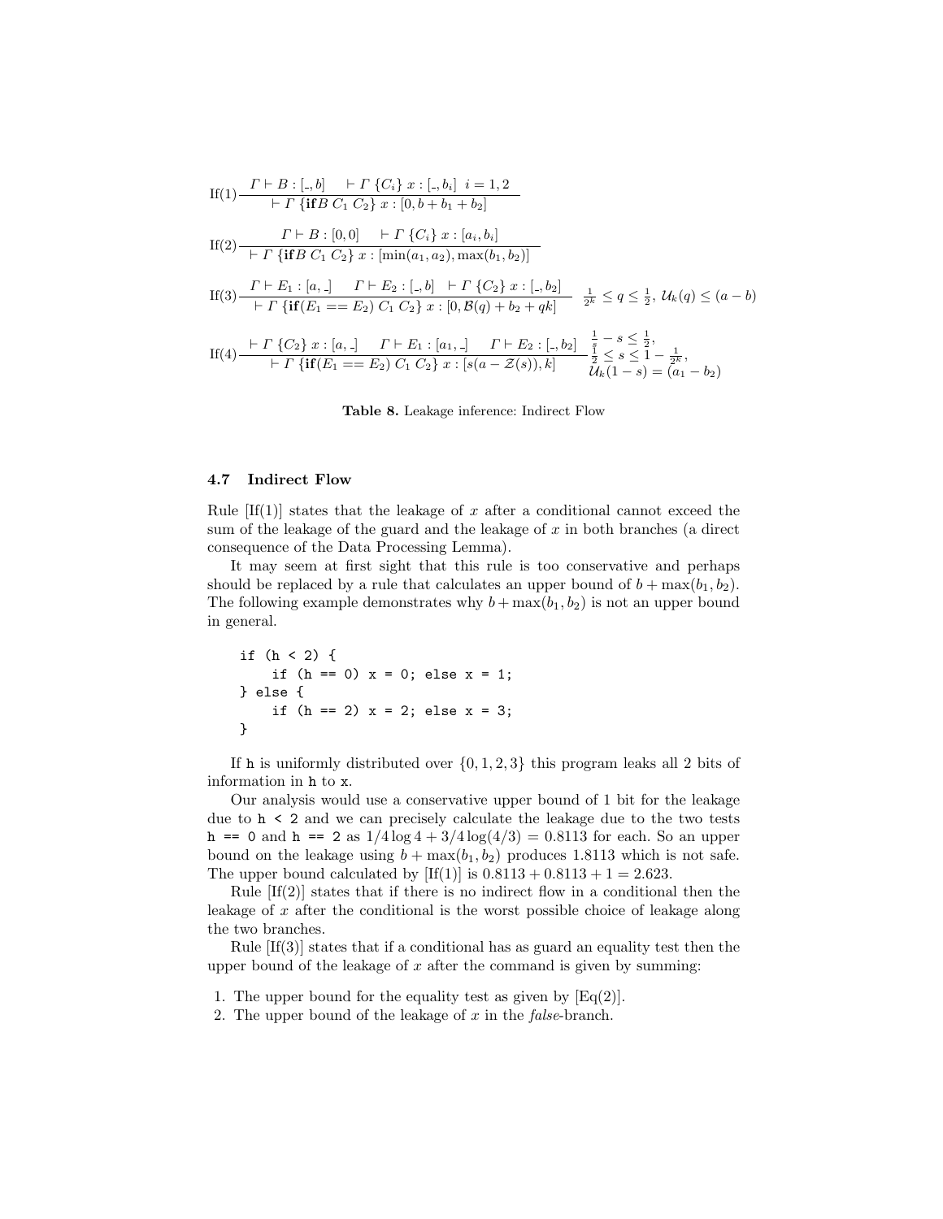$$\text{If(1)}\frac{\Gamma \vdash B : [\_, b] \quad \vdash \Gamma\ \{C_i\}\ x : [\_, b_i] \;\; i = 1, 2}{\vdash \Gamma\ \{\mathbf{if} B\ C_1\ C_2\}\ x : [0, b + b_1 + b_2]}$$

$$\text{If(2)}\frac{\Gamma \vdash B : [0, 0] \quad \vdash \Gamma\ \{C_i\}\ x : [a_i, b_i]}{\vdash \Gamma\ \{\mathbf{if} B\ C_1\ C_2\}\ x : [\min(a_1, a_2), \max(b_1, b_2)]}$$

$$\text{If(3)}\frac{\Gamma \vdash E_1 : [a, \_] \quad \Gamma \vdash E_2 : [\_, b] \quad \vdash \Gamma\ \{C_2\}\ x : [\_, b_2]}{\vdash \Gamma\ \{\mathbf{if}(E_1 == E_2)\ C_1\ C_2\}\ x : [0, \mathcal{B}(q) + b_2 + qk]} \quad \frac{1}{2^k} \leq q \leq \frac{1}{2},\ \mathcal{U}_k(q) \leq (a - b)$$

$$\text{If(4)}\frac{\vdash \Gamma\ \{C_2\}\ x : [a, \_] \quad \Gamma \vdash E_1 : [a_1, \_] \quad \Gamma \vdash E_2 : [\_, b_2]}{\vdash \Gamma\ \{\mathbf{if}(E_1 == E_2)\ C_1\ C_2\}\ x : [s(a - \mathcal{Z}(s)), k]} \quad \begin{array}{l} \frac{1}{s} - s \leq \frac{1}{2}, \\ \frac{1}{2} \leq s \leq 1 - \frac{1}{2^k}, \\ \mathcal{U}_k(1 - s) = (a_1 - b_2) \end{array}$$

**Table 8.** Leakage inference: Indirect Flow

### 4.7 Indirect Flow

Rule [If(1)] states that the leakage of $x$ after a conditional cannot exceed the sum of the leakage of the guard and the leakage of $x$ in both branches (a direct consequence of the Data Processing Lemma).

It may seem at first sight that this rule is too conservative and perhaps should be replaced by a rule that calculates an upper bound of $b + \max(b_1, b_2)$. The following example demonstrates why $b + \max(b_1, b_2)$ is not an upper bound in general.

```
if (h < 2) {
    if (h == 0) x = 0; else x = 1;
} else {
    if (h == 2) x = 2; else x = 3;
}
```

If h is uniformly distributed over $\{0, 1, 2, 3\}$ this program leaks all 2 bits of information in h to x.

Our analysis would use a conservative upper bound of 1 bit for the leakage due to h < 2 and we can precisely calculate the leakage due to the two tests h == 0 and h == 2 as $1/4 \log 4 + 3/4 \log(4/3) = 0.8113$ for each. So an upper bound on the leakage using $b + \max(b_1, b_2)$ produces 1.8113 which is not safe. The upper bound calculated by [If(1)] is $0.8113 + 0.8113 + 1 = 2.623$.

Rule [If(2)] states that if there is no indirect flow in a conditional then the leakage of $x$ after the conditional is the worst possible choice of leakage along the two branches.

Rule [If(3)] states that if a conditional has as guard an equality test then the upper bound of the leakage of $x$ after the command is given by summing:

1. The upper bound for the equality test as given by [Eq(2)].
2. The upper bound of the leakage of $x$ in the *false*-branch.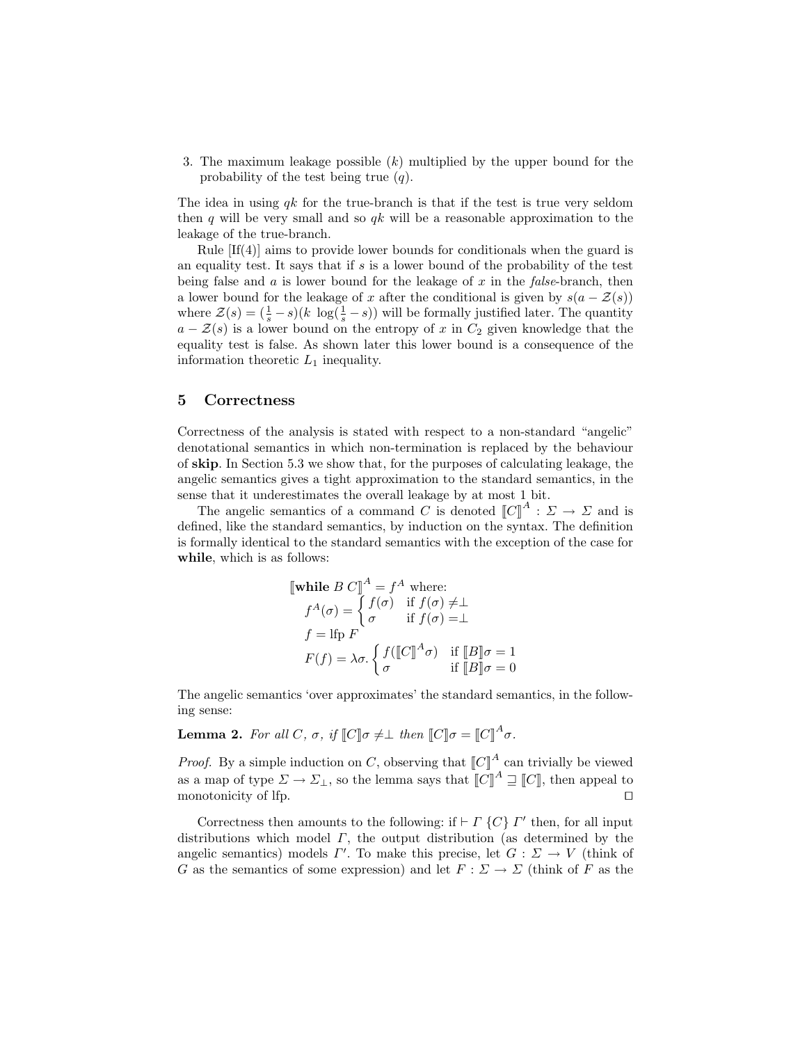3. The maximum leakage possible ($k$) multiplied by the upper bound for the probability of the test being true ($q$).

The idea in using $qk$ for the true-branch is that if the test is true very seldom then $q$ will be very small and so $qk$ will be a reasonable approximation to the leakage of the true-branch.

Rule [If(4)] aims to provide lower bounds for conditionals when the guard is an equality test. It says that if $s$ is a lower bound of the probability of the test being false and $a$ is lower bound for the leakage of $x$ in the *false*-branch, then a lower bound for the leakage of $x$ after the conditional is given by $s(a - \mathcal{Z}(s))$ where $\mathcal{Z}(s) = (\frac{1}{s} - s)(k \ \log(\frac{1}{s} - s))$ will be formally justified later. The quantity $a - \mathcal{Z}(s)$ is a lower bound on the entropy of $x$ in $C_2$ given knowledge that the equality test is false. As shown later this lower bound is a consequence of the information theoretic $L_1$ inequality.

## 5 Correctness

Correctness of the analysis is stated with respect to a non-standard "angelic" denotational semantics in which non-termination is replaced by the behaviour of **skip**. In Section 5.3 we show that, for the purposes of calculating leakage, the angelic semantics gives a tight approximation to the standard semantics, in the sense that it underestimates the overall leakage by at most 1 bit.

The angelic semantics of a command $C$ is denoted $[\![C]\!]^A : \Sigma \to \Sigma$ and is defined, like the standard semantics, by induction on the syntax. The definition is formally identical to the standard semantics with the exception of the case for **while**, which is as follows:

$$
\begin{aligned}
&[\![\textbf{while } B\ C]\!]^A = f^A \text{ where:}\\
&\quad f^A(\sigma) = \begin{cases} f(\sigma) & \text{if } f(\sigma) \neq \perp \\ \sigma & \text{if } f(\sigma) = \perp \end{cases}\\
&\quad f = \text{lfp } F\\
&\quad F(f) = \lambda\sigma. \begin{cases} f([\![C]\!]^A \sigma) & \text{if } [\![B]\!]\sigma = 1 \\ \sigma & \text{if } [\![B]\!]\sigma = 0 \end{cases}
\end{aligned}
$$

The angelic semantics 'over approximates' the standard semantics, in the following sense:

**Lemma 2.** *For all $C$, $\sigma$, if $[\![C]\!]\sigma \neq \perp$ then $[\![C]\!]\sigma = [\![C]\!]^A\sigma$.*

*Proof.* By a simple induction on $C$, observing that $[\![C]\!]^A$ can trivially be viewed as a map of type $\Sigma \to \Sigma_\perp$, so the lemma says that $[\![C]\!]^A \sqsupseteq [\![C]\!]$, then appeal to monotonicity of lfp. ◻

Correctness then amounts to the following: if $\vdash \Gamma\ \{C\}\ \Gamma'$ then, for all input distributions which model $\Gamma$, the output distribution (as determined by the angelic semantics) models $\Gamma'$. To make this precise, let $G : \Sigma \to V$ (think of $G$ as the semantics of some expression) and let $F : \Sigma \to \Sigma$ (think of $F$ as the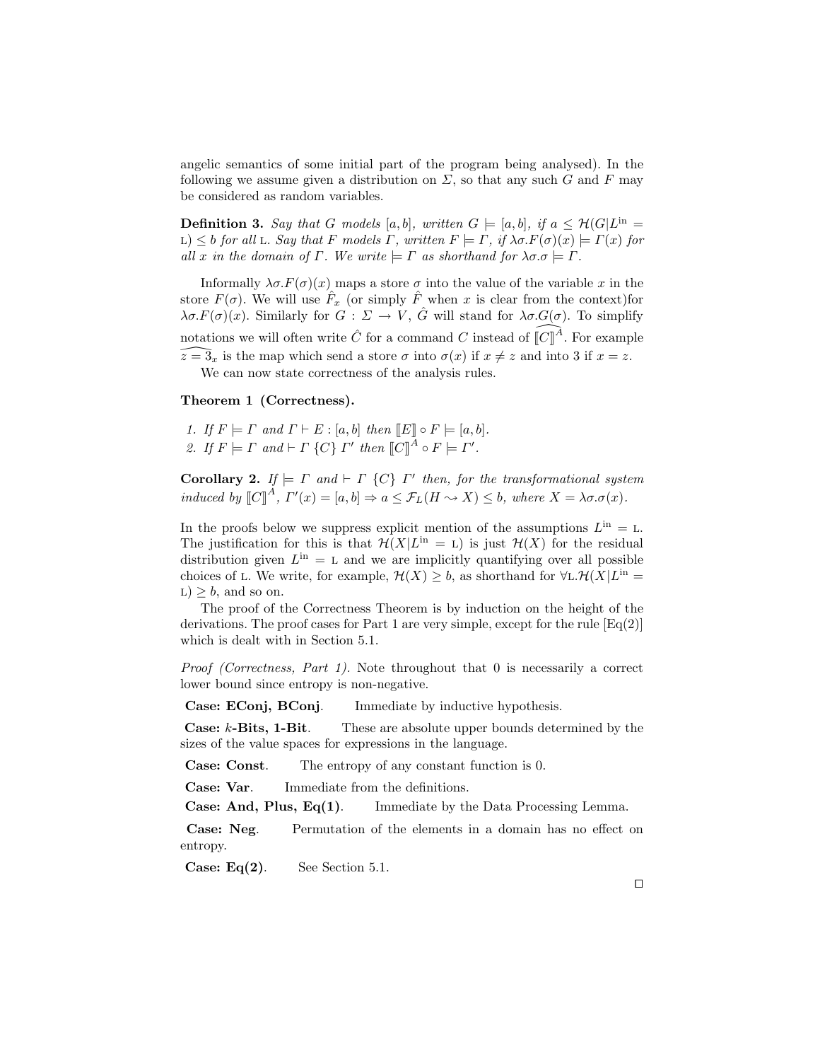angelic semantics of some initial part of the program being analysed). In the following we assume given a distribution on $\Sigma$, so that any such $G$ and $F$ may be considered as random variables.

**Definition 3.** *Say that $G$ models $[a, b]$, written $G \models [a, b]$, if $a \leq \mathcal{H}(G|L^{\mathrm{in}} = \mathrm{L}) \leq b$ for all $\mathrm{L}$. Say that $F$ models $\Gamma$, written $F \models \Gamma$, if $\lambda\sigma.F(\sigma)(x) \models \Gamma(x)$ for all $x$ in the domain of $\Gamma$. We write $\models \Gamma$ as shorthand for $\lambda\sigma.\sigma \models \Gamma$.*

Informally $\lambda\sigma.F(\sigma)(x)$ maps a store $\sigma$ into the value of the variable $x$ in the store $F(\sigma)$. We will use $\hat{F}_x$ (or simply $\hat{F}$ when $x$ is clear from the context)for $\lambda\sigma.F(\sigma)(x)$. Similarly for $G : \Sigma \to V$, $\hat{G}$ will stand for $\lambda\sigma.\widehat{G(\sigma)}$. To simplify notations we will often write $\hat{C}$ for a command $C$ instead of $\widehat{[\![C]\!]^A}$. For example $\widehat{z = 3}_x$ is the map which send a store $\sigma$ into $\sigma(x)$ if $x \neq z$ and into 3 if $x = z$.

We can now state correctness of the analysis rules.

**Theorem 1 (Correctness).**

1. *If $F \models \Gamma$ and $\Gamma \vdash E : [a, b]$ then $[\![E]\!] \circ F \models [a, b]$.*
2. *If $F \models \Gamma$ and $\vdash \Gamma \; \{C\} \; \Gamma'$ then $[\![C]\!]^A \circ F \models \Gamma'$.*

**Corollary 2.** *If $\models \Gamma$ and $\vdash \Gamma \; \{C\} \; \Gamma'$ then, for the transformational system induced by $[\![C]\!]^A$, $\Gamma'(x) = [a, b] \Rightarrow a \leq \mathcal{F}_L(H \rightsquigarrow X) \leq b$, where $X = \lambda\sigma.\sigma(x)$.*

In the proofs below we suppress explicit mention of the assumptions $L^{\mathrm{in}} = \mathrm{L}$. The justification for this is that $\mathcal{H}(X|L^{\mathrm{in}} = \mathrm{L})$ is just $\mathcal{H}(X)$ for the residual distribution given $L^{\mathrm{in}} = \mathrm{L}$ and we are implicitly quantifying over all possible choices of $\mathrm{L}$. We write, for example, $\mathcal{H}(X) \geq b$, as shorthand for $\forall \mathrm{L}.\mathcal{H}(X|L^{\mathrm{in}} = \mathrm{L}) \geq b$, and so on.

The proof of the Correctness Theorem is by induction on the height of the derivations. The proof cases for Part 1 are very simple, except for the rule [Eq(2)] which is dealt with in Section 5.1.

*Proof (Correctness, Part 1).* Note throughout that 0 is necessarily a correct lower bound since entropy is non-negative.

**Case: EConj, BConj**. Immediate by inductive hypothesis.

**Case: $k$-Bits, 1-Bit**. These are absolute upper bounds determined by the sizes of the value spaces for expressions in the language.

**Case: Const**. The entropy of any constant function is 0.

**Case: Var**. Immediate from the definitions.

**Case: And, Plus, Eq(1)**. Immediate by the Data Processing Lemma.

**Case: Neg**. Permutation of the elements in a domain has no effect on entropy.

**Case: Eq(2)**. See Section 5.1.

□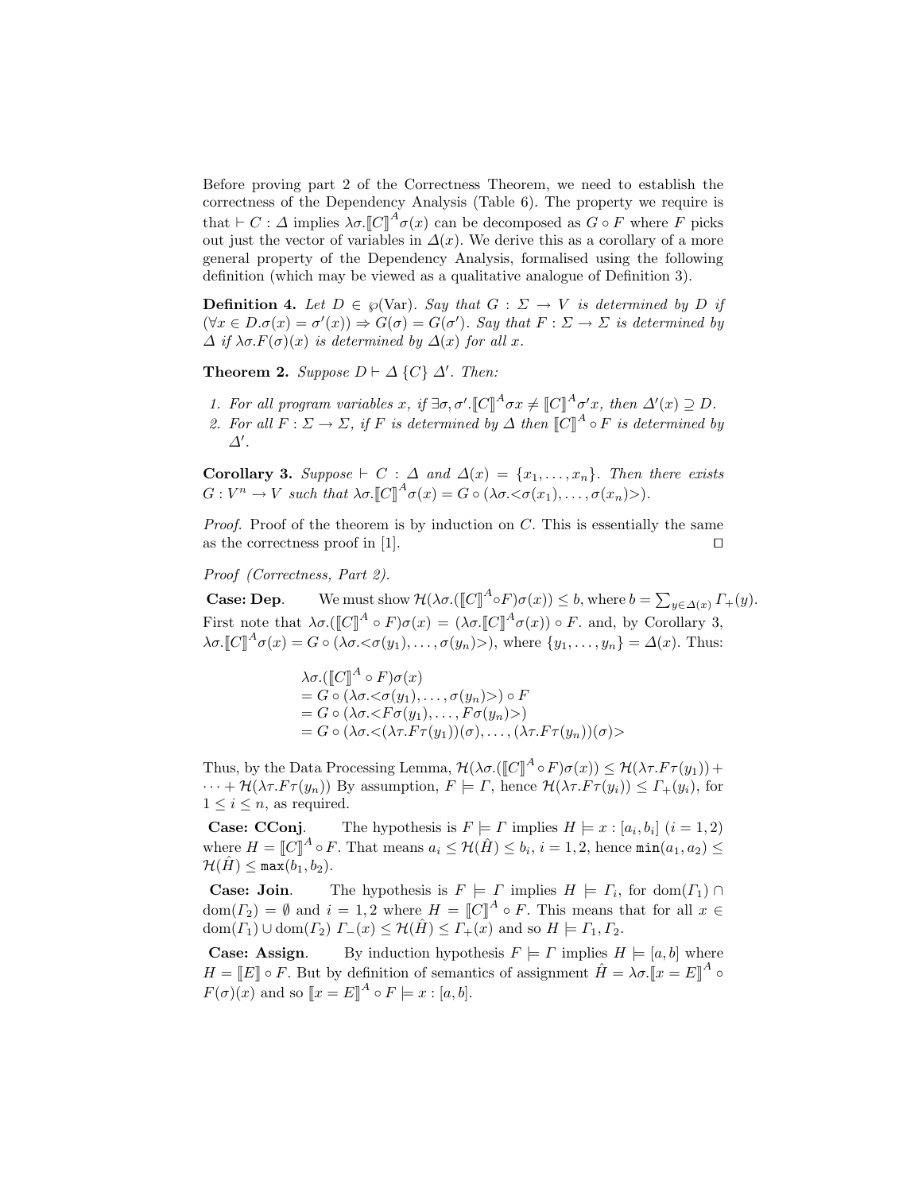Before proving part 2 of the Correctness Theorem, we need to establish the correctness of the Dependency Analysis (Table 6). The property we require is that $\vdash C : \Delta$ implies $\lambda\sigma.[\![C]\!]^A\sigma(x)$ can be decomposed as $G \circ F$ where $F$ picks out just the vector of variables in $\Delta(x)$. We derive this as a corollary of a more general property of the Dependency Analysis, formalised using the following definition (which may be viewed as a qualitative analogue of Definition 3).

**Definition 4.** *Let $D \in \wp(\mathrm{Var})$. Say that $G : \Sigma \to V$ is determined by $D$ if $(\forall x \in D.\sigma(x) = \sigma'(x)) \Rightarrow G(\sigma) = G(\sigma')$. Say that $F : \Sigma \to \Sigma$ is determined by $\Delta$ if $\lambda\sigma.F(\sigma)(x)$ is determined by $\Delta(x)$ for all $x$.*

**Theorem 2.** *Suppose $D \vdash \Delta\ \{C\}\ \Delta'$. Then:*

1. *For all program variables $x$, if $\exists\sigma, \sigma'.[\![C]\!]^A\sigma x \neq [\![C]\!]^A\sigma' x$, then $\Delta'(x) \supseteq D$.*
2. *For all $F : \Sigma \to \Sigma$, if $F$ is determined by $\Delta$ then $[\![C]\!]^A \circ F$ is determined by $\Delta'$.*

**Corollary 3.** *Suppose $\vdash C : \Delta$ and $\Delta(x) = \{x_1, \ldots, x_n\}$. Then there exists $G : V^n \to V$ such that $\lambda\sigma.[\![C]\!]^A\sigma(x) = G \circ (\lambda\sigma.<\sigma(x_1), \ldots, \sigma(x_n)>)$.*

*Proof.* Proof of the theorem is by induction on $C$. This is essentially the same as the correctness proof in [1]. ◻

*Proof (Correctness, Part 2).*

**Case: Dep.** We must show $\mathcal{H}(\lambda\sigma.([\![C]\!]^A \circ F)\sigma(x)) \leq b$, where $b = \sum_{y \in \Delta(x)} \Gamma_+(y)$. First note that $\lambda\sigma.([\![C]\!]^A \circ F)\sigma(x) = (\lambda\sigma.[\![C]\!]^A\sigma(x)) \circ F$. and, by Corollary 3, $\lambda\sigma.[\![C]\!]^A\sigma(x) = G \circ (\lambda\sigma.<\sigma(y_1), \ldots, \sigma(y_n)>)$, where $\{y_1, \ldots, y_n\} = \Delta(x)$. Thus:

$$
\begin{aligned}
&\lambda\sigma.([\![C]\!]^A \circ F)\sigma(x) \\
&= G \circ (\lambda\sigma.<\sigma(y_1), \ldots, \sigma(y_n)>) \circ F \\
&= G \circ (\lambda\sigma.<F\sigma(y_1), \ldots, F\sigma(y_n)>) \\
&= G \circ (\lambda\sigma.<(\lambda\tau.F\tau(y_1))(\sigma), \ldots, (\lambda\tau.F\tau(y_n))(\sigma)>
\end{aligned}
$$

Thus, by the Data Processing Lemma, $\mathcal{H}(\lambda\sigma.([\![C]\!]^A \circ F)\sigma(x)) \leq \mathcal{H}(\lambda\tau.F\tau(y_1)) + \cdots + \mathcal{H}(\lambda\tau.F\tau(y_n))$ By assumption, $F \models \Gamma$, hence $\mathcal{H}(\lambda\tau.F\tau(y_i)) \leq \Gamma_+(y_i)$, for $1 \leq i \leq n$, as required.

**Case: CConj.** The hypothesis is $F \models \Gamma$ implies $H \models x : [a_i, b_i]$ $(i = 1, 2)$ where $H = [\![C]\!]^A \circ F$. That means $a_i \leq \mathcal{H}(\hat{H}) \leq b_i$, $i = 1, 2$, hence $\mathtt{min}(a_1, a_2) \leq \mathcal{H}(\hat{H}) \leq \mathtt{max}(b_1, b_2)$.

**Case: Join.** The hypothesis is $F \models \Gamma$ implies $H \models \Gamma_i$, for $\mathrm{dom}(\Gamma_1) \cap \mathrm{dom}(\Gamma_2) = \emptyset$ and $i = 1, 2$ where $H = [\![C]\!]^A \circ F$. This means that for all $x \in \mathrm{dom}(\Gamma_1) \cup \mathrm{dom}(\Gamma_2)$ $\Gamma_-(x) \leq \mathcal{H}(\hat{H}) \leq \Gamma_+(x)$ and so $H \models \Gamma_1, \Gamma_2$.

**Case: Assign.** By induction hypothesis $F \models \Gamma$ implies $H \models [a, b]$ where $H = [\![E]\!] \circ F$. But by definition of semantics of assignment $\hat{H} = \lambda\sigma.[\![x = E]\!]^A \circ F(\sigma)(x)$ and so $[\![x = E]\!]^A \circ F \models x : [a, b]$.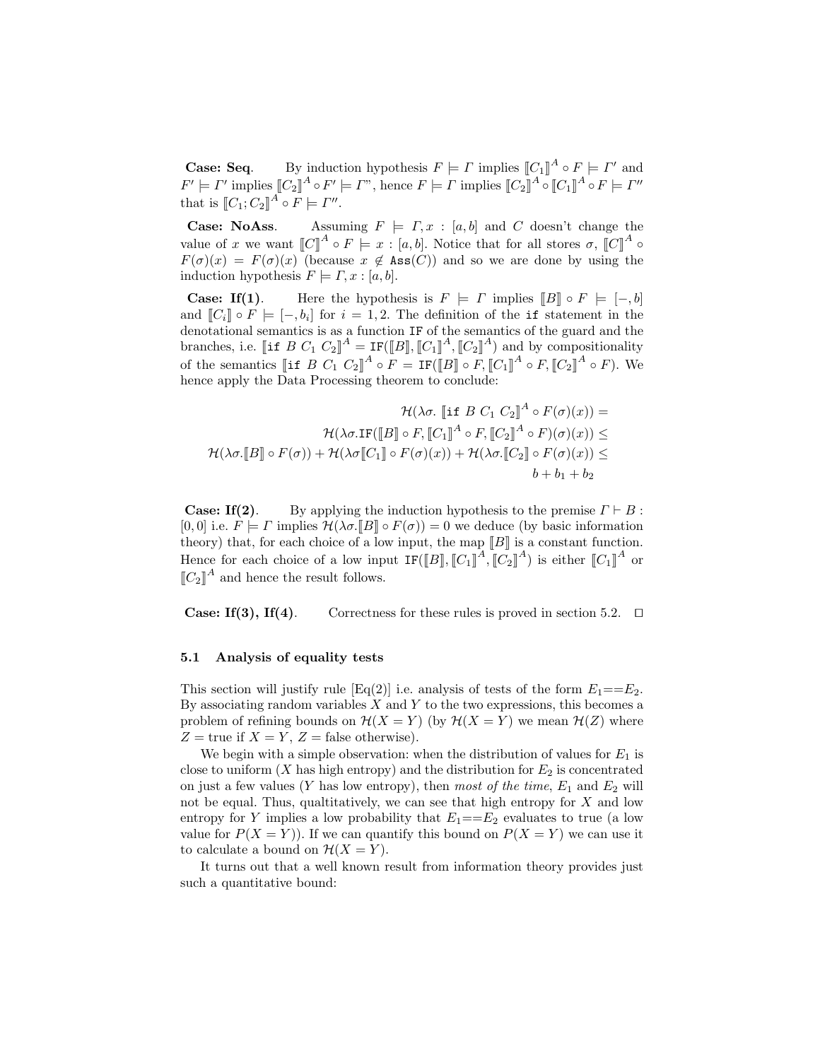**Case: Seq.** By induction hypothesis $F \models \Gamma$ implies $[\![C_1]\!]^A \circ F \models \Gamma'$ and $F' \models \Gamma'$ implies $[\![C_2]\!]^A \circ F' \models \Gamma$", hence $F \models \Gamma$ implies $[\![C_2]\!]^A \circ [\![C_1]\!]^A \circ F \models \Gamma''$ that is $[\![C_1; C_2]\!]^A \circ F \models \Gamma''$.

**Case: NoAss.** Assuming $F \models \Gamma, x : [a, b]$ and $C$ doesn't change the value of $x$ we want $[\![C]\!]^A \circ F \models x : [a, b]$. Notice that for all stores $\sigma$, $[\![C]\!]^A \circ F(\sigma)(x) = F(\sigma)(x)$ (because $x \notin \mathtt{Ass}(C)$) and so we are done by using the induction hypothesis $F \models \Gamma, x : [a, b]$.

**Case: If(1).** Here the hypothesis is $F \models \Gamma$ implies $[\![B]\!] \circ F \models [-, b]$ and $[\![C_i]\!] \circ F \models [-, b_i]$ for $i = 1, 2$. The definition of the `if` statement in the denotational semantics is as a function `IF` of the semantics of the guard and the branches, i.e. $[\![\mathtt{if}\ B\ C_1\ C_2]\!]^A = \mathtt{IF}([\![B]\!], [\![C_1]\!]^A, [\![C_2]\!]^A)$ and by compositionality of the semantics $[\![\mathtt{if}\ B\ C_1\ C_2]\!]^A \circ F = \mathtt{IF}([\![B]\!] \circ F, [\![C_1]\!]^A \circ F, [\![C_2]\!]^A \circ F)$. We hence apply the Data Processing theorem to conclude:

$$
\begin{aligned}
&\mathcal{H}(\lambda\sigma.\ [\![\mathtt{if}\ B\ C_1\ C_2]\!]^A \circ F(\sigma)(x)) = \\
&\mathcal{H}(\lambda\sigma.\mathtt{IF}([\![B]\!] \circ F, [\![C_1]\!]^A \circ F, [\![C_2]\!]^A \circ F)(\sigma)(x)) \leq \\
\mathcal{H}(\lambda\sigma.[\![B]\!] \circ F(\sigma)) &+ \mathcal{H}(\lambda\sigma[\![C_1]\!] \circ F(\sigma)(x)) + \mathcal{H}(\lambda\sigma.[\![C_2]\!] \circ F(\sigma)(x)) \leq \\
&b + b_1 + b_2
\end{aligned}
$$

**Case: If(2).** By applying the induction hypothesis to the premise $\Gamma \vdash B : [0, 0]$ i.e. $F \models \Gamma$ implies $\mathcal{H}(\lambda\sigma.[\![B]\!] \circ F(\sigma)) = 0$ we deduce (by basic information theory) that, for each choice of a low input, the map $[\![B]\!]$ is a constant function. Hence for each choice of a low input $\mathtt{IF}([\![B]\!], [\![C_1]\!]^A, [\![C_2]\!]^A)$ is either $[\![C_1]\!]^A$ or $[\![C_2]\!]^A$ and hence the result follows.

**Case: If(3), If(4).** Correctness for these rules is proved in section 5.2. □

### 5.1 Analysis of equality tests

This section will justify rule [Eq(2)] i.e. analysis of tests of the form $E_1 == E_2$. By associating random variables $X$ and $Y$ to the two expressions, this becomes a problem of refining bounds on $\mathcal{H}(X = Y)$ (by $\mathcal{H}(X = Y)$ we mean $\mathcal{H}(Z)$ where $Z$ = true if $X = Y$, $Z$ = false otherwise).

We begin with a simple observation: when the distribution of values for $E_1$ is close to uniform ($X$ has high entropy) and the distribution for $E_2$ is concentrated on just a few values ($Y$ has low entropy), then *most of the time*, $E_1$ and $E_2$ will not be equal. Thus, qualtitatively, we can see that high entropy for $X$ and low entropy for $Y$ implies a low probability that $E_1 == E_2$ evaluates to true (a low value for $P(X = Y)$). If we can quantify this bound on $P(X = Y)$ we can use it to calculate a bound on $\mathcal{H}(X = Y)$.

It turns out that a well known result from information theory provides just such a quantitative bound: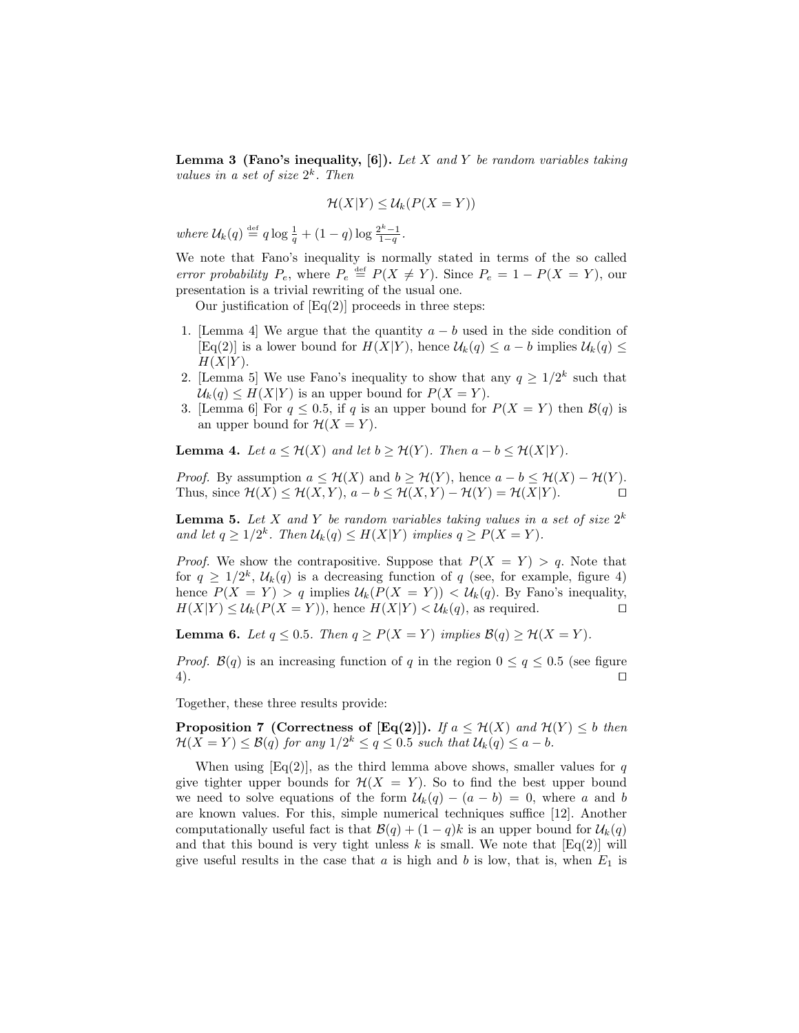**Lemma 3 (Fano's inequality, [6]).** *Let $X$ and $Y$ be random variables taking values in a set of size $2^k$. Then*

$$\mathcal{H}(X|Y) \leq \mathcal{U}_k(P(X=Y))$$

*where* $\mathcal{U}_k(q) \stackrel{\text{def}}{=} q \log \frac{1}{q} + (1-q) \log \frac{2^k-1}{1-q}$.

We note that Fano's inequality is normally stated in terms of the so called *error probability* $P_e$, where $P_e \stackrel{\text{def}}{=} P(X \neq Y)$. Since $P_e = 1 - P(X=Y)$, our presentation is a trivial rewriting of the usual one.

Our justification of [Eq(2)] proceeds in three steps:

1. [Lemma 4] We argue that the quantity $a - b$ used in the side condition of [Eq(2)] is a lower bound for $H(X|Y)$, hence $\mathcal{U}_k(q) \leq a - b$ implies $\mathcal{U}_k(q) \leq H(X|Y)$.
2. [Lemma 5] We use Fano's inequality to show that any $q \geq 1/2^k$ such that $\mathcal{U}_k(q) \leq H(X|Y)$ is an upper bound for $P(X=Y)$.
3. [Lemma 6] For $q \leq 0.5$, if $q$ is an upper bound for $P(X=Y)$ then $\mathcal{B}(q)$ is an upper bound for $\mathcal{H}(X=Y)$.

**Lemma 4.** *Let $a \leq \mathcal{H}(X)$ and let $b \geq \mathcal{H}(Y)$. Then $a - b \leq \mathcal{H}(X|Y)$.*

*Proof.* By assumption $a \leq \mathcal{H}(X)$ and $b \geq \mathcal{H}(Y)$, hence $a - b \leq \mathcal{H}(X) - \mathcal{H}(Y)$. Thus, since $\mathcal{H}(X) \leq \mathcal{H}(X,Y)$, $a - b \leq \mathcal{H}(X,Y) - \mathcal{H}(Y) = \mathcal{H}(X|Y)$. □

**Lemma 5.** *Let $X$ and $Y$ be random variables taking values in a set of size $2^k$ and let $q \geq 1/2^k$. Then $\mathcal{U}_k(q) \leq H(X|Y)$ implies $q \geq P(X=Y)$.*

*Proof.* We show the contrapositive. Suppose that $P(X=Y) > q$. Note that for $q \geq 1/2^k$, $\mathcal{U}_k(q)$ is a decreasing function of $q$ (see, for example, figure 4) hence $P(X=Y) > q$ implies $\mathcal{U}_k(P(X=Y)) < \mathcal{U}_k(q)$. By Fano's inequality, $H(X|Y) \leq \mathcal{U}_k(P(X=Y))$, hence $H(X|Y) < \mathcal{U}_k(q)$, as required. □

**Lemma 6.** *Let $q \leq 0.5$. Then $q \geq P(X=Y)$ implies $\mathcal{B}(q) \geq \mathcal{H}(X=Y)$.*

*Proof.* $\mathcal{B}(q)$ is an increasing function of $q$ in the region $0 \leq q \leq 0.5$ (see figure 4). □

Together, these three results provide:

**Proposition 7 (Correctness of [Eq(2)]).** *If $a \leq \mathcal{H}(X)$ and $\mathcal{H}(Y) \leq b$ then $\mathcal{H}(X=Y) \leq \mathcal{B}(q)$ for any $1/2^k \leq q \leq 0.5$ such that $\mathcal{U}_k(q) \leq a - b$.*

When using [Eq(2)], as the third lemma above shows, smaller values for $q$ give tighter upper bounds for $\mathcal{H}(X=Y)$. So to find the best upper bound we need to solve equations of the form $\mathcal{U}_k(q) - (a-b) = 0$, where $a$ and $b$ are known values. For this, simple numerical techniques suffice [12]. Another computationally useful fact is that $\mathcal{B}(q) + (1-q)k$ is an upper bound for $\mathcal{U}_k(q)$ and that this bound is very tight unless $k$ is small. We note that [Eq(2)] will give useful results in the case that $a$ is high and $b$ is low, that is, when $E_1$ is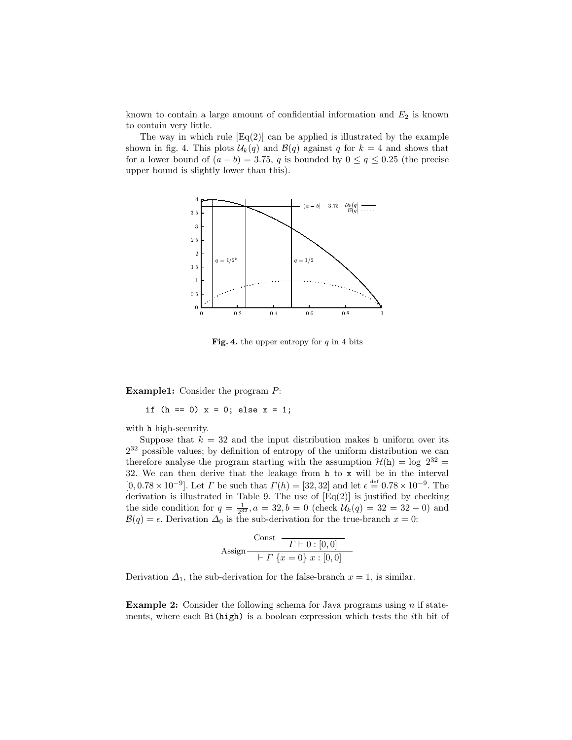known to contain a large amount of confidential information and $E_2$ is known to contain very little.

The way in which rule [Eq(2)] can be applied is illustrated by the example shown in fig. 4. This plots $\mathcal{U}_k(q)$ and $\mathcal{B}(q)$ against $q$ for $k = 4$ and shows that for a lower bound of $(a - b) = 3.75$, $q$ is bounded by $0 \leq q \leq 0.25$ (the precise upper bound is slightly lower than this).

**Fig. 4.** the upper entropy for $q$ in 4 bits

**Example1:** Consider the program $P$:

```
if (h == 0) x = 0; else x = 1;
```

with h high-security.

Suppose that $k = 32$ and the input distribution makes h uniform over its $2^{32}$ possible values; by definition of entropy of the uniform distribution we can therefore analyse the program starting with the assumption $\mathcal{H}(\mathtt{h}) = \log\ 2^{32} = 32$. We can then derive that the leakage from h to x will be in the interval $[0, 0.78 \times 10^{-9}]$. Let $\Gamma$ be such that $\Gamma(h) = [32, 32]$ and let $\epsilon \stackrel{\text{def}}{=} 0.78 \times 10^{-9}$. The derivation is illustrated in Table 9. The use of [Eq(2)] is justified by checking the side condition for $q = \frac{1}{2^{32}}, a = 32, b = 0$ (check $\mathcal{U}_k(q) = 32 = 32 - 0$) and $\mathcal{B}(q) = \epsilon$. Derivation $\Delta_0$ is the sub-derivation for the true-branch $x = 0$:

$$\text{Assign}\frac{\text{Const}\ \overline{\Gamma \vdash 0 : [0,0]}}{\vdash \Gamma\ \{x = 0\}\ x : [0,0]}$$

Derivation $\Delta_1$, the sub-derivation for the false-branch $x = 1$, is similar.

**Example 2:** Consider the following schema for Java programs using $n$ if statements, where each Bi(high) is a boolean expression which tests the $i$th bit of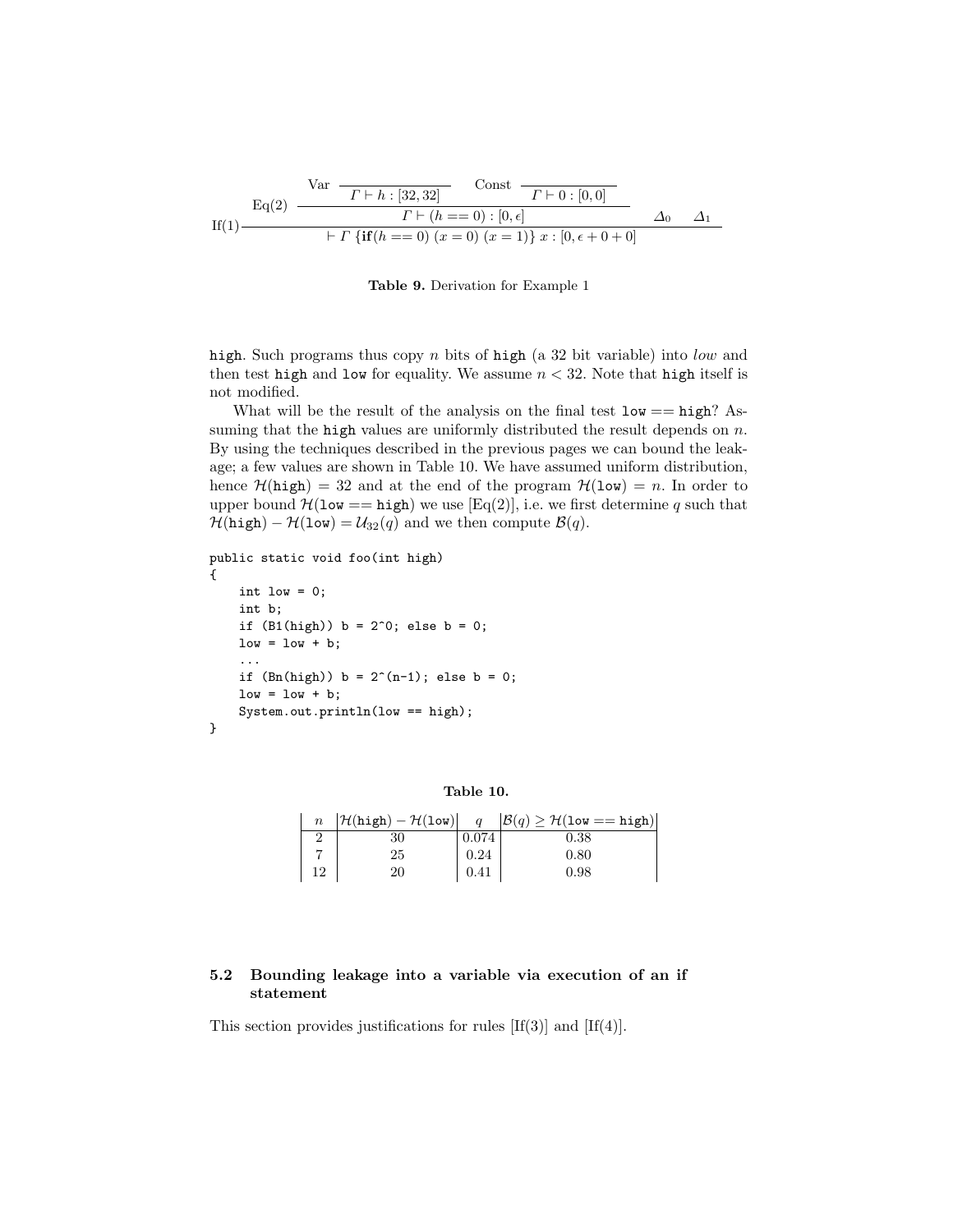$$
\text{If}(1)\dfrac{\text{Eq}(2)\dfrac{\text{Var}\dfrac{}{\Gamma \vdash h : [32, 32]} \quad \text{Const}\dfrac{}{\Gamma \vdash 0 : [0, 0]}}{\Gamma \vdash (h == 0) : [0, \epsilon]} \quad \Delta_0 \quad \Delta_1}{\vdash \Gamma\ \{\mathbf{if}(h == 0)\ (x = 0)\ (x = 1)\}\ x : [0, \epsilon + 0 + 0]}
$$

**Table 9.** Derivation for Example 1

high. Such programs thus copy $n$ bits of high (a 32 bit variable) into *low* and then test high and low for equality. We assume $n < 32$. Note that high itself is not modified.

What will be the result of the analysis on the final test low == high? Assuming that the high values are uniformly distributed the result depends on $n$. By using the techniques described in the previous pages we can bound the leakage; a few values are shown in Table 10. We have assumed uniform distribution, hence $\mathcal{H}(\texttt{high}) = 32$ and at the end of the program $\mathcal{H}(\texttt{low}) = n$. In order to upper bound $\mathcal{H}(\texttt{low} == \texttt{high})$ we use [Eq(2)], i.e. we first determine $q$ such that $\mathcal{H}(\texttt{high}) - \mathcal{H}(\texttt{low}) = \mathcal{U}_{32}(q)$ and we then compute $\mathcal{B}(q)$.

```
public static void foo(int high)
{
    int low = 0;
    int b;
    if (B1(high)) b = 2^0; else b = 0;
    low = low + b;
    ...
    if (Bn(high)) b = 2^(n-1); else b = 0;
    low = low + b;
    System.out.println(low == high);
}
```

**Table 10.**

| $n$ | $\mathcal{H}(\texttt{high}) - \mathcal{H}(\texttt{low})$ | $q$ | $\mathcal{B}(q) \geq \mathcal{H}(\texttt{low} == \texttt{high})$ |
|---|---|---|---|
| 2 | 30 | 0.074 | 0.38 |
| 7 | 25 | 0.24 | 0.80 |
| 12 | 20 | 0.41 | 0.98 |

### 5.2 Bounding leakage into a variable via execution of an if statement

This section provides justifications for rules [If(3)] and [If(4)].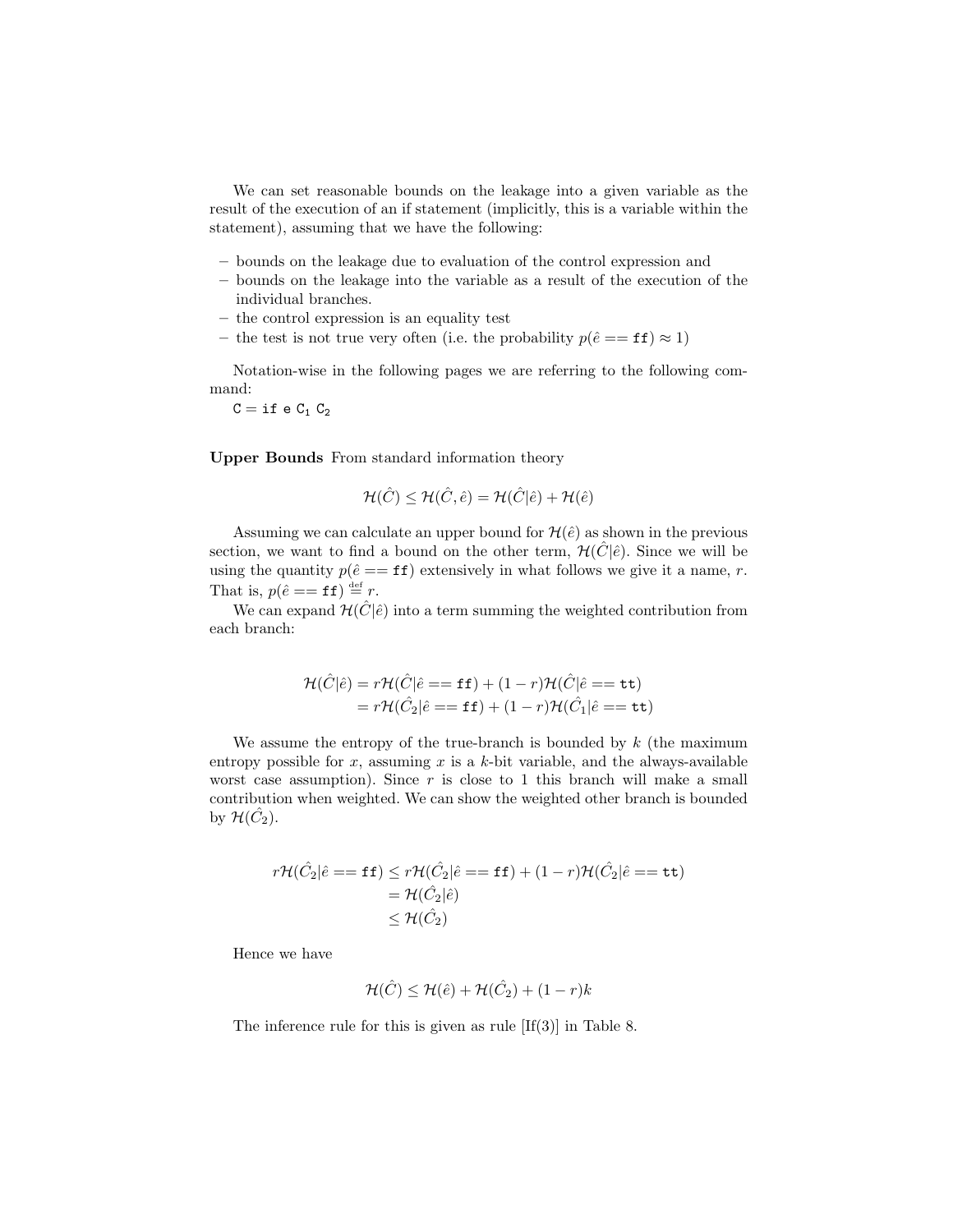We can set reasonable bounds on the leakage into a given variable as the result of the execution of an if statement (implicitly, this is a variable within the statement), assuming that we have the following:

- bounds on the leakage due to evaluation of the control expression and
- bounds on the leakage into the variable as a result of the execution of the individual branches.
- the control expression is an equality test
- the test is not true very often (i.e. the probability $p(\hat{e} == \mathtt{ff}) \approx 1$)

Notation-wise in the following pages we are referring to the following command:
$\mathtt{C = if\ e\ C_1\ C_2}$

**Upper Bounds** From standard information theory

$$\mathcal{H}(\hat{C}) \leq \mathcal{H}(\hat{C}, \hat{e}) = \mathcal{H}(\hat{C}|\hat{e}) + \mathcal{H}(\hat{e})$$

Assuming we can calculate an upper bound for $\mathcal{H}(\hat{e})$ as shown in the previous section, we want to find a bound on the other term, $\mathcal{H}(\hat{C}|\hat{e})$. Since we will be using the quantity $p(\hat{e} == \mathtt{ff})$ extensively in what follows we give it a name, $r$. That is, $p(\hat{e} == \mathtt{ff}) \stackrel{\text{def}}{=} r$.

We can expand $\mathcal{H}(\hat{C}|\hat{e})$ into a term summing the weighted contribution from each branch:

$$\begin{aligned}
\mathcal{H}(\hat{C}|\hat{e}) &= r\mathcal{H}(\hat{C}|\hat{e} == \mathtt{ff}) + (1-r)\mathcal{H}(\hat{C}|\hat{e} == \mathtt{tt}) \\
&= r\mathcal{H}(\hat{C}_2|\hat{e} == \mathtt{ff}) + (1-r)\mathcal{H}(\hat{C}_1|\hat{e} == \mathtt{tt})
\end{aligned}$$

We assume the entropy of the true-branch is bounded by $k$ (the maximum entropy possible for $x$, assuming $x$ is a $k$-bit variable, and the always-available worst case assumption). Since $r$ is close to 1 this branch will make a small contribution when weighted. We can show the weighted other branch is bounded by $\mathcal{H}(\hat{C}_2)$.

$$\begin{aligned}
r\mathcal{H}(\hat{C}_2|\hat{e} == \mathtt{ff}) &\leq r\mathcal{H}(\hat{C}_2|\hat{e} == \mathtt{ff}) + (1-r)\mathcal{H}(\hat{C}_2|\hat{e} == \mathtt{tt}) \\
&= \mathcal{H}(\hat{C}_2|\hat{e}) \\
&\leq \mathcal{H}(\hat{C}_2)
\end{aligned}$$

Hence we have

$$\mathcal{H}(\hat{C}) \leq \mathcal{H}(\hat{e}) + \mathcal{H}(\hat{C}_2) + (1-r)k$$

The inference rule for this is given as rule [If(3)] in Table 8.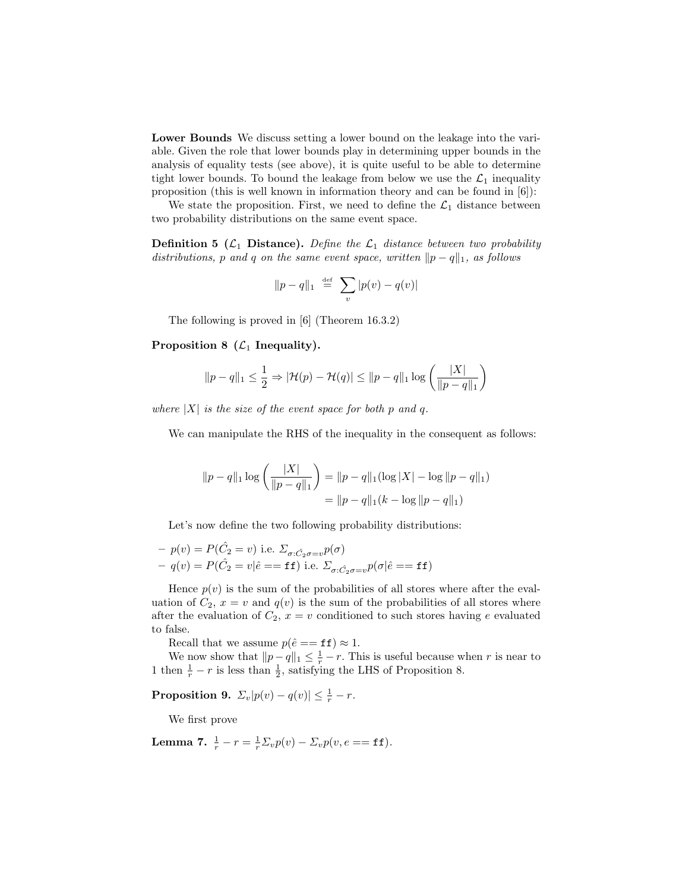**Lower Bounds** We discuss setting a lower bound on the leakage into the variable. Given the role that lower bounds play in determining upper bounds in the analysis of equality tests (see above), it is quite useful to be able to determine tight lower bounds. To bound the leakage from below we use the $\mathcal{L}_1$ inequality proposition (this is well known in information theory and can be found in [6]):

We state the proposition. First, we need to define the $\mathcal{L}_1$ distance between two probability distributions on the same event space.

**Definition 5 ($\mathcal{L}_1$ Distance).** *Define the $\mathcal{L}_1$ distance between two probability distributions, $p$ and $q$ on the same event space, written $\|p - q\|_1$, as follows*

$$\|p - q\|_1 \stackrel{\text{def}}{=} \sum_v |p(v) - q(v)|$$

The following is proved in [6] (Theorem 16.3.2)

**Proposition 8 ($\mathcal{L}_1$ Inequality).**

$$\|p - q\|_1 \leq \frac{1}{2} \Rightarrow |\mathcal{H}(p) - \mathcal{H}(q)| \leq \|p - q\|_1 \log\left(\frac{|X|}{\|p - q\|_1}\right)$$

*where $|X|$ is the size of the event space for both $p$ and $q$.*

We can manipulate the RHS of the inequality in the consequent as follows:

$$\begin{aligned}
\|p - q\|_1 \log\left(\frac{|X|}{\|p - q\|_1}\right) &= \|p - q\|_1(\log |X| - \log \|p - q\|_1) \\
&= \|p - q\|_1(k - \log \|p - q\|_1)
\end{aligned}$$

Let's now define the two following probability distributions:

- $p(v) = P(\hat{C}_2 = v)$ i.e. $\Sigma_{\sigma : \hat{C}_2 \sigma = v} p(\sigma)$
- $q(v) = P(\hat{C}_2 = v | \hat{e} == \texttt{ff})$ i.e. $\Sigma_{\sigma : \hat{C}_2 \sigma = v} p(\sigma | \hat{e} == \texttt{ff})$

Hence $p(v)$ is the sum of the probabilities of all stores where after the evaluation of $C_2$, $x = v$ and $q(v)$ is the sum of the probabilities of all stores where after the evaluation of $C_2$, $x = v$ conditioned to such stores having $e$ evaluated to false.

Recall that we assume $p(\hat{e} == \texttt{ff}) \approx 1$.

We now show that $\|p - q\|_1 \leq \frac{1}{r} - r$. This is useful because when $r$ is near to 1 then $\frac{1}{r} - r$ is less than $\frac{1}{2}$, satisfying the LHS of Proposition 8.

**Proposition 9.** $\Sigma_v |p(v) - q(v)| \leq \frac{1}{r} - r$.

We first prove

**Lemma 7.** $\frac{1}{r} - r = \frac{1}{r} \Sigma_v p(v) - \Sigma_v p(v, e == \texttt{ff})$.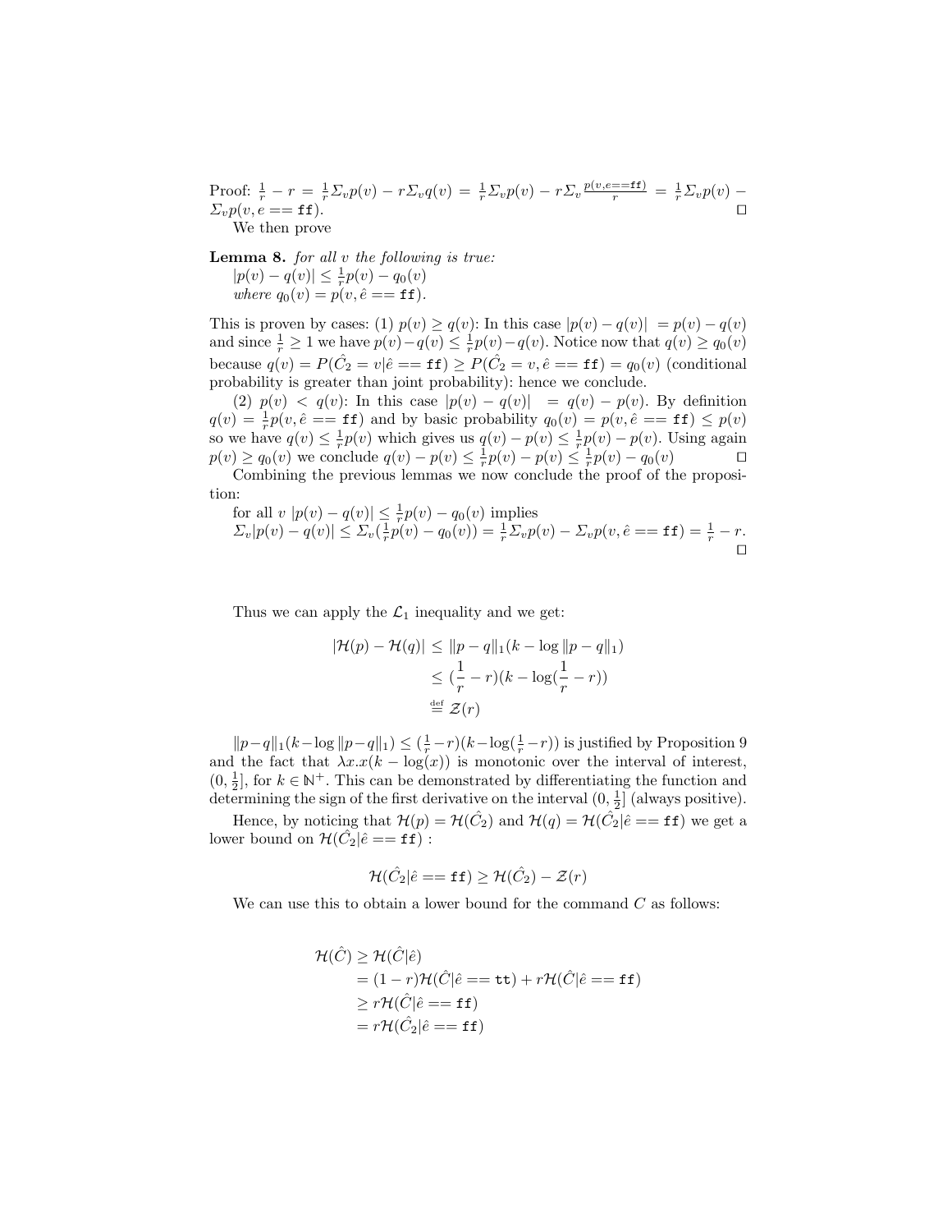Proof: $\frac{1}{r} - r = \frac{1}{r}\Sigma_v p(v) - r\Sigma_v q(v) = \frac{1}{r}\Sigma_v p(v) - r\Sigma_v \frac{p(v,e==\mathtt{ff})}{r} = \frac{1}{r}\Sigma_v p(v) - \Sigma_v p(v, e == \mathtt{ff})$. ◻

We then prove

**Lemma 8.** *for all $v$ the following is true:*
$|p(v) - q(v)| \leq \frac{1}{r}p(v) - q_0(v)$
*where* $q_0(v) = p(v, \hat{e} == \mathtt{ff})$.

This is proven by cases: (1) $p(v) \geq q(v)$: In this case $|p(v) - q(v)| = p(v) - q(v)$ and since $\frac{1}{r} \geq 1$ we have $p(v) - q(v) \leq \frac{1}{r}p(v) - q(v)$. Notice now that $q(v) \geq q_0(v)$ because $q(v) = P(\hat{C}_2 = v | \hat{e} == \mathtt{ff}) \geq P(\hat{C}_2 = v, \hat{e} == \mathtt{ff}) = q_0(v)$ (conditional probability is greater than joint probability): hence we conclude.

(2) $p(v) < q(v)$: In this case $|p(v) - q(v)| = q(v) - p(v)$. By definition $q(v) = \frac{1}{r}p(v, \hat{e} == \mathtt{ff})$ and by basic probability $q_0(v) = p(v, \hat{e} == \mathtt{ff}) \leq p(v)$ so we have $q(v) \leq \frac{1}{r}p(v)$ which gives us $q(v) - p(v) \leq \frac{1}{r}p(v) - p(v)$. Using again $p(v) \geq q_0(v)$ we conclude $q(v) - p(v) \leq \frac{1}{r}p(v) - p(v) \leq \frac{1}{r}p(v) - q_0(v)$ ◻

Combining the previous lemmas we now conclude the proof of the proposition:

for all $v$ $|p(v) - q(v)| \leq \frac{1}{r}p(v) - q_0(v)$ implies
$\Sigma_v|p(v) - q(v)| \leq \Sigma_v(\frac{1}{r}p(v) - q_0(v)) = \frac{1}{r}\Sigma_v p(v) - \Sigma_v p(v, \hat{e} == \mathtt{ff}) = \frac{1}{r} - r$. ◻

Thus we can apply the $\mathcal{L}_1$ inequality and we get:

$$
\begin{aligned}
|\mathcal{H}(p) - \mathcal{H}(q)| &\leq \|p - q\|_1(k - \log\|p - q\|_1) \\
&\leq (\frac{1}{r} - r)(k - \log(\frac{1}{r} - r)) \\
&\stackrel{\text{def}}{=} \mathcal{Z}(r)
\end{aligned}
$$

$\|p-q\|_1(k - \log\|p-q\|_1) \leq (\frac{1}{r} - r)(k - \log(\frac{1}{r} - r))$ is justified by Proposition 9 and the fact that $\lambda x.x(k - \log(x))$ is monotonic over the interval of interest, $(0, \frac{1}{2}]$, for $k \in \mathbb{N}^+$. This can be demonstrated by differentiating the function and determining the sign of the first derivative on the interval $(0, \frac{1}{2}]$ (always positive).

Hence, by noticing that $\mathcal{H}(p) = \mathcal{H}(\hat{C}_2)$ and $\mathcal{H}(q) = \mathcal{H}(\hat{C}_2 | \hat{e} == \mathtt{ff})$ we get a lower bound on $\mathcal{H}(\hat{C}_2 | \hat{e} == \mathtt{ff})$ :

$$
\mathcal{H}(\hat{C}_2 | \hat{e} == \mathtt{ff}) \geq \mathcal{H}(\hat{C}_2) - \mathcal{Z}(r)
$$

We can use this to obtain a lower bound for the command $C$ as follows:

$$
\begin{aligned}
\mathcal{H}(\hat{C}) &\geq \mathcal{H}(\hat{C}|\hat{e}) \\
&= (1 - r)\mathcal{H}(\hat{C}|\hat{e} == \mathtt{tt}) + r\mathcal{H}(\hat{C}|\hat{e} == \mathtt{ff}) \\
&\geq r\mathcal{H}(\hat{C}|\hat{e} == \mathtt{ff}) \\
&= r\mathcal{H}(\hat{C}_2|\hat{e} == \mathtt{ff})
\end{aligned}
$$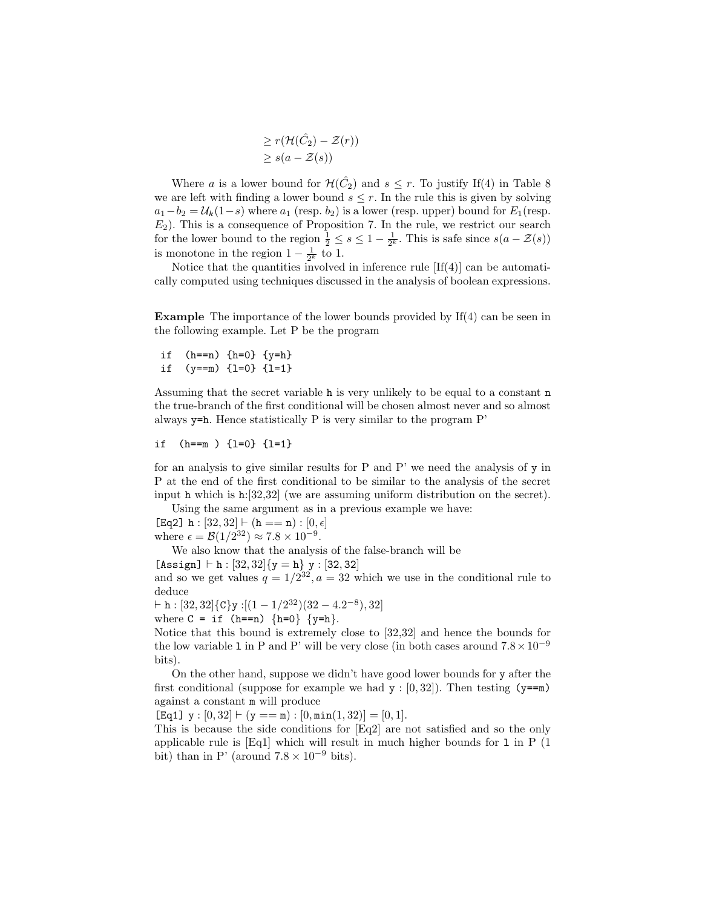$$\geq r(\mathcal{H}(\hat{C}_2) - \mathcal{Z}(r))$$
$$\geq s(a - \mathcal{Z}(s))$$

Where $a$ is a lower bound for $\mathcal{H}(\hat{C}_2)$ and $s \leq r$. To justify If(4) in Table 8 we are left with finding a lower bound $s \leq r$. In the rule this is given by solving $a_1 - b_2 = \mathcal{U}_k(1-s)$ where $a_1$ (resp. $b_2$) is a lower (resp. upper) bound for $E_1$(resp. $E_2$). This is a consequence of Proposition 7. In the rule, we restrict our search for the lower bound to the region $\frac{1}{2} \leq s \leq 1 - \frac{1}{2^k}$. This is safe since $s(a - \mathcal{Z}(s))$ is monotone in the region $1 - \frac{1}{2^k}$ to 1.

Notice that the quantities involved in inference rule [If(4)] can be automatically computed using techniques discussed in the analysis of boolean expressions.

**Example** The importance of the lower bounds provided by If(4) can be seen in the following example. Let P be the program

```
if  (h==n) {h=0} {y=h}
if  (y==m) {l=0} {l=1}
```

Assuming that the secret variable `h` is very unlikely to be equal to a constant `n` the true-branch of the first conditional will be chosen almost never and so almost always `y=h`. Hence statistically P is very similar to the program P'

```
if  (h==m ) {l=0} {l=1}
```

for an analysis to give similar results for P and P' we need the analysis of `y` in P at the end of the first conditional to be similar to the analysis of the secret input `h` which is `h`:[32,32] (we are assuming uniform distribution on the secret).

Using the same argument as in a previous example we have:
`[Eq2]` `h` $: [32, 32] \vdash$ (`h` $==$ `n`) $: [0, \epsilon]$
where $\epsilon = \mathcal{B}(1/2^{32}) \approx 7.8 \times 10^{-9}$.

We also know that the analysis of the false-branch will be
`[Assign]` $\vdash$ `h` $: [32, 32]\{$`y = h`$\}$ `y` $: [32, 32]$
and so we get values $q = 1/2^{32}, a = 32$ which we use in the conditional rule to deduce
$\vdash$ `h` $: [32, 32]\{$`C`$\}$`y` $:[(1 - 1/2^{32})(32 - 4.2^{-8}), 32]$
where `C = if (h==n) {h=0} {y=h}`.
Notice that this bound is extremely close to [32,32] and hence the bounds for the low variable `l` in P and P' will be very close (in both cases around $7.8 \times 10^{-9}$ bits).

On the other hand, suppose we didn't have good lower bounds for `y` after the first conditional (suppose for example we had `y` $: [0, 32]$). Then testing `(y==m)` against a constant `m` will produce
`[Eq1]` `y` $: [0, 32] \vdash$ (`y` $==$ `m`) $: [0, \mathtt{min}(1, 32)] = [0, 1]$.
This is because the side conditions for [Eq2] are not satisfied and so the only applicable rule is [Eq1] which will result in much higher bounds for `l` in P (1 bit) than in P' (around $7.8 \times 10^{-9}$ bits).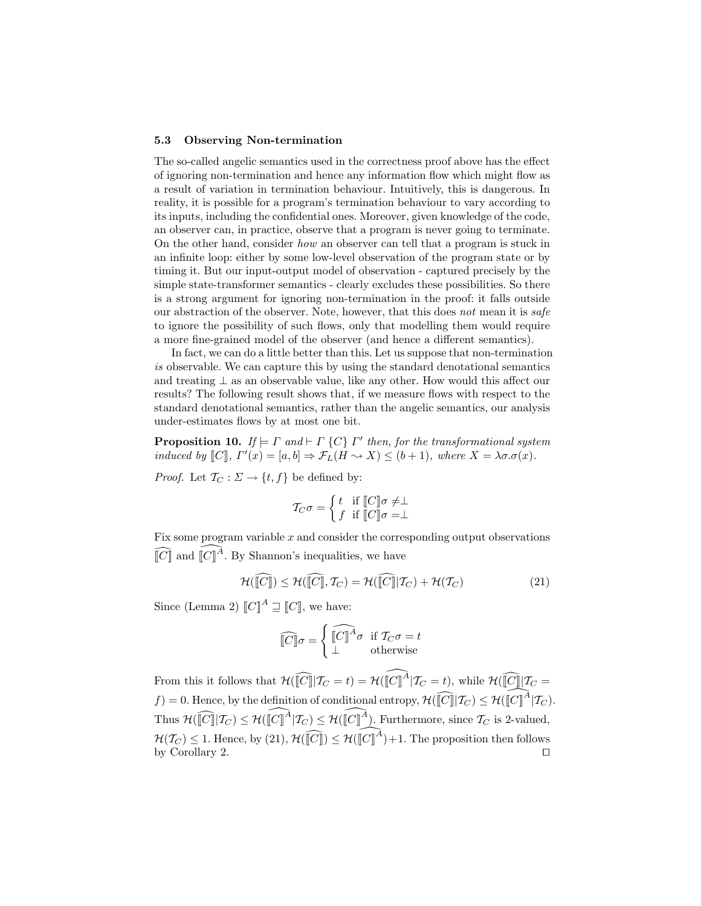### 5.3 Observing Non-termination

The so-called angelic semantics used in the correctness proof above has the effect of ignoring non-termination and hence any information flow which might flow as a result of variation in termination behaviour. Intuitively, this is dangerous. In reality, it is possible for a program's termination behaviour to vary according to its inputs, including the confidential ones. Moreover, given knowledge of the code, an observer can, in practice, observe that a program is never going to terminate. On the other hand, consider *how* an observer can tell that a program is stuck in an infinite loop: either by some low-level observation of the program state or by timing it. But our input-output model of observation - captured precisely by the simple state-transformer semantics - clearly excludes these possibilities. So there is a strong argument for ignoring non-termination in the proof: it falls outside our abstraction of the observer. Note, however, that this does *not* mean it is *safe* to ignore the possibility of such flows, only that modelling them would require a more fine-grained model of the observer (and hence a different semantics).

In fact, we can do a little better than this. Let us suppose that non-termination *is* observable. We can capture this by using the standard denotational semantics and treating $\perp$ as an observable value, like any other. How would this affect our results? The following result shows that, if we measure flows with respect to the standard denotational semantics, rather than the angelic semantics, our analysis under-estimates flows by at most one bit.

**Proposition 10.** *If* $\models \Gamma$ *and* $\vdash \Gamma \ \{C\} \ \Gamma'$ *then, for the transformational system induced by* $[\![C]\!]$, $\Gamma'(x) = [a, b] \Rightarrow \mathcal{F}_L(H \rightsquigarrow X) \leq (b + 1)$, *where* $X = \lambda\sigma.\sigma(x)$.

*Proof.* Let $\mathcal{T}_C : \Sigma \rightarrow \{t, f\}$ be defined by:

$$\mathcal{T}_C \sigma = \begin{cases} t & \text{if } [\![C]\!]\sigma \neq \perp \\ f & \text{if } [\![C]\!]\sigma = \perp \end{cases}$$

Fix some program variable $x$ and consider the corresponding output observations $\widehat{[\![C]\!]}$ and $\widehat{[\![C]\!]^A}$. By Shannon's inequalities, we have

$$\mathcal{H}(\widehat{[\![C]\!]}) \leq \mathcal{H}(\widehat{[\![C]\!]}, \mathcal{T}_C) = \mathcal{H}(\widehat{[\![C]\!]} | \mathcal{T}_C) + \mathcal{H}(\mathcal{T}_C) \tag{21}$$

Since (Lemma 2) $[\![C]\!]^A \sqsupseteq [\![C]\!]$, we have:

$$\widehat{[\![C]\!]}\sigma = \begin{cases} \widehat{[\![C]\!]^A}\sigma & \text{if } \mathcal{T}_C \sigma = t \\ \perp & \text{otherwise} \end{cases}$$

From this it follows that $\mathcal{H}(\widehat{[\![C]\!]} | \mathcal{T}_C = t) = \mathcal{H}(\widehat{[\![C]\!]^A} | \mathcal{T}_C = t)$, while $\mathcal{H}(\widehat{[\![C]\!]} | \mathcal{T}_C = f) = 0$. Hence, by the definition of conditional entropy, $\mathcal{H}(\widehat{[\![C]\!]} | \mathcal{T}_C) \leq \mathcal{H}(\widehat{[\![C]\!]^A} | \mathcal{T}_C)$. Thus $\mathcal{H}(\widehat{[\![C]\!]} | \mathcal{T}_C) \leq \mathcal{H}(\widehat{[\![C]\!]^A} | \mathcal{T}_C) \leq \mathcal{H}(\widehat{[\![C]\!]^A})$. Furthermore, since $\mathcal{T}_C$ is 2-valued, $\mathcal{H}(\mathcal{T}_C) \leq 1$. Hence, by (21), $\mathcal{H}(\widehat{[\![C]\!]}) \leq \mathcal{H}(\widehat{[\![C]\!]^A}) + 1$. The proposition then follows by Corollary 2. $\square$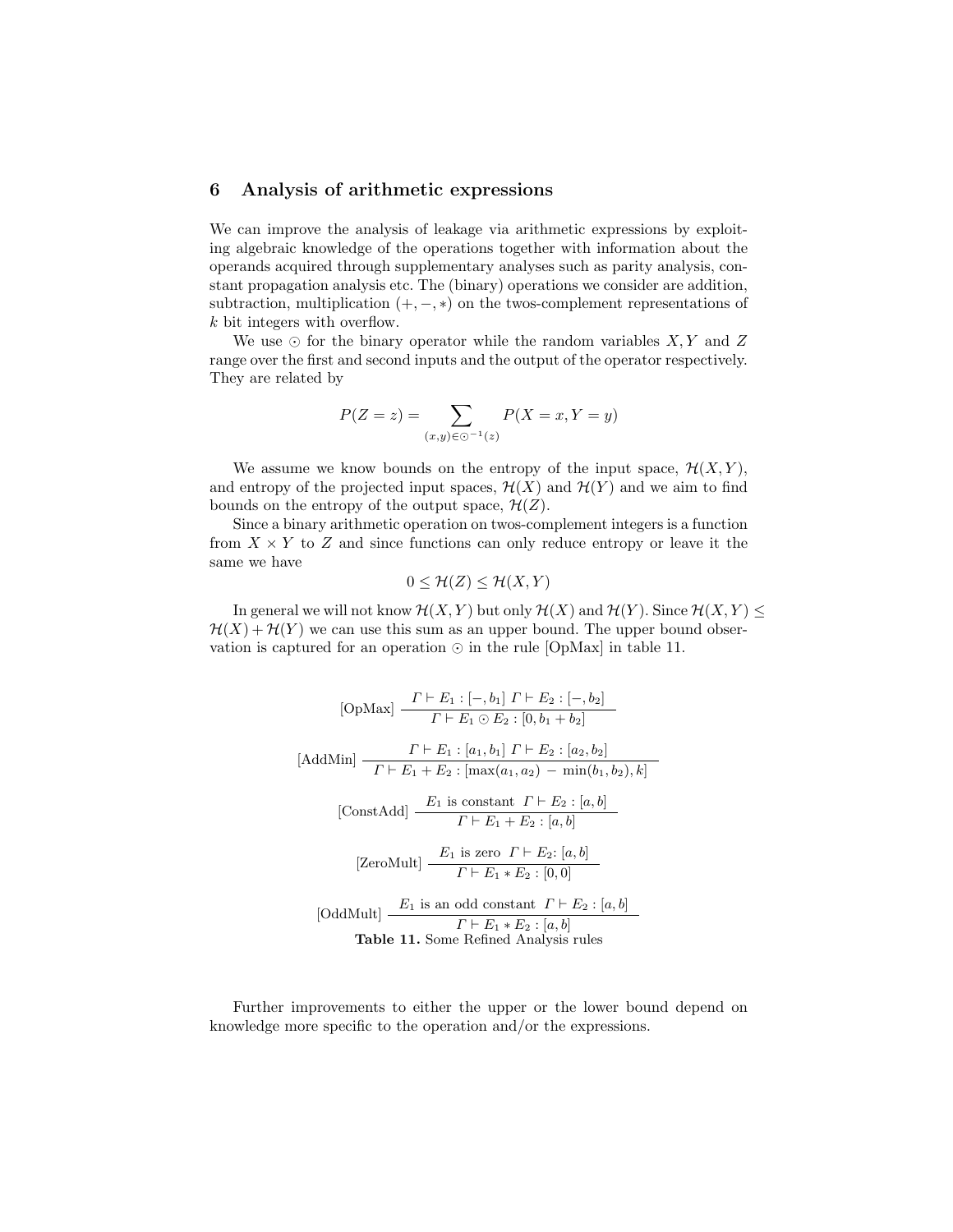## 6 Analysis of arithmetic expressions

We can improve the analysis of leakage via arithmetic expressions by exploiting algebraic knowledge of the operations together with information about the operands acquired through supplementary analyses such as parity analysis, constant propagation analysis etc. The (binary) operations we consider are addition, subtraction, multiplication $(+, -, *)$ on the twos-complement representations of $k$ bit integers with overflow.

We use $\odot$ for the binary operator while the random variables $X, Y$ and $Z$ range over the first and second inputs and the output of the operator respectively. They are related by

$$P(Z = z) = \sum_{(x,y) \in \odot^{-1}(z)} P(X = x, Y = y)$$

We assume we know bounds on the entropy of the input space, $\mathcal{H}(X, Y)$, and entropy of the projected input spaces, $\mathcal{H}(X)$ and $\mathcal{H}(Y)$ and we aim to find bounds on the entropy of the output space, $\mathcal{H}(Z)$.

Since a binary arithmetic operation on twos-complement integers is a function from $X \times Y$ to $Z$ and since functions can only reduce entropy or leave it the same we have

$$0 \leq \mathcal{H}(Z) \leq \mathcal{H}(X, Y)$$

In general we will not know $\mathcal{H}(X, Y)$ but only $\mathcal{H}(X)$ and $\mathcal{H}(Y)$. Since $\mathcal{H}(X, Y) \leq \mathcal{H}(X) + \mathcal{H}(Y)$ we can use this sum as an upper bound. The upper bound observation is captured for an operation $\odot$ in the rule [OpMax] in table 11.

$$\text{[OpMax]} \; \frac{\Gamma \vdash E_1 : [-, b_1] \;\; \Gamma \vdash E_2 : [-, b_2]}{\Gamma \vdash E_1 \odot E_2 : [0, b_1 + b_2]}$$

$$\text{[AddMin]} \; \frac{\Gamma \vdash E_1 : [a_1, b_1] \;\; \Gamma \vdash E_2 : [a_2, b_2]}{\Gamma \vdash E_1 + E_2 : [\max(a_1, a_2) \; - \; \min(b_1, b_2), k]}$$

$$\text{[ConstAdd]} \; \frac{E_1 \text{ is constant } \;\; \Gamma \vdash E_2 : [a, b]}{\Gamma \vdash E_1 + E_2 : [a, b]}$$

$$\text{[ZeroMult]} \; \frac{E_1 \text{ is zero } \;\; \Gamma \vdash E_2 : [a, b]}{\Gamma \vdash E_1 * E_2 : [0, 0]}$$

$$\text{[OddMult]} \; \frac{E_1 \text{ is an odd constant } \;\; \Gamma \vdash E_2 : [a, b]}{\Gamma \vdash E_1 * E_2 : [a, b]}$$

**Table 11.** Some Refined Analysis rules

Further improvements to either the upper or the lower bound depend on knowledge more specific to the operation and/or the expressions.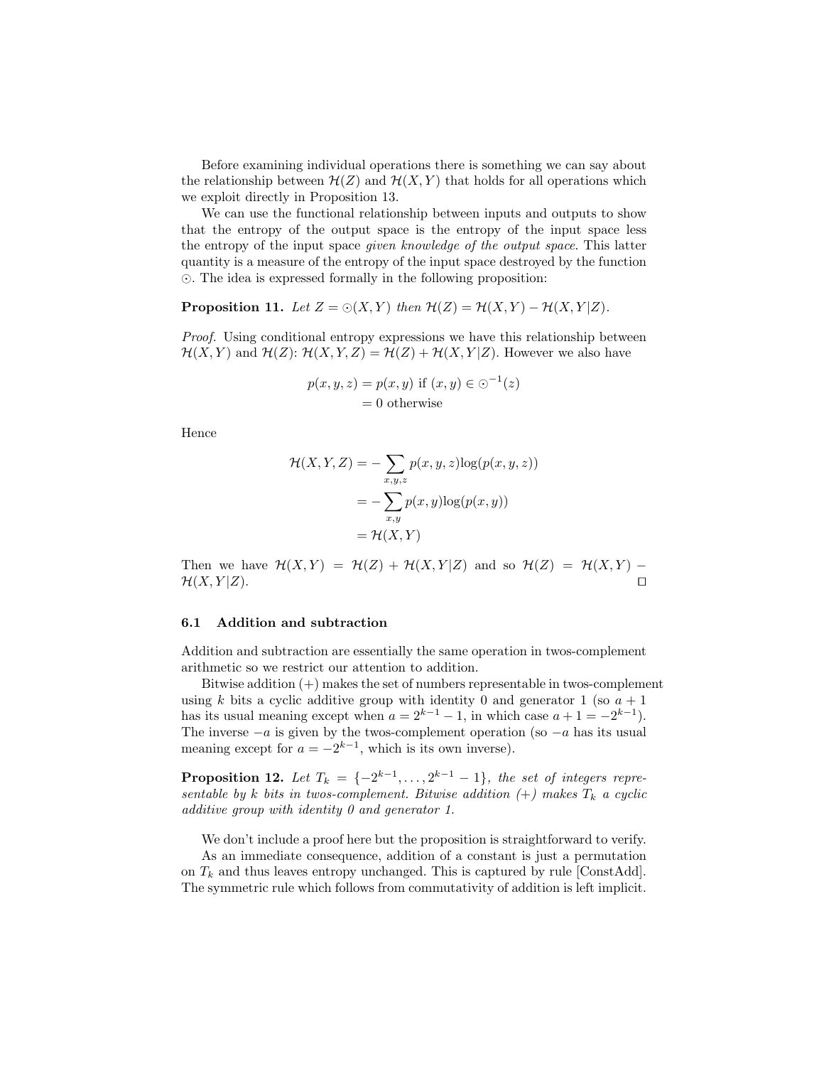Before examining individual operations there is something we can say about the relationship between $\mathcal{H}(Z)$ and $\mathcal{H}(X, Y)$ that holds for all operations which we exploit directly in Proposition 13.

We can use the functional relationship between inputs and outputs to show that the entropy of the output space is the entropy of the input space less the entropy of the input space *given knowledge of the output space*. This latter quantity is a measure of the entropy of the input space destroyed by the function $\odot$. The idea is expressed formally in the following proposition:

**Proposition 11.** *Let* $Z = \odot(X, Y)$ *then* $\mathcal{H}(Z) = \mathcal{H}(X, Y) - \mathcal{H}(X, Y|Z)$.

*Proof.* Using conditional entropy expressions we have this relationship between $\mathcal{H}(X, Y)$ and $\mathcal{H}(Z)$: $\mathcal{H}(X, Y, Z) = \mathcal{H}(Z) + \mathcal{H}(X, Y|Z)$. However we also have

$$
\begin{aligned}
p(x, y, z) &= p(x, y) \text{ if } (x, y) \in \odot^{-1}(z) \\
&= 0 \text{ otherwise}
\end{aligned}
$$

Hence

$$
\begin{aligned}
\mathcal{H}(X, Y, Z) &= -\sum_{x,y,z} p(x, y, z)\log(p(x, y, z)) \\
&= -\sum_{x,y} p(x, y)\log(p(x, y)) \\
&= \mathcal{H}(X, Y)
\end{aligned}
$$

Then we have $\mathcal{H}(X, Y) = \mathcal{H}(Z) + \mathcal{H}(X, Y|Z)$ and so $\mathcal{H}(Z) = \mathcal{H}(X, Y) - \mathcal{H}(X, Y|Z)$. □

### 6.1 Addition and subtraction

Addition and subtraction are essentially the same operation in twos-complement arithmetic so we restrict our attention to addition.

Bitwise addition (+) makes the set of numbers representable in twos-complement using $k$ bits a cyclic additive group with identity 0 and generator 1 (so $a + 1$ has its usual meaning except when $a = 2^{k-1} - 1$, in which case $a + 1 = -2^{k-1}$). The inverse $-a$ is given by the twos-complement operation (so $-a$ has its usual meaning except for $a = -2^{k-1}$, which is its own inverse).

**Proposition 12.** *Let* $T_k = \{-2^{k-1}, \ldots, 2^{k-1} - 1\}$*, the set of integers representable by k bits in twos-complement. Bitwise addition (+) makes* $T_k$ *a cyclic additive group with identity 0 and generator 1.*

We don't include a proof here but the proposition is straightforward to verify.

As an immediate consequence, addition of a constant is just a permutation on $T_k$ and thus leaves entropy unchanged. This is captured by rule [ConstAdd]. The symmetric rule which follows from commutativity of addition is left implicit.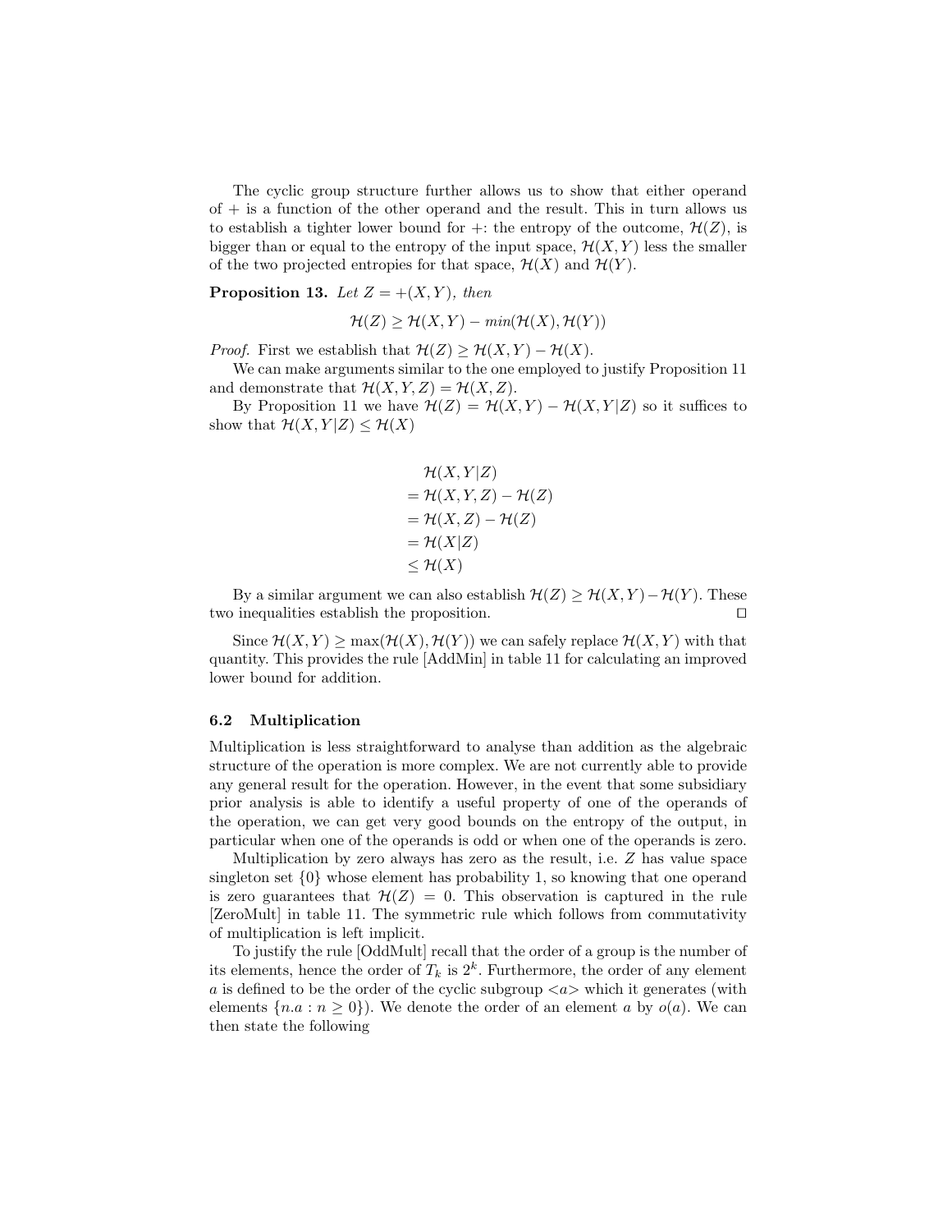The cyclic group structure further allows us to show that either operand of $+$ is a function of the other operand and the result. This in turn allows us to establish a tighter lower bound for $+$: the entropy of the outcome, $\mathcal{H}(Z)$, is bigger than or equal to the entropy of the input space, $\mathcal{H}(X,Y)$ less the smaller of the two projected entropies for that space, $\mathcal{H}(X)$ and $\mathcal{H}(Y)$.

**Proposition 13.** *Let $Z = +(X, Y)$, then*

$$\mathcal{H}(Z) \geq \mathcal{H}(X,Y) - min(\mathcal{H}(X), \mathcal{H}(Y))$$

*Proof.* First we establish that $\mathcal{H}(Z) \geq \mathcal{H}(X,Y) - \mathcal{H}(X)$.

We can make arguments similar to the one employed to justify Proposition 11 and demonstrate that $\mathcal{H}(X,Y,Z) = \mathcal{H}(X,Z)$.

By Proposition 11 we have $\mathcal{H}(Z) = \mathcal{H}(X,Y) - \mathcal{H}(X,Y|Z)$ so it suffices to show that $\mathcal{H}(X,Y|Z) \leq \mathcal{H}(X)$

$$\begin{aligned}
&\mathcal{H}(X,Y|Z) \\
&= \mathcal{H}(X,Y,Z) - \mathcal{H}(Z) \\
&= \mathcal{H}(X,Z) - \mathcal{H}(Z) \\
&= \mathcal{H}(X|Z) \\
&\leq \mathcal{H}(X)
\end{aligned}$$

By a similar argument we can also establish $\mathcal{H}(Z) \geq \mathcal{H}(X,Y) - \mathcal{H}(Y)$. These two inequalities establish the proposition. □

Since $\mathcal{H}(X,Y) \geq \max(\mathcal{H}(X), \mathcal{H}(Y))$ we can safely replace $\mathcal{H}(X,Y)$ with that quantity. This provides the rule [AddMin] in table 11 for calculating an improved lower bound for addition.

### 6.2 Multiplication

Multiplication is less straightforward to analyse than addition as the algebraic structure of the operation is more complex. We are not currently able to provide any general result for the operation. However, in the event that some subsidiary prior analysis is able to identify a useful property of one of the operands of the operation, we can get very good bounds on the entropy of the output, in particular when one of the operands is odd or when one of the operands is zero.

Multiplication by zero always has zero as the result, i.e. $Z$ has value space singleton set $\{0\}$ whose element has probability 1, so knowing that one operand is zero guarantees that $\mathcal{H}(Z) = 0$. This observation is captured in the rule [ZeroMult] in table 11. The symmetric rule which follows from commutativity of multiplication is left implicit.

To justify the rule [OddMult] recall that the order of a group is the number of its elements, hence the order of $T_k$ is $2^k$. Furthermore, the order of any element $a$ is defined to be the order of the cyclic subgroup $<a>$ which it generates (with elements $\{n.a : n \geq 0\}$). We denote the order of an element $a$ by $o(a)$. We can then state the following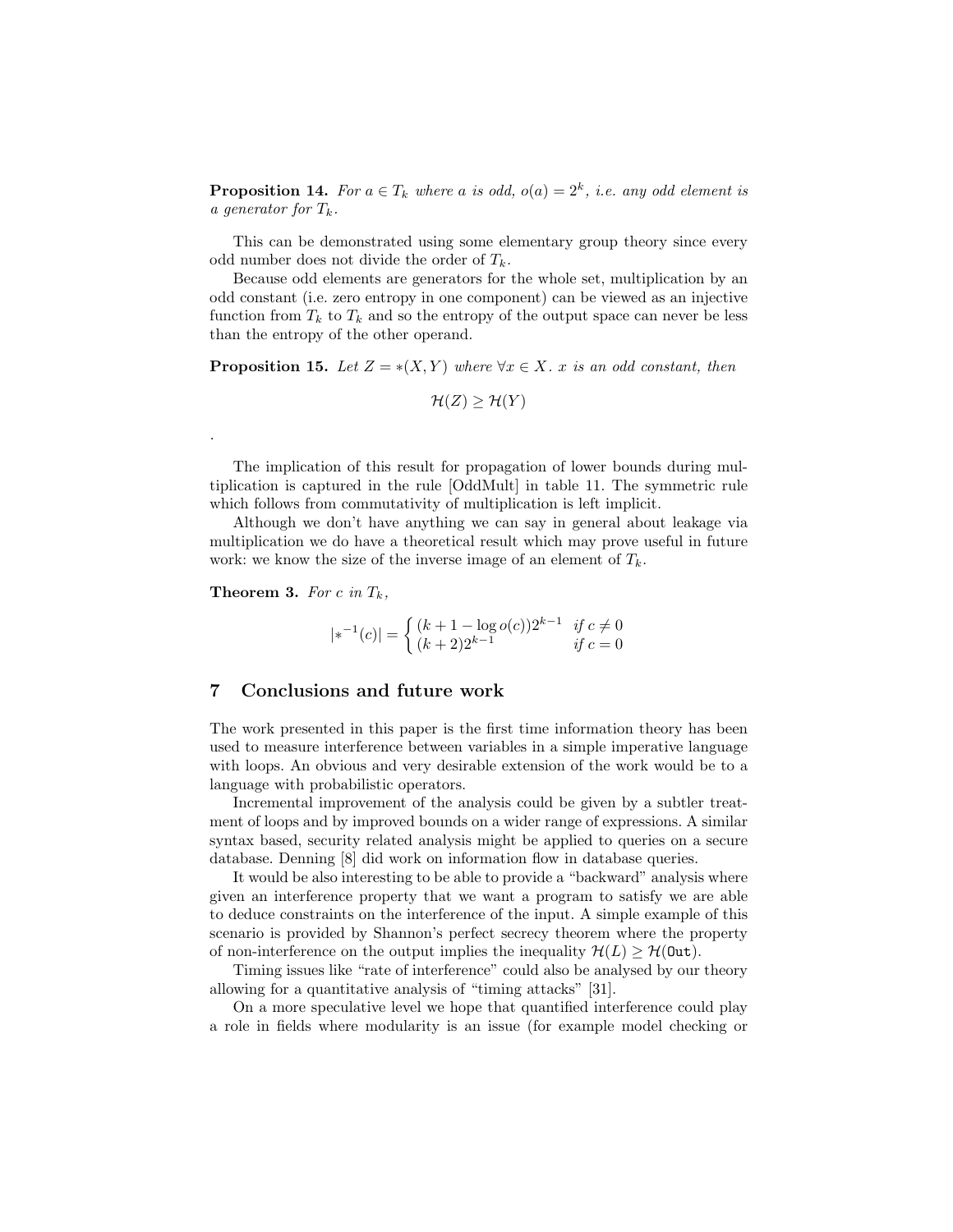**Proposition 14.** *For $a \in T_k$ where $a$ is odd, $o(a) = 2^k$, i.e. any odd element is a generator for $T_k$.*

This can be demonstrated using some elementary group theory since every odd number does not divide the order of $T_k$.

Because odd elements are generators for the whole set, multiplication by an odd constant (i.e. zero entropy in one component) can be viewed as an injective function from $T_k$ to $T_k$ and so the entropy of the output space can never be less than the entropy of the other operand.

**Proposition 15.** *Let $Z = *(X, Y)$ where $\forall x \in X.\ x$ is an odd constant, then*

$$\mathcal{H}(Z) \geq \mathcal{H}(Y)$$

.

The implication of this result for propagation of lower bounds during multiplication is captured in the rule [OddMult] in table 11. The symmetric rule which follows from commutativity of multiplication is left implicit.

Although we don't have anything we can say in general about leakage via multiplication we do have a theoretical result which may prove useful in future work: we know the size of the inverse image of an element of $T_k$.

**Theorem 3.** *For $c$ in $T_k$,*

$$|*^{-1}(c)| = \begin{cases} (k + 1 - \log o(c))2^{k-1} & \text{if } c \neq 0 \\ (k+2)2^{k-1} & \text{if } c = 0 \end{cases}$$

## 7 Conclusions and future work

The work presented in this paper is the first time information theory has been used to measure interference between variables in a simple imperative language with loops. An obvious and very desirable extension of the work would be to a language with probabilistic operators.

Incremental improvement of the analysis could be given by a subtler treatment of loops and by improved bounds on a wider range of expressions. A similar syntax based, security related analysis might be applied to queries on a secure database. Denning [8] did work on information flow in database queries.

It would be also interesting to be able to provide a "backward" analysis where given an interference property that we want a program to satisfy we are able to deduce constraints on the interference of the input. A simple example of this scenario is provided by Shannon's perfect secrecy theorem where the property of non-interference on the output implies the inequality $\mathcal{H}(L) \geq \mathcal{H}(\texttt{Out})$.

Timing issues like "rate of interference" could also be analysed by our theory allowing for a quantitative analysis of "timing attacks" [31].

On a more speculative level we hope that quantified interference could play a role in fields where modularity is an issue (for example model checking or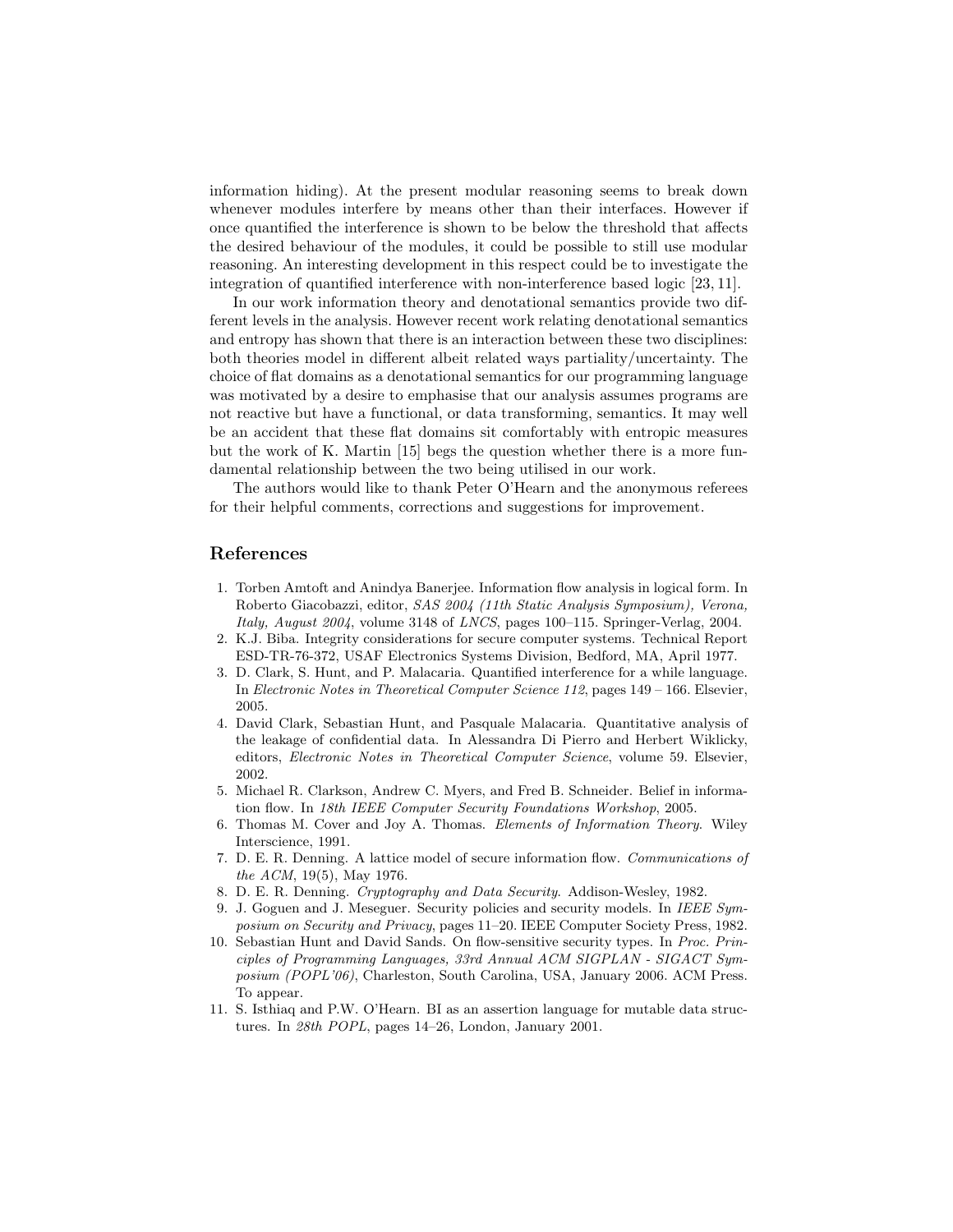information hiding). At the present modular reasoning seems to break down whenever modules interfere by means other than their interfaces. However if once quantified the interference is shown to be below the threshold that affects the desired behaviour of the modules, it could be possible to still use modular reasoning. An interesting development in this respect could be to investigate the integration of quantified interference with non-interference based logic [23, 11].

In our work information theory and denotational semantics provide two different levels in the analysis. However recent work relating denotational semantics and entropy has shown that there is an interaction between these two disciplines: both theories model in different albeit related ways partiality/uncertainty. The choice of flat domains as a denotational semantics for our programming language was motivated by a desire to emphasise that our analysis assumes programs are not reactive but have a functional, or data transforming, semantics. It may well be an accident that these flat domains sit comfortably with entropic measures but the work of K. Martin [15] begs the question whether there is a more fundamental relationship between the two being utilised in our work.

The authors would like to thank Peter O'Hearn and the anonymous referees for their helpful comments, corrections and suggestions for improvement.

## References

1. Torben Amtoft and Anindya Banerjee. Information flow analysis in logical form. In Roberto Giacobazzi, editor, *SAS 2004 (11th Static Analysis Symposium), Verona, Italy, August 2004*, volume 3148 of *LNCS*, pages 100–115. Springer-Verlag, 2004.
2. K.J. Biba. Integrity considerations for secure computer systems. Technical Report ESD-TR-76-372, USAF Electronics Systems Division, Bedford, MA, April 1977.
3. D. Clark, S. Hunt, and P. Malacaria. Quantified interference for a while language. In *Electronic Notes in Theoretical Computer Science 112*, pages 149 – 166. Elsevier, 2005.
4. David Clark, Sebastian Hunt, and Pasquale Malacaria. Quantitative analysis of the leakage of confidential data. In Alessandra Di Pierro and Herbert Wiklicky, editors, *Electronic Notes in Theoretical Computer Science*, volume 59. Elsevier, 2002.
5. Michael R. Clarkson, Andrew C. Myers, and Fred B. Schneider. Belief in information flow. In *18th IEEE Computer Security Foundations Workshop*, 2005.
6. Thomas M. Cover and Joy A. Thomas. *Elements of Information Theory*. Wiley Interscience, 1991.
7. D. E. R. Denning. A lattice model of secure information flow. *Communications of the ACM*, 19(5), May 1976.
8. D. E. R. Denning. *Cryptography and Data Security*. Addison-Wesley, 1982.
9. J. Goguen and J. Meseguer. Security policies and security models. In *IEEE Symposium on Security and Privacy*, pages 11–20. IEEE Computer Society Press, 1982.
10. Sebastian Hunt and David Sands. On flow-sensitive security types. In *Proc. Principles of Programming Languages, 33rd Annual ACM SIGPLAN - SIGACT Symposium (POPL'06)*, Charleston, South Carolina, USA, January 2006. ACM Press. To appear.
11. S. Isthiaq and P.W. O'Hearn. BI as an assertion language for mutable data structures. In *28th POPL*, pages 14–26, London, January 2001.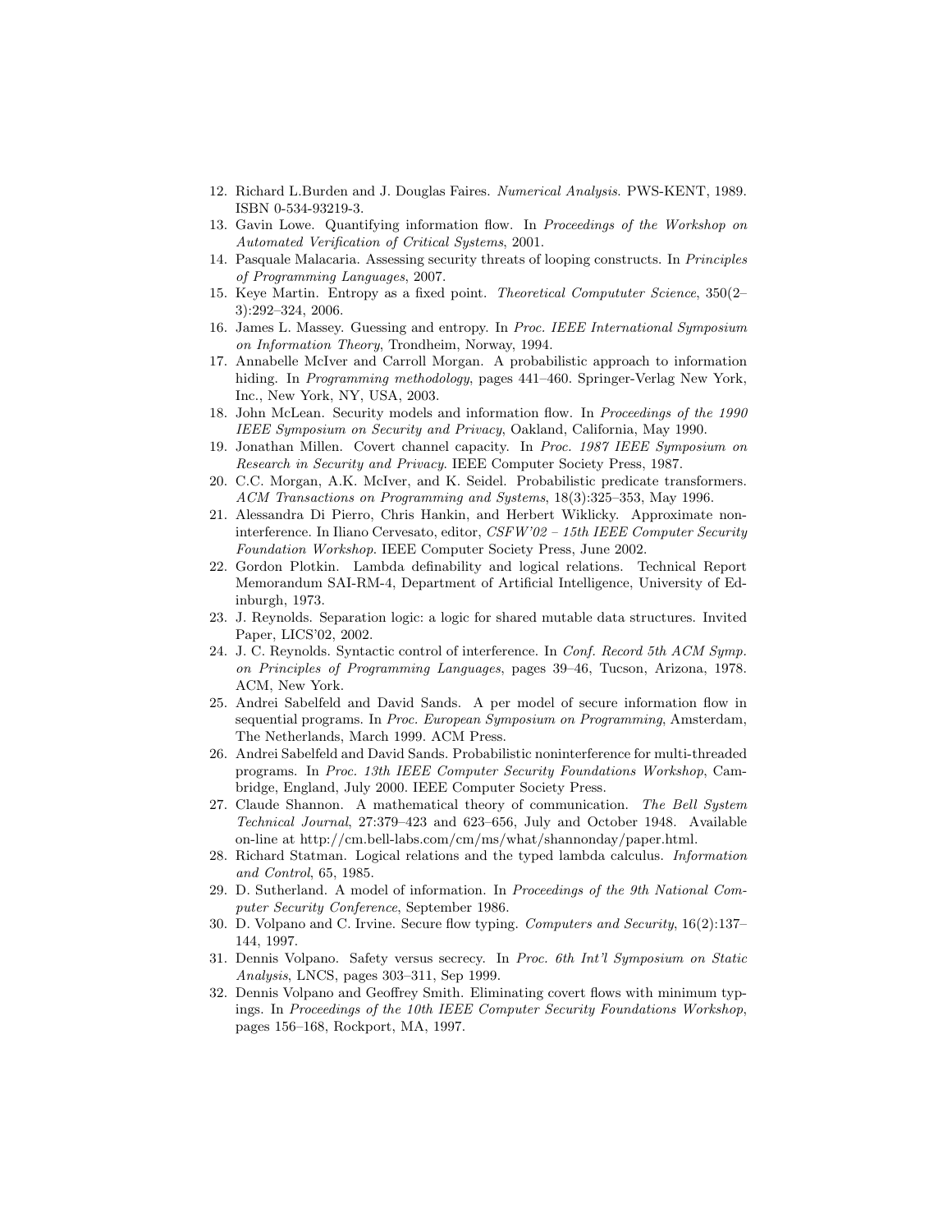12. Richard L.Burden and J. Douglas Faires. *Numerical Analysis*. PWS-KENT, 1989. ISBN 0-534-93219-3.
13. Gavin Lowe. Quantifying information flow. In *Proceedings of the Workshop on Automated Verification of Critical Systems*, 2001.
14. Pasquale Malacaria. Assessing security threats of looping constructs. In *Principles of Programming Languages*, 2007.
15. Keye Martin. Entropy as a fixed point. *Theoretical Compututer Science*, 350(2–3):292–324, 2006.
16. James L. Massey. Guessing and entropy. In *Proc. IEEE International Symposium on Information Theory*, Trondheim, Norway, 1994.
17. Annabelle McIver and Carroll Morgan. A probabilistic approach to information hiding. In *Programming methodology*, pages 441–460. Springer-Verlag New York, Inc., New York, NY, USA, 2003.
18. John McLean. Security models and information flow. In *Proceedings of the 1990 IEEE Symposium on Security and Privacy*, Oakland, California, May 1990.
19. Jonathan Millen. Covert channel capacity. In *Proc. 1987 IEEE Symposium on Research in Security and Privacy*. IEEE Computer Society Press, 1987.
20. C.C. Morgan, A.K. McIver, and K. Seidel. Probabilistic predicate transformers. *ACM Transactions on Programming and Systems*, 18(3):325–353, May 1996.
21. Alessandra Di Pierro, Chris Hankin, and Herbert Wiklicky. Approximate non-interference. In Iliano Cervesato, editor, *CSFW'02 – 15th IEEE Computer Security Foundation Workshop*. IEEE Computer Society Press, June 2002.
22. Gordon Plotkin. Lambda definability and logical relations. Technical Report Memorandum SAI-RM-4, Department of Artificial Intelligence, University of Edinburgh, 1973.
23. J. Reynolds. Separation logic: a logic for shared mutable data structures. Invited Paper, LICS'02, 2002.
24. J. C. Reynolds. Syntactic control of interference. In *Conf. Record 5th ACM Symp. on Principles of Programming Languages*, pages 39–46, Tucson, Arizona, 1978. ACM, New York.
25. Andrei Sabelfeld and David Sands. A per model of secure information flow in sequential programs. In *Proc. European Symposium on Programming*, Amsterdam, The Netherlands, March 1999. ACM Press.
26. Andrei Sabelfeld and David Sands. Probabilistic noninterference for multi-threaded programs. In *Proc. 13th IEEE Computer Security Foundations Workshop*, Cambridge, England, July 2000. IEEE Computer Society Press.
27. Claude Shannon. A mathematical theory of communication. *The Bell System Technical Journal*, 27:379–423 and 623–656, July and October 1948. Available on-line at http://cm.bell-labs.com/cm/ms/what/shannonday/paper.html.
28. Richard Statman. Logical relations and the typed lambda calculus. *Information and Control*, 65, 1985.
29. D. Sutherland. A model of information. In *Proceedings of the 9th National Computer Security Conference*, September 1986.
30. D. Volpano and C. Irvine. Secure flow typing. *Computers and Security*, 16(2):137–144, 1997.
31. Dennis Volpano. Safety versus secrecy. In *Proc. 6th Int'l Symposium on Static Analysis*, LNCS, pages 303–311, Sep 1999.
32. Dennis Volpano and Geoffrey Smith. Eliminating covert flows with minimum typings. In *Proceedings of the 10th IEEE Computer Security Foundations Workshop*, pages 156–168, Rockport, MA, 1997.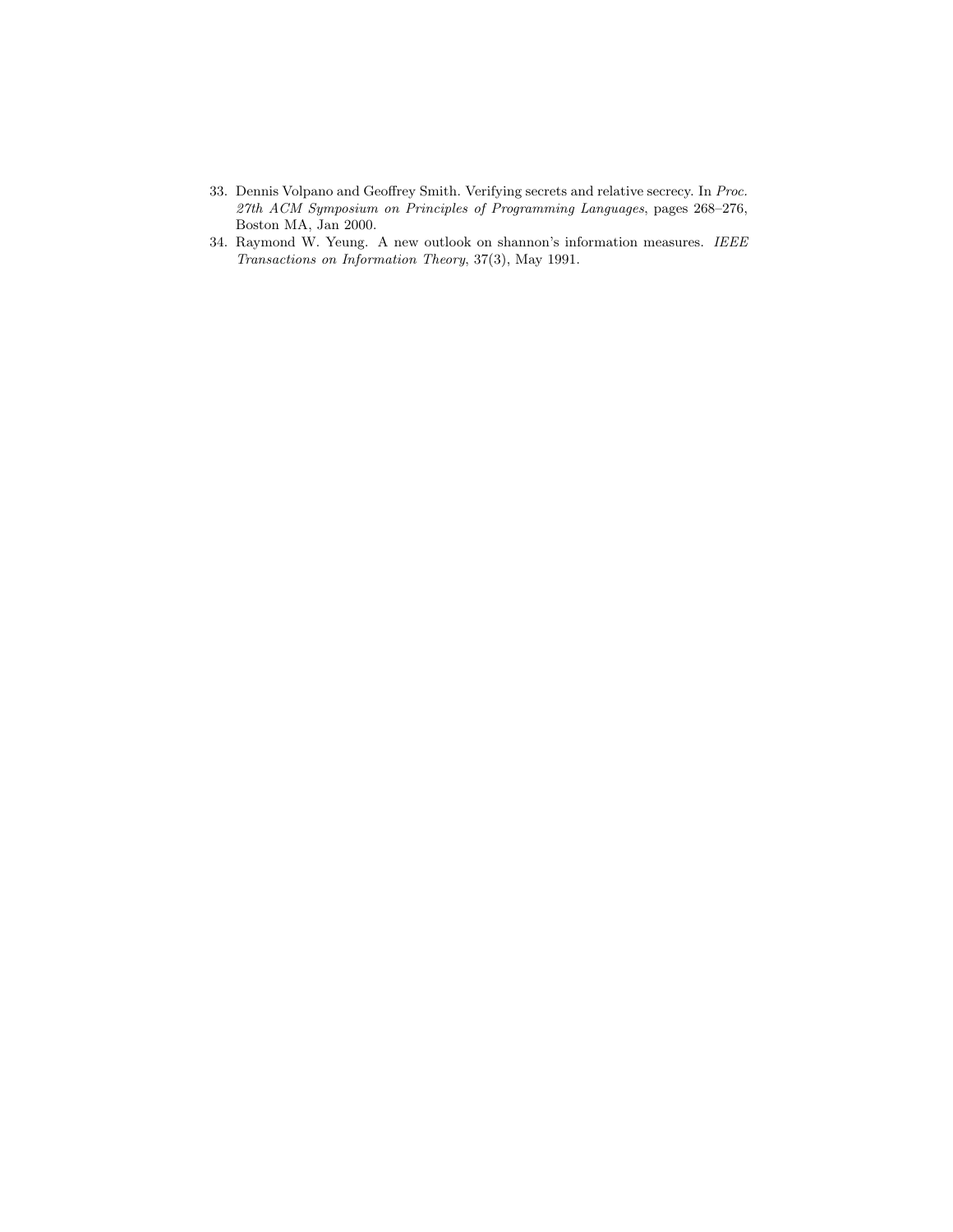33. Dennis Volpano and Geoffrey Smith. Verifying secrets and relative secrecy. In *Proc. 27th ACM Symposium on Principles of Programming Languages*, pages 268–276, Boston MA, Jan 2000.
34. Raymond W. Yeung. A new outlook on shannon's information measures. *IEEE Transactions on Information Theory*, 37(3), May 1991.